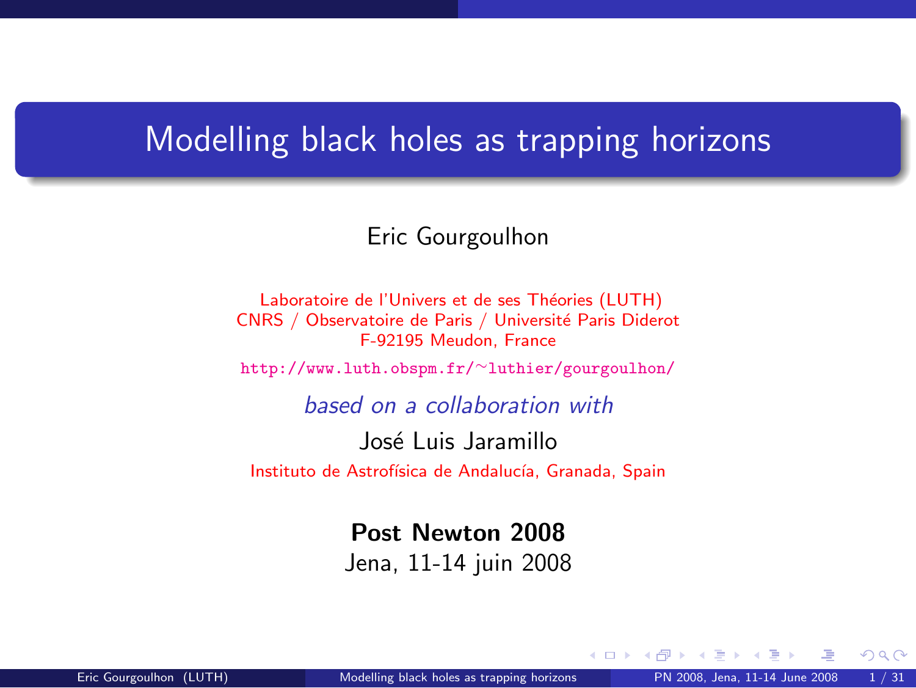# Modelling black holes as trapping horizons

Eric Gourgoulhon

Laboratoire de l'Univers et de ses Théories (LUTH)
CNRS / Observatoire de Paris / Université Paris Diderot
F-92195 Meudon, France

http://www.luth.obspm.fr/~luthier/gourgoulhon/

*based on a collaboration with*

José Luis Jaramillo

Instituto de Astrofísica de Andalucía, Granada, Spain

**Post Newton 2008**
Jena, 11-14 juin 2008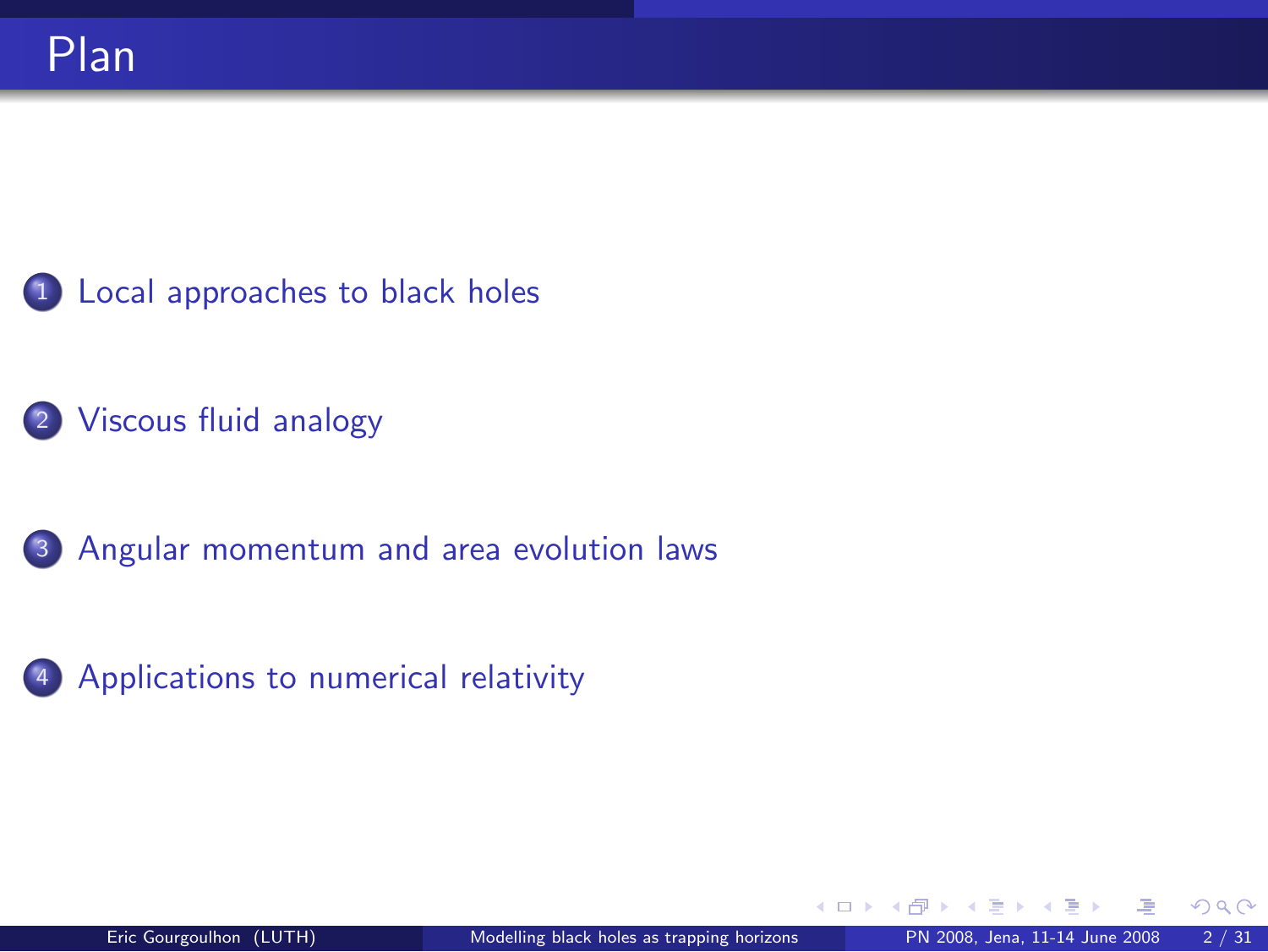# Plan

1. Local approaches to black holes
2. Viscous fluid analogy
3. Angular momentum and area evolution laws
4. Applications to numerical relativity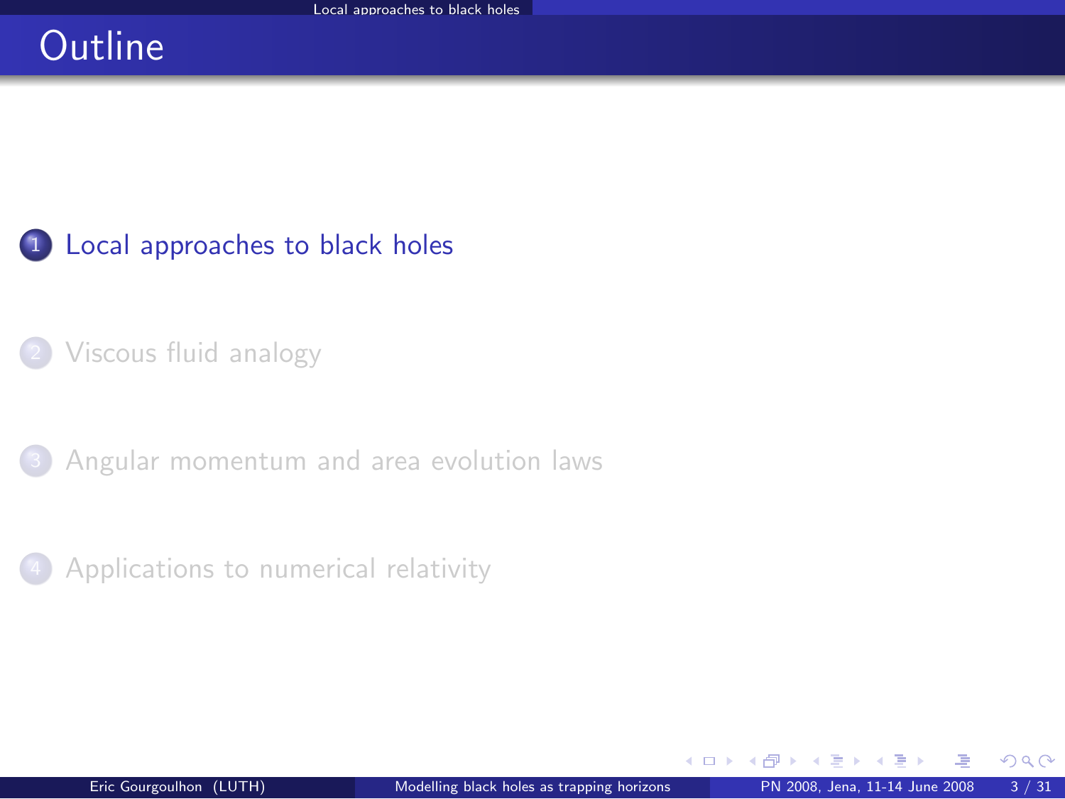# Outline

1. Local approaches to black holes
2. Viscous fluid analogy
3. Angular momentum and area evolution laws
4. Applications to numerical relativity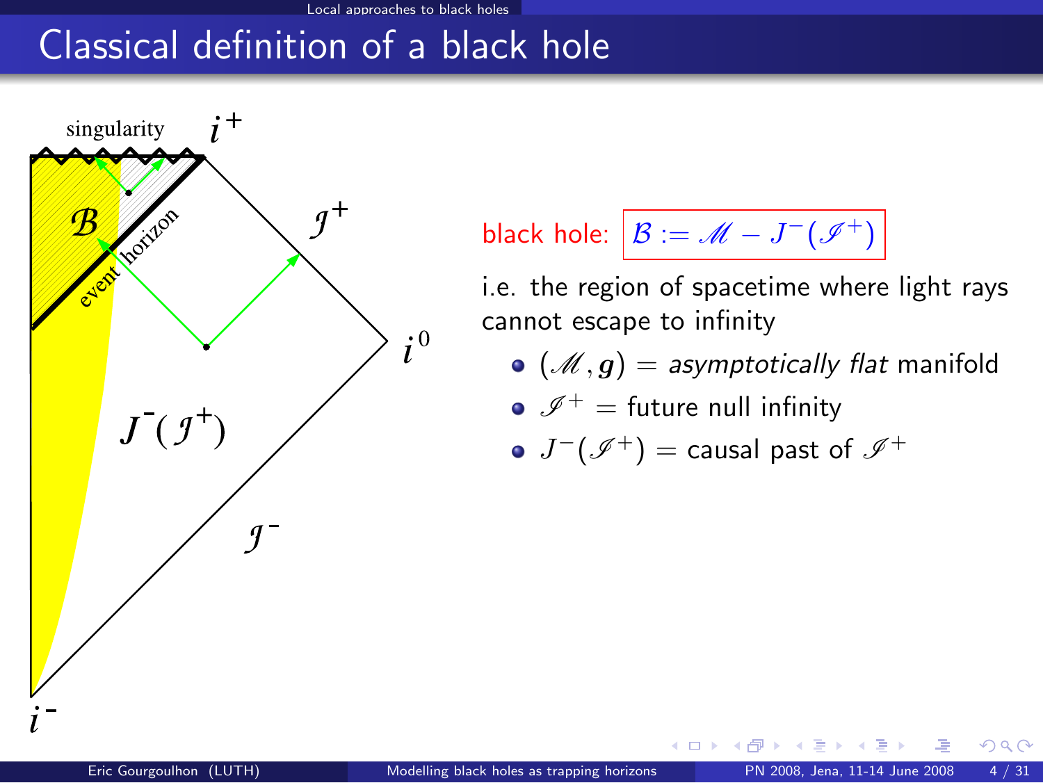# Classical definition of a black hole

black hole: $\mathcal{B} := \mathscr{M} - J^-(\mathscr{I}^+)$

i.e. the region of spacetime where light rays cannot escape to infinity

- $(\mathscr{M}, \boldsymbol{g})$ = *asymptotically flat* manifold
- $\mathscr{I}^+$ = future null infinity
- $J^-(\mathscr{I}^+)$ = causal past of $\mathscr{I}^+$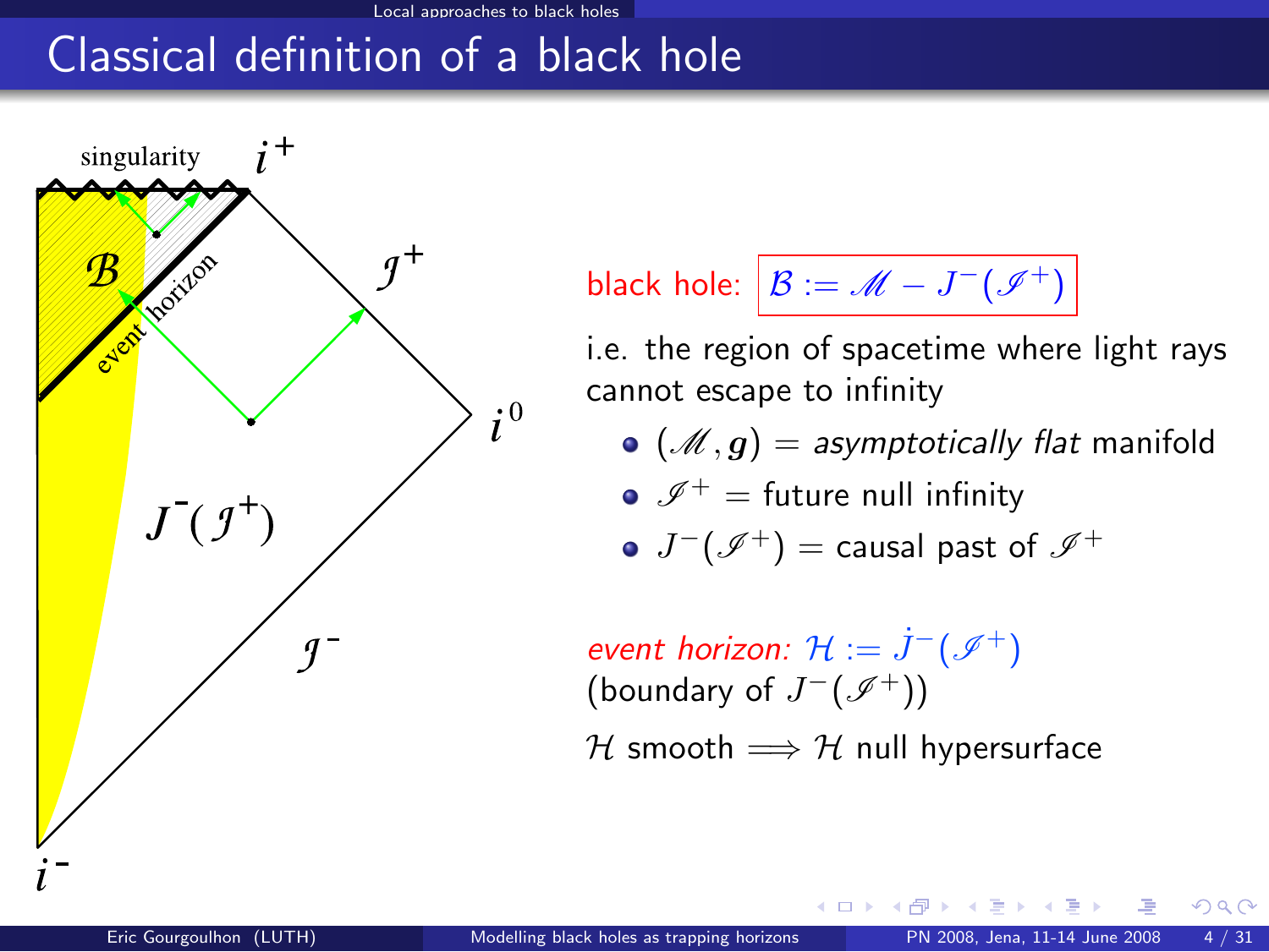# Classical definition of a black hole

black hole: $\mathcal{B} := \mathscr{M} - J^{-}(\mathscr{I}^{+})$

i.e. the region of spacetime where light rays cannot escape to infinity

- $(\mathscr{M}, \boldsymbol{g})$ = *asymptotically flat* manifold
- $\mathscr{I}^{+}$ = future null infinity
- $J^{-}(\mathscr{I}^{+})$ = causal past of $\mathscr{I}^{+}$

*event horizon:* $\mathcal{H} := \dot{J}^{-}(\mathscr{I}^{+})$
(boundary of $J^{-}(\mathscr{I}^{+})$)

$\mathcal{H}$ smooth $\Longrightarrow$ $\mathcal{H}$ null hypersurface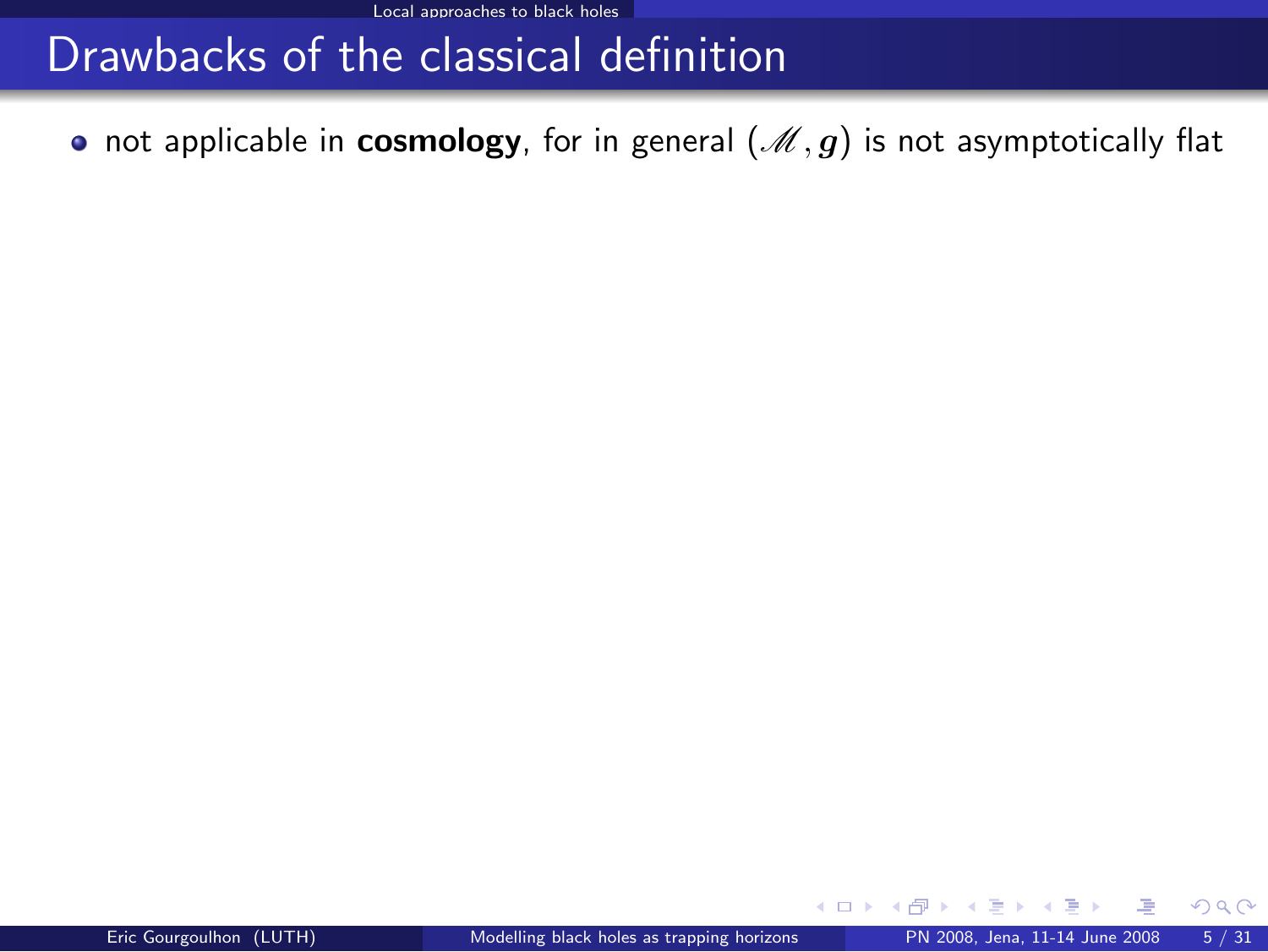# Drawbacks of the classical definition

- not applicable in **cosmology**, for in general $(\mathscr{M}, \boldsymbol{g})$ is not asymptotically flat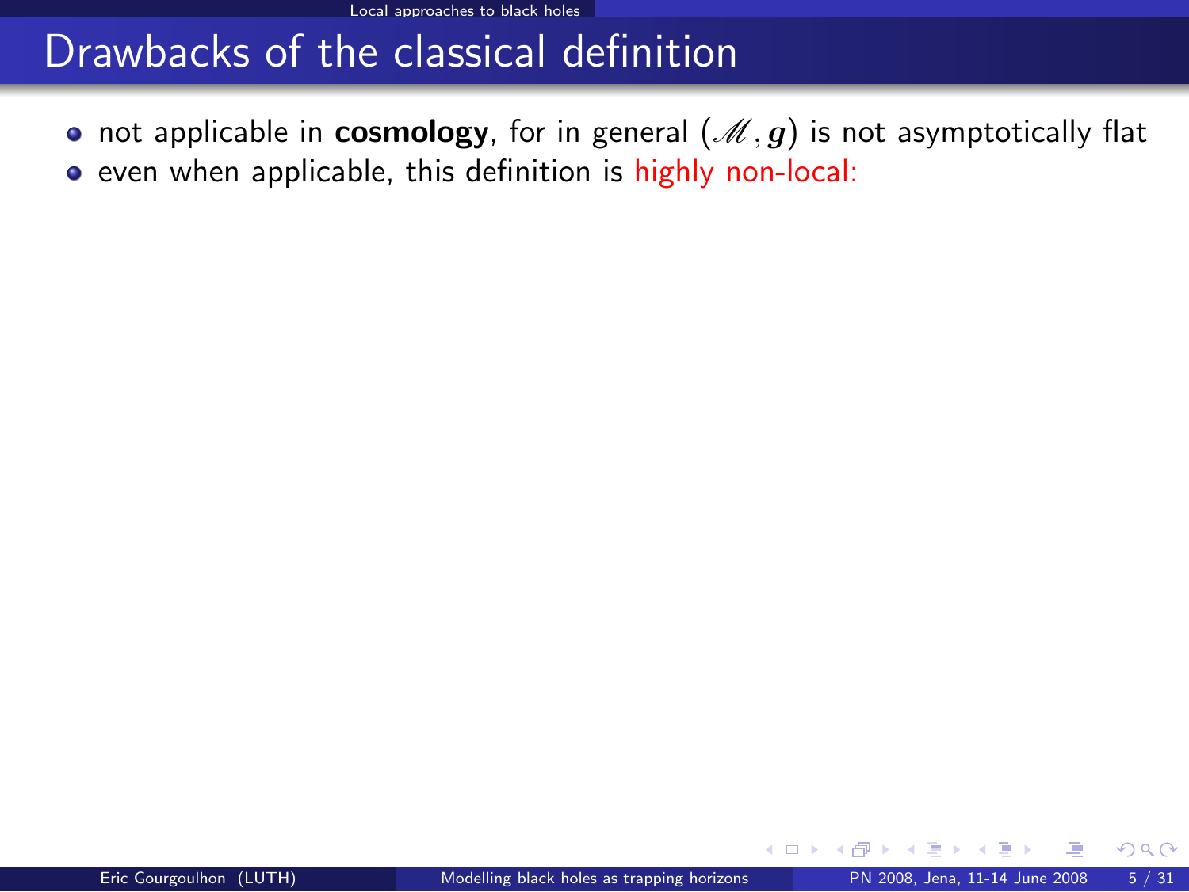# Drawbacks of the classical definition

- not applicable in **cosmology**, for in general $(\mathscr{M}, \boldsymbol{g})$ is not asymptotically flat
- even when applicable, this definition is highly non-local: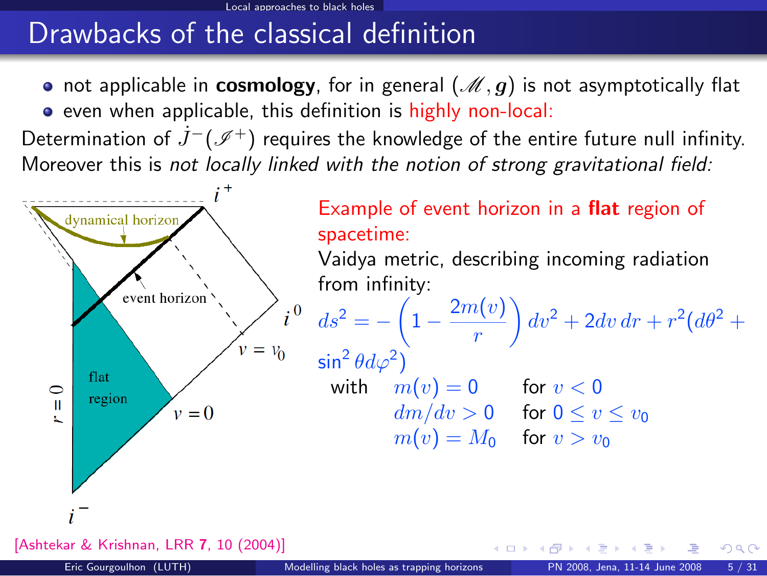# Drawbacks of the classical definition

- not applicable in **cosmology**, for in general $(\mathscr{M}, g)$ is not asymptotically flat
- even when applicable, this definition is highly non-local:

Determination of $\dot{J}^-(\mathscr{I}^+)$ requires the knowledge of the entire future null infinity. Moreover this is *not locally linked with the notion of strong gravitational field:*

Example of event horizon in a **flat** region of spacetime:

Vaidya metric, describing incoming radiation from infinity:

$$ds^2 = -\left(1 - \frac{2m(v)}{r}\right) dv^2 + 2dv\,dr + r^2(d\theta^2 + \sin^2\theta d\varphi^2)$$

with
- $m(v) = 0$ for $v < 0$
- $dm/dv > 0$ for $0 \leq v \leq v_0$
- $m(v) = M_0$ for $v > v_0$

[Ashtekar & Krishnan, LRR **7**, 10 (2004)]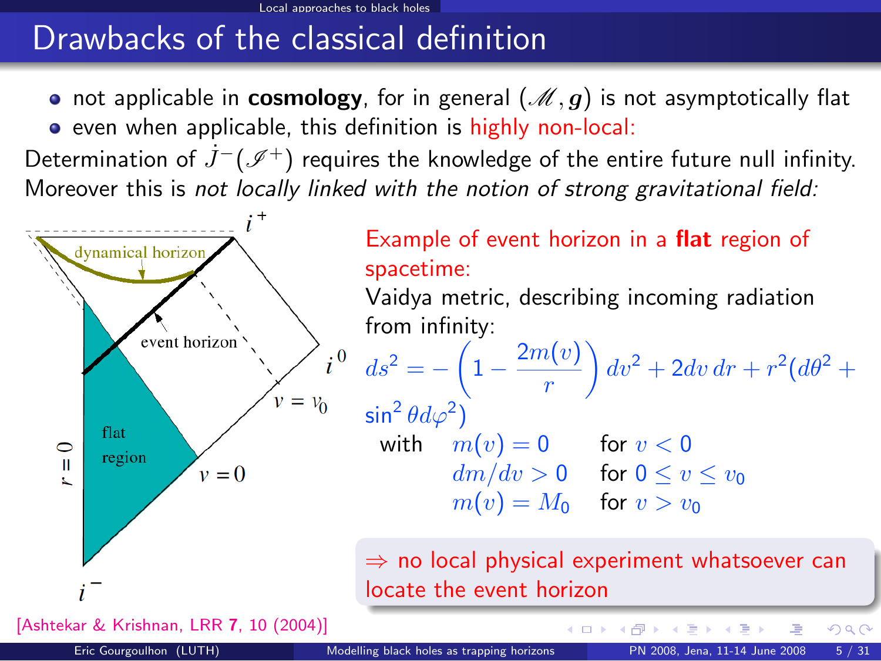# Drawbacks of the classical definition

- not applicable in **cosmology**, for in general $(\mathscr{M}, g)$ is not asymptotically flat
- even when applicable, this definition is highly non-local:

Determination of $\dot{J}^{-}(\mathscr{I}^{+})$ requires the knowledge of the entire future null infinity. Moreover this is *not locally linked with the notion of strong gravitational field:*

Example of event horizon in a **flat** region of spacetime:

Vaidya metric, describing incoming radiation from infinity:

$$ds^2 = -\left(1 - \frac{2m(v)}{r}\right) dv^2 + 2dv\,dr + r^2(d\theta^2 + \sin^2\theta d\varphi^2)$$

with

| | |
|---|---|
| $m(v) = 0$ | for $v < 0$ |
| $dm/dv > 0$ | for $0 \leq v \leq v_0$ |
| $m(v) = M_0$ | for $v > v_0$ |

$\Rightarrow$ no local physical experiment whatsoever can locate the event horizon

[Ashtekar & Krishnan, LRR **7**, 10 (2004)]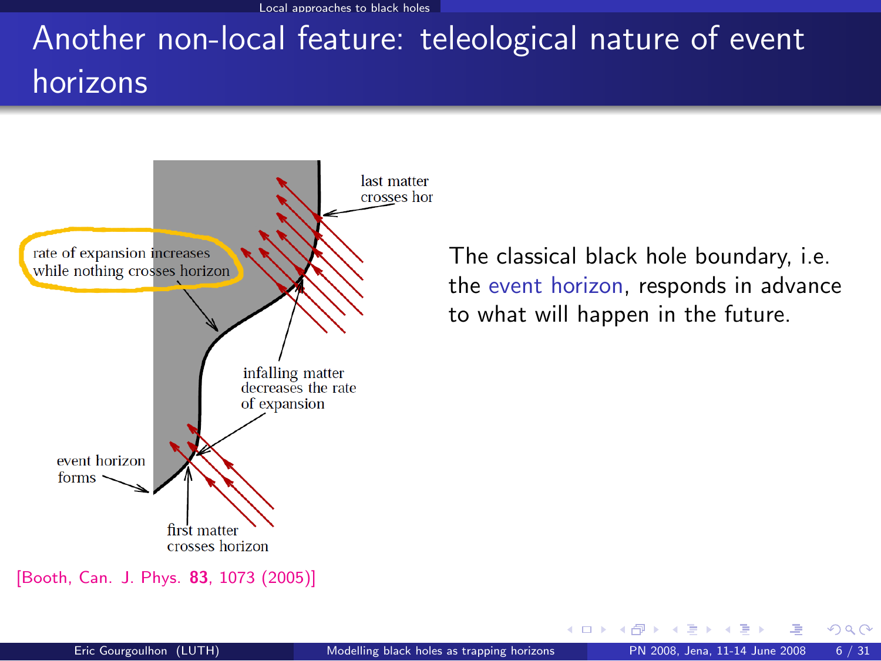# Another non-local feature: teleological nature of event horizons

rate of expansion increases while nothing crosses horizon

last matter crosses hor

infalling matter decreases the rate of expansion

event horizon forms

first matter crosses horizon

[Booth, Can. J. Phys. **83**, 1073 (2005)]

The classical black hole boundary, i.e. the event horizon, responds in advance to what will happen in the future.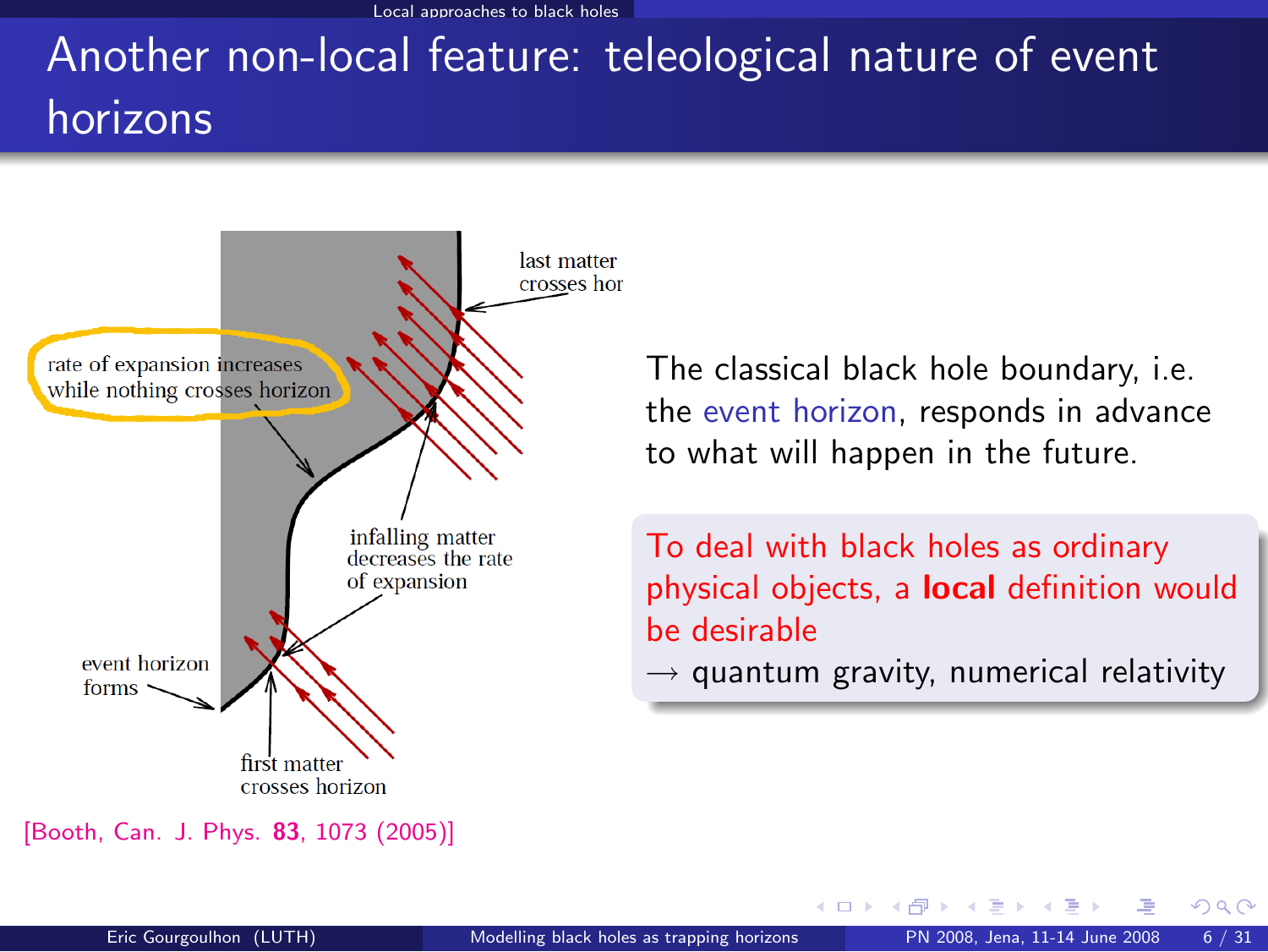# Another non-local feature: teleological nature of event horizons

rate of expansion increases while nothing crosses horizon

last matter crosses hor

infalling matter decreases the rate of expansion

event horizon forms

first matter crosses horizon

[Booth, Can. J. Phys. **83**, 1073 (2005)]

The classical black hole boundary, i.e. the event horizon, responds in advance to what will happen in the future.

To deal with black holes as ordinary physical objects, a **local** definition would be desirable
→ quantum gravity, numerical relativity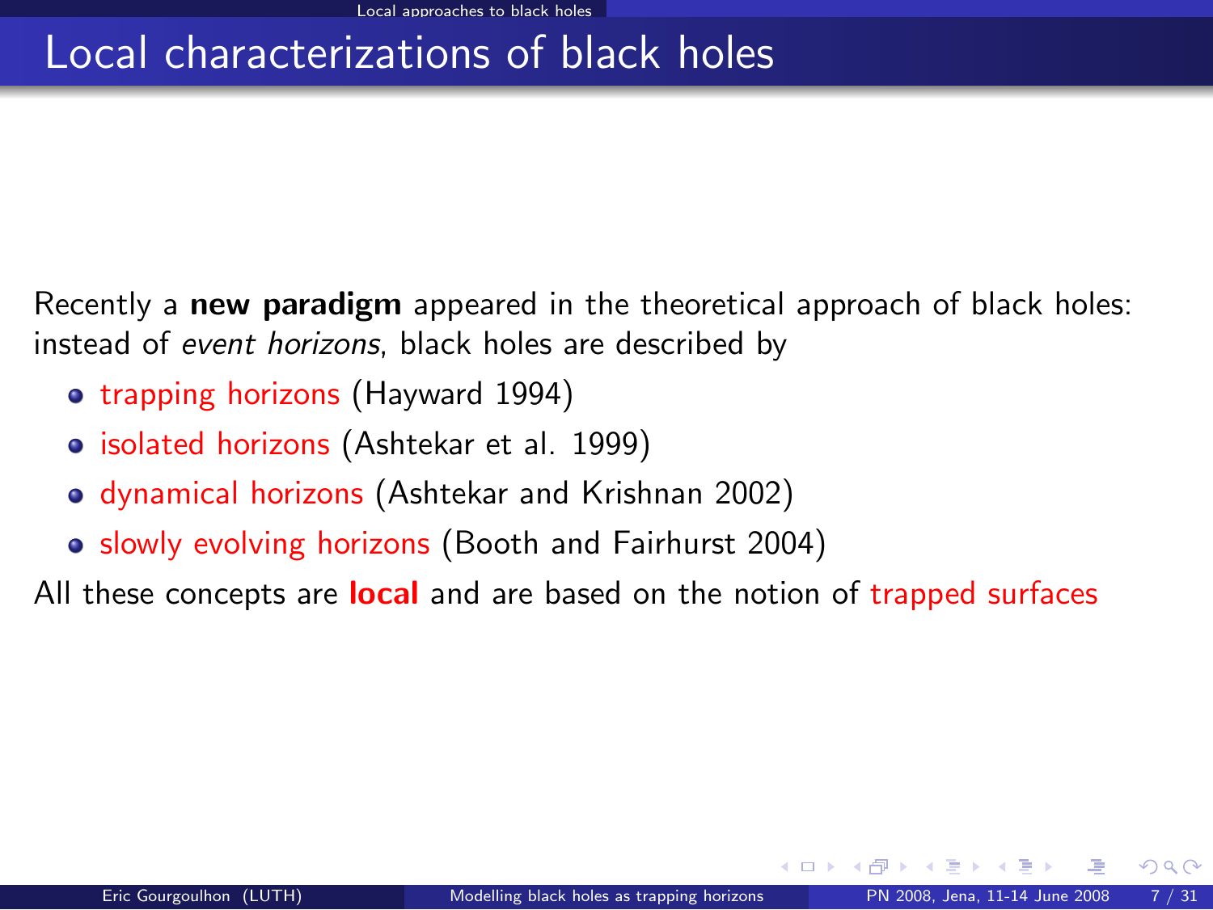# Local characterizations of black holes

Recently a **new paradigm** appeared in the theoretical approach of black holes: instead of *event horizons*, black holes are described by

- trapping horizons (Hayward 1994)
- isolated horizons (Ashtekar et al. 1999)
- dynamical horizons (Ashtekar and Krishnan 2002)
- slowly evolving horizons (Booth and Fairhurst 2004)

All these concepts are **local** and are based on the notion of trapped surfaces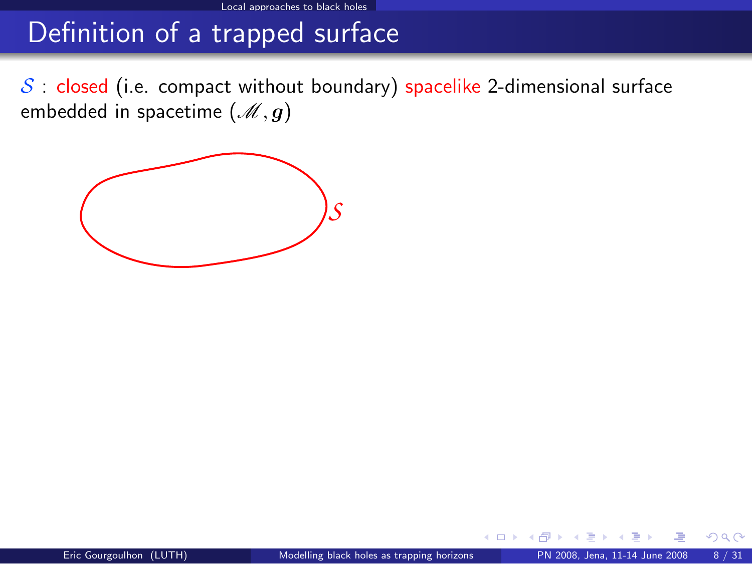# Definition of a trapped surface

$\mathcal{S}$ : closed (i.e. compact without boundary) spacelike 2-dimensional surface embedded in spacetime $(\mathscr{M}, \boldsymbol{g})$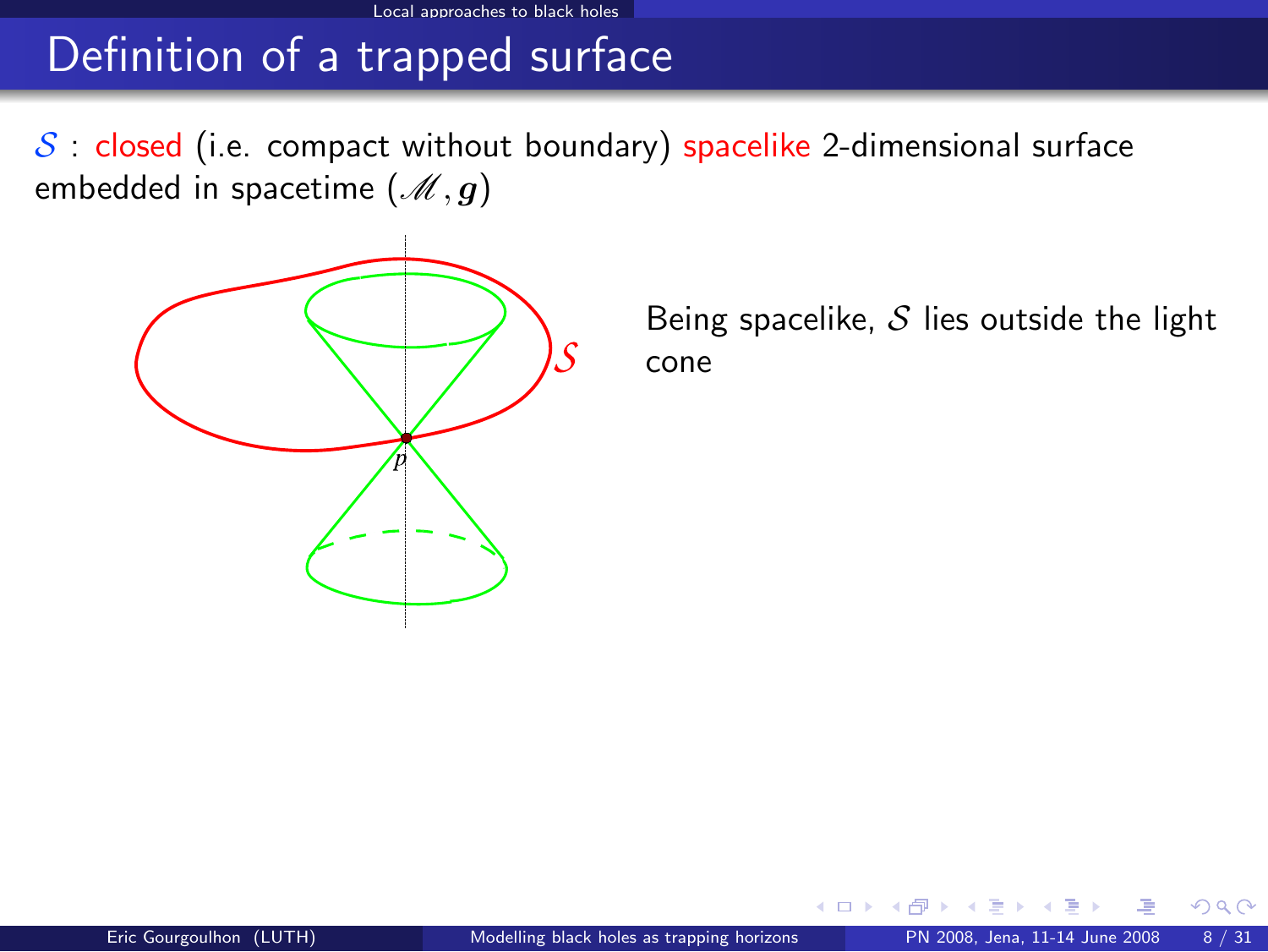# Definition of a trapped surface

$\mathcal{S}$ : closed (i.e. compact without boundary) spacelike 2-dimensional surface embedded in spacetime $(\mathscr{M}, \boldsymbol{g})$

Being spacelike, $\mathcal{S}$ lies outside the light cone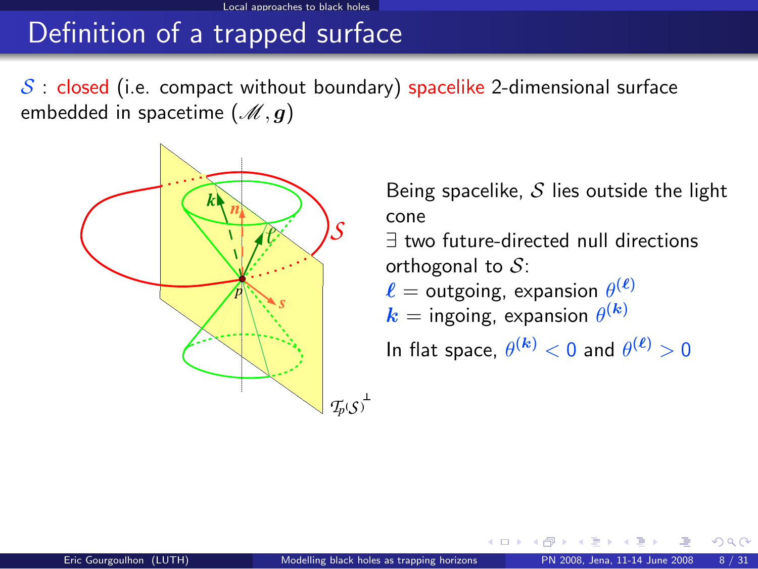# Definition of a trapped surface

$\mathcal{S}$ : closed (i.e. compact without boundary) spacelike 2-dimensional surface embedded in spacetime $(\mathscr{M}, \boldsymbol{g})$

Being spacelike, $\mathcal{S}$ lies outside the light cone

$\exists$ two future-directed null directions orthogonal to $\mathcal{S}$:

$\boldsymbol{\ell}$ = outgoing, expansion $\theta^{(\boldsymbol{\ell})}$

$\boldsymbol{k}$ = ingoing, expansion $\theta^{(\boldsymbol{k})}$

In flat space, $\theta^{(\boldsymbol{k})} < 0$ and $\theta^{(\boldsymbol{\ell})} > 0$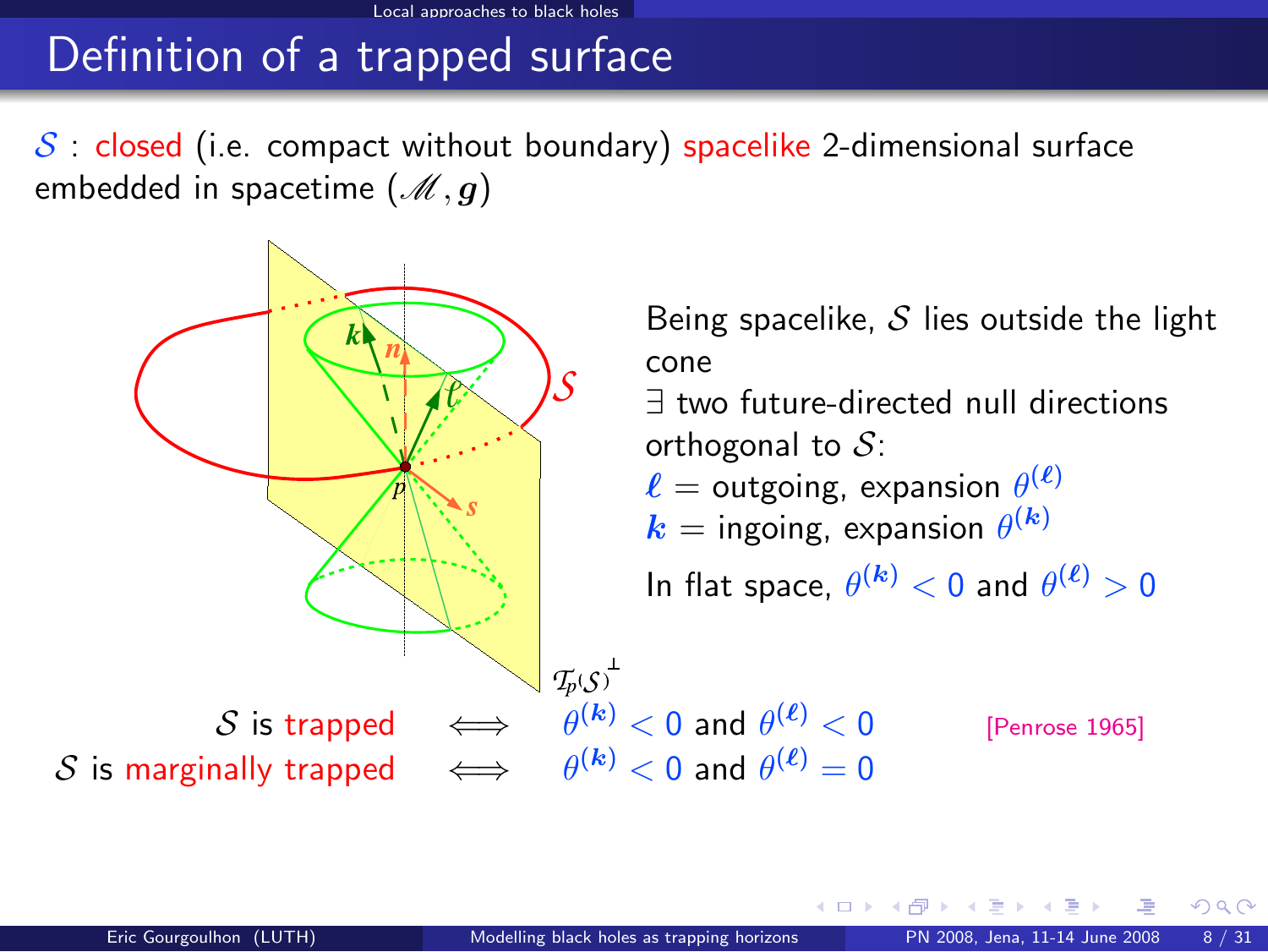# Definition of a trapped surface

$\mathcal{S}$ : closed (i.e. compact without boundary) spacelike 2-dimensional surface embedded in spacetime $(\mathscr{M}, \boldsymbol{g})$

Being spacelike, $\mathcal{S}$ lies outside the light cone

$\exists$ two future-directed null directions orthogonal to $\mathcal{S}$:

$\boldsymbol{\ell}$ = outgoing, expansion $\theta^{(\boldsymbol{\ell})}$

$\boldsymbol{k}$ = ingoing, expansion $\theta^{(\boldsymbol{k})}$

In flat space, $\theta^{(\boldsymbol{k})} < 0$ and $\theta^{(\boldsymbol{\ell})} > 0$

$\mathcal{S}$ is trapped $\iff$ $\theta^{(\boldsymbol{k})} < 0$ and $\theta^{(\boldsymbol{\ell})} < 0$ [Penrose 1965]

$\mathcal{S}$ is marginally trapped $\iff$ $\theta^{(\boldsymbol{k})} < 0$ and $\theta^{(\boldsymbol{\ell})} = 0$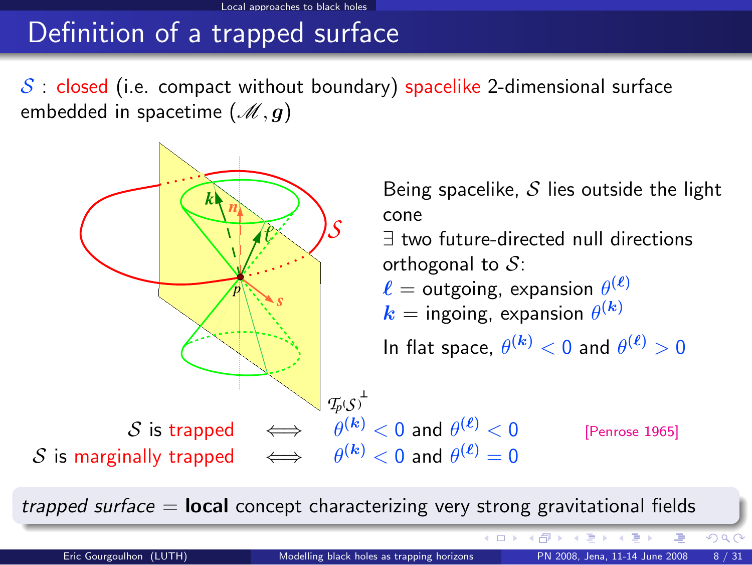# Definition of a trapped surface

$\mathcal{S}$ : closed (i.e. compact without boundary) spacelike 2-dimensional surface embedded in spacetime $(\mathscr{M}, \boldsymbol{g})$

Being spacelike, $\mathcal{S}$ lies outside the light cone

$\exists$ two future-directed null directions orthogonal to $\mathcal{S}$:

$\boldsymbol{\ell}$ = outgoing, expansion $\theta^{(\boldsymbol{\ell})}$

$\boldsymbol{k}$ = ingoing, expansion $\theta^{(\boldsymbol{k})}$

In flat space, $\theta^{(\boldsymbol{k})} < 0$ and $\theta^{(\boldsymbol{\ell})} > 0$

$\mathcal{S}$ is trapped $\iff$ $\theta^{(\boldsymbol{k})} < 0$ and $\theta^{(\boldsymbol{\ell})} < 0$ [Penrose 1965]

$\mathcal{S}$ is marginally trapped $\iff$ $\theta^{(\boldsymbol{k})} < 0$ and $\theta^{(\boldsymbol{\ell})} = 0$

*trapped surface* = **local** concept characterizing very strong gravitational fields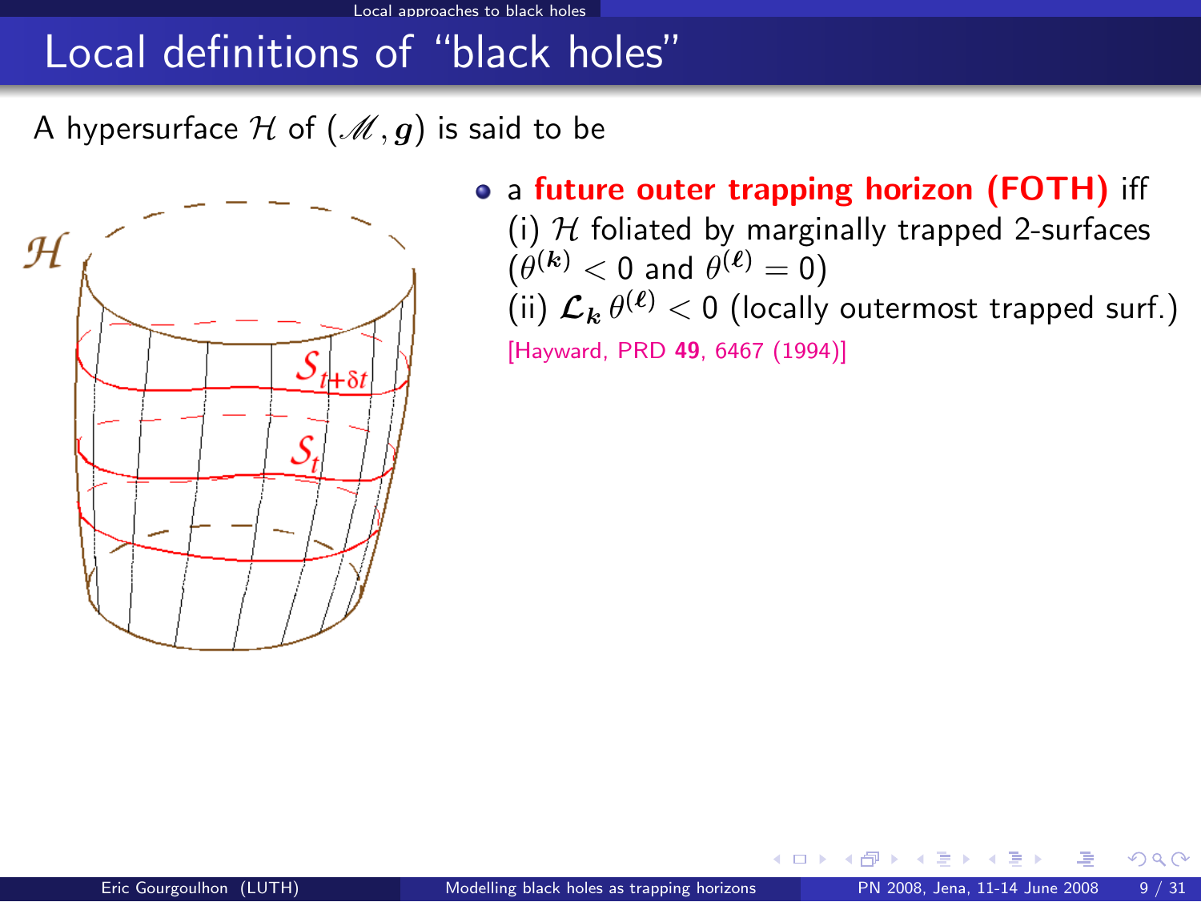# Local definitions of "black holes"

A hypersurface $\mathcal{H}$ of $(\mathscr{M}, \boldsymbol{g})$ is said to be

- a **future outer trapping horizon (FOTH)** iff
  (i) $\mathcal{H}$ foliated by marginally trapped 2-surfaces ($\theta^{(\boldsymbol{k})} < 0$ and $\theta^{(\boldsymbol{\ell})} = 0$)
  (ii) $\mathcal{L}_{\boldsymbol{k}} \, \theta^{(\boldsymbol{\ell})} < 0$ (locally outermost trapped surf.)
  [Hayward, PRD **49**, 6467 (1994)]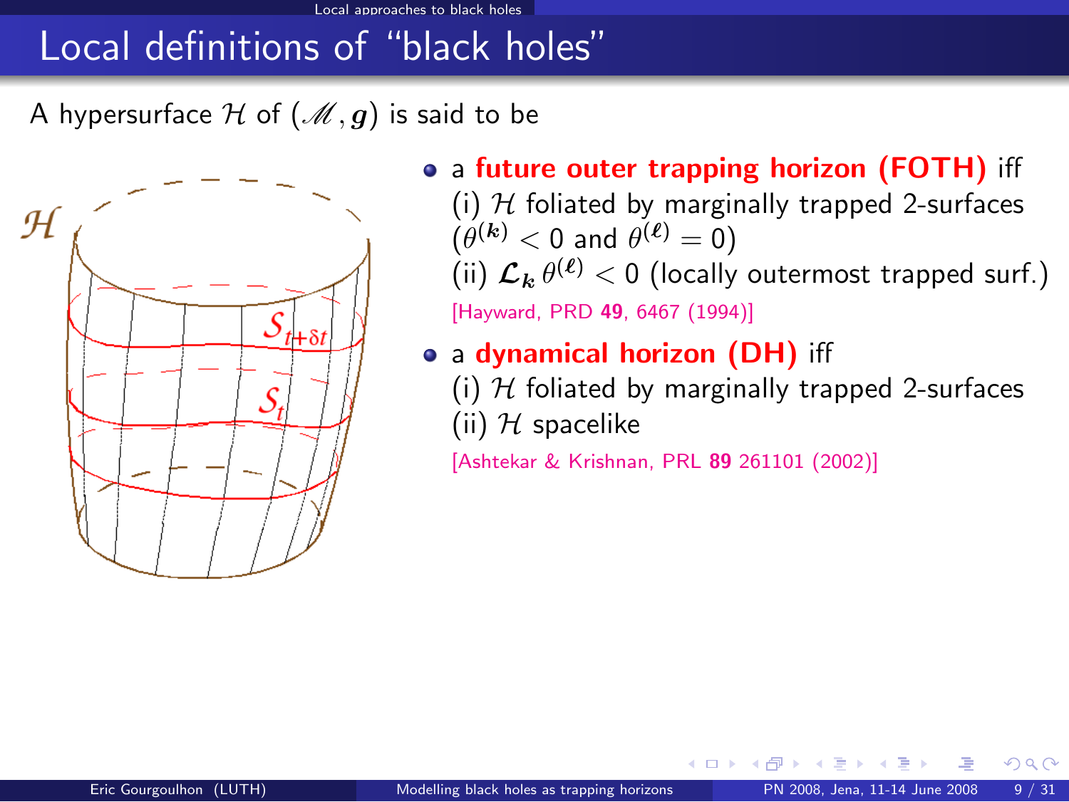# Local definitions of "black holes"

A hypersurface $\mathcal{H}$ of $(\mathscr{M}, \boldsymbol{g})$ is said to be

- a **future outer trapping horizon (FOTH)** iff
  (i) $\mathcal{H}$ foliated by marginally trapped 2-surfaces ($\theta^{(\boldsymbol{k})} < 0$ and $\theta^{(\boldsymbol{\ell})} = 0$)
  (ii) $\boldsymbol{\mathcal{L}}_{\boldsymbol{k}}\, \theta^{(\boldsymbol{\ell})} < 0$ (locally outermost trapped surf.)
  [Hayward, PRD **49**, 6467 (1994)]

- a **dynamical horizon (DH)** iff
  (i) $\mathcal{H}$ foliated by marginally trapped 2-surfaces
  (ii) $\mathcal{H}$ spacelike
  [Ashtekar & Krishnan, PRL **89** 261101 (2002)]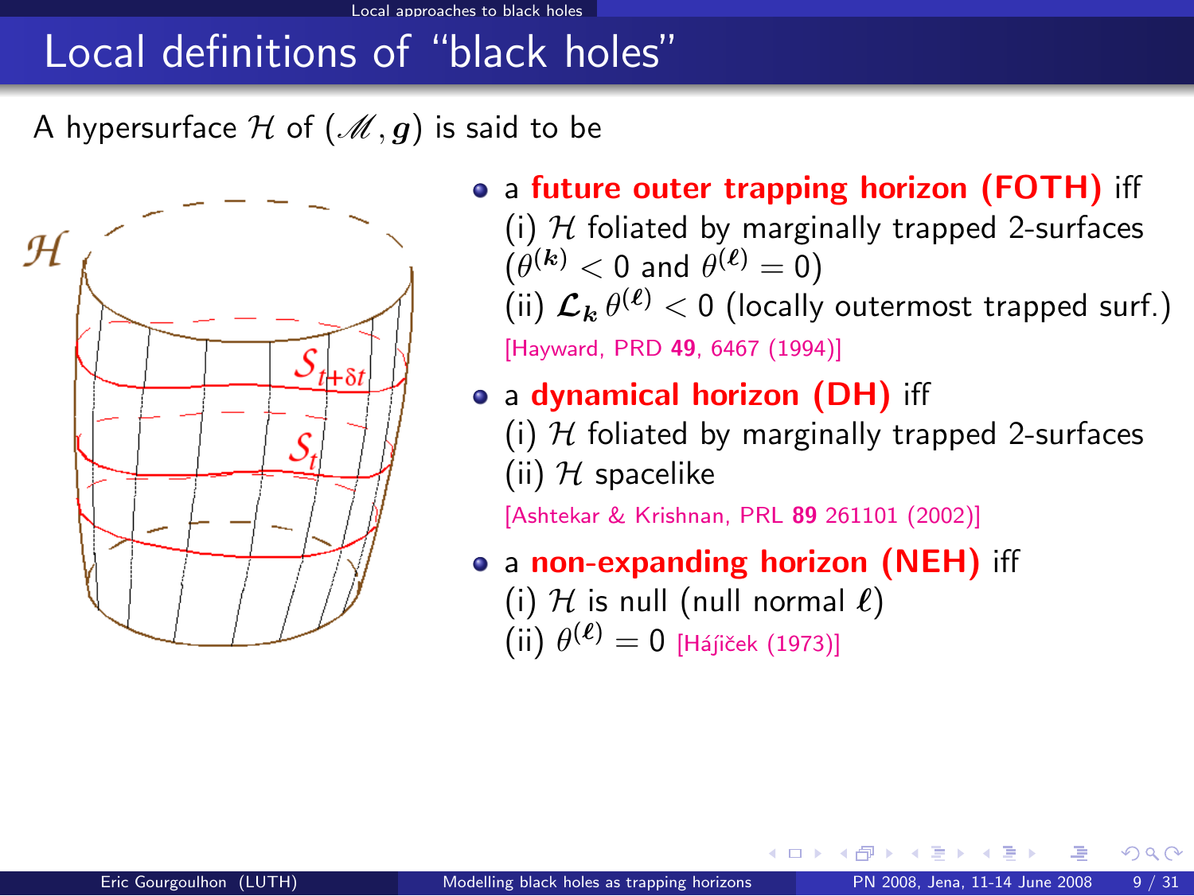# Local definitions of "black holes"

A hypersurface $\mathcal{H}$ of $(\mathscr{M}, \boldsymbol{g})$ is said to be

- a **future outer trapping horizon (FOTH)** iff
  (i) $\mathcal{H}$ foliated by marginally trapped 2-surfaces ($\theta^{(\boldsymbol{k})} < 0$ and $\theta^{(\boldsymbol{\ell})} = 0$)
  (ii) $\boldsymbol{\mathcal{L}}_{\boldsymbol{k}}\, \theta^{(\boldsymbol{\ell})} < 0$ (locally outermost trapped surf.)
  [Hayward, PRD **49**, 6467 (1994)]

- a **dynamical horizon (DH)** iff
  (i) $\mathcal{H}$ foliated by marginally trapped 2-surfaces
  (ii) $\mathcal{H}$ spacelike
  [Ashtekar & Krishnan, PRL **89** 261101 (2002)]

- a **non-expanding horizon (NEH)** iff
  (i) $\mathcal{H}$ is null (null normal $\boldsymbol{\ell}$)
  (ii) $\theta^{(\boldsymbol{\ell})} = 0$ [Hájíček (1973)]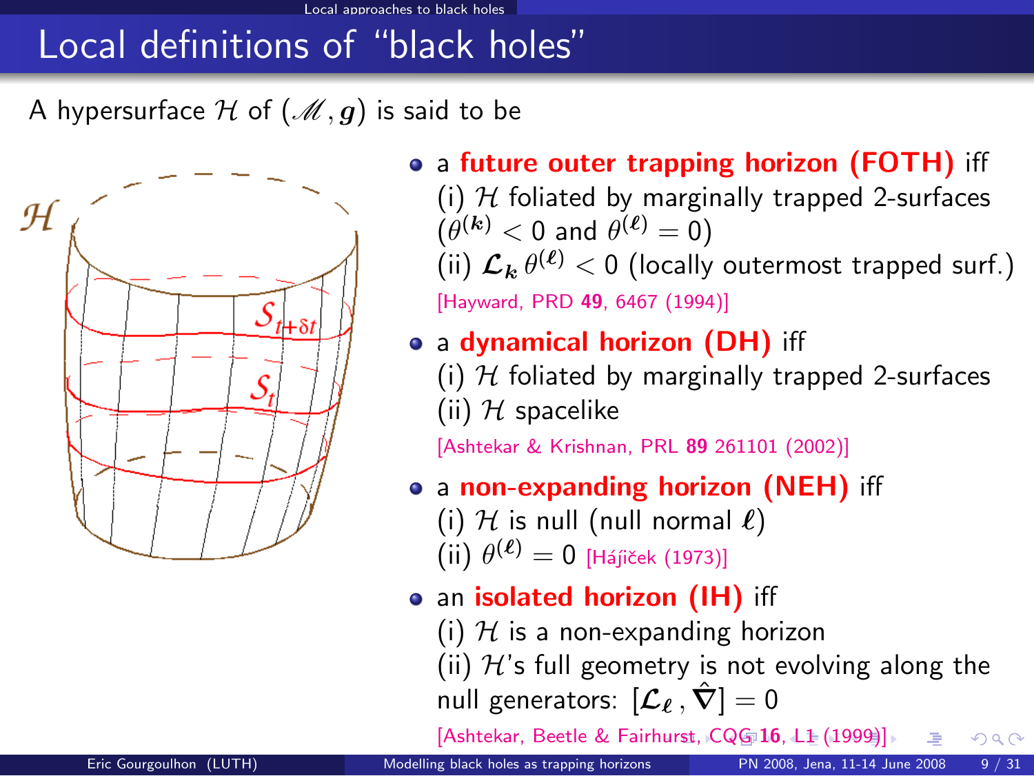# Local definitions of "black holes"

A hypersurface $\mathcal{H}$ of $(\mathscr{M}, \boldsymbol{g})$ is said to be

- a **future outer trapping horizon (FOTH)** iff
  (i) $\mathcal{H}$ foliated by marginally trapped 2-surfaces ($\theta^{(\boldsymbol{k})} < 0$ and $\theta^{(\boldsymbol{\ell})} = 0$)
  (ii) $\boldsymbol{\mathcal{L}}_{\boldsymbol{k}}\, \theta^{(\boldsymbol{\ell})} < 0$ (locally outermost trapped surf.)
  [Hayward, PRD **49**, 6467 (1994)]
- a **dynamical horizon (DH)** iff
  (i) $\mathcal{H}$ foliated by marginally trapped 2-surfaces
  (ii) $\mathcal{H}$ spacelike
  [Ashtekar & Krishnan, PRL **89** 261101 (2002)]
- a **non-expanding horizon (NEH)** iff
  (i) $\mathcal{H}$ is null (null normal $\boldsymbol{\ell}$)
  (ii) $\theta^{(\boldsymbol{\ell})} = 0$ [Hájíček (1973)]
- an **isolated horizon (IH)** iff
  (i) $\mathcal{H}$ is a non-expanding horizon
  (ii) $\mathcal{H}$'s full geometry is not evolving along the null generators: $[\boldsymbol{\mathcal{L}}_{\boldsymbol{\ell}}\,, \hat{\boldsymbol{\nabla}}] = 0$
  [Ashtekar, Beetle & Fairhurst, CQG **16**, L1 (1999)]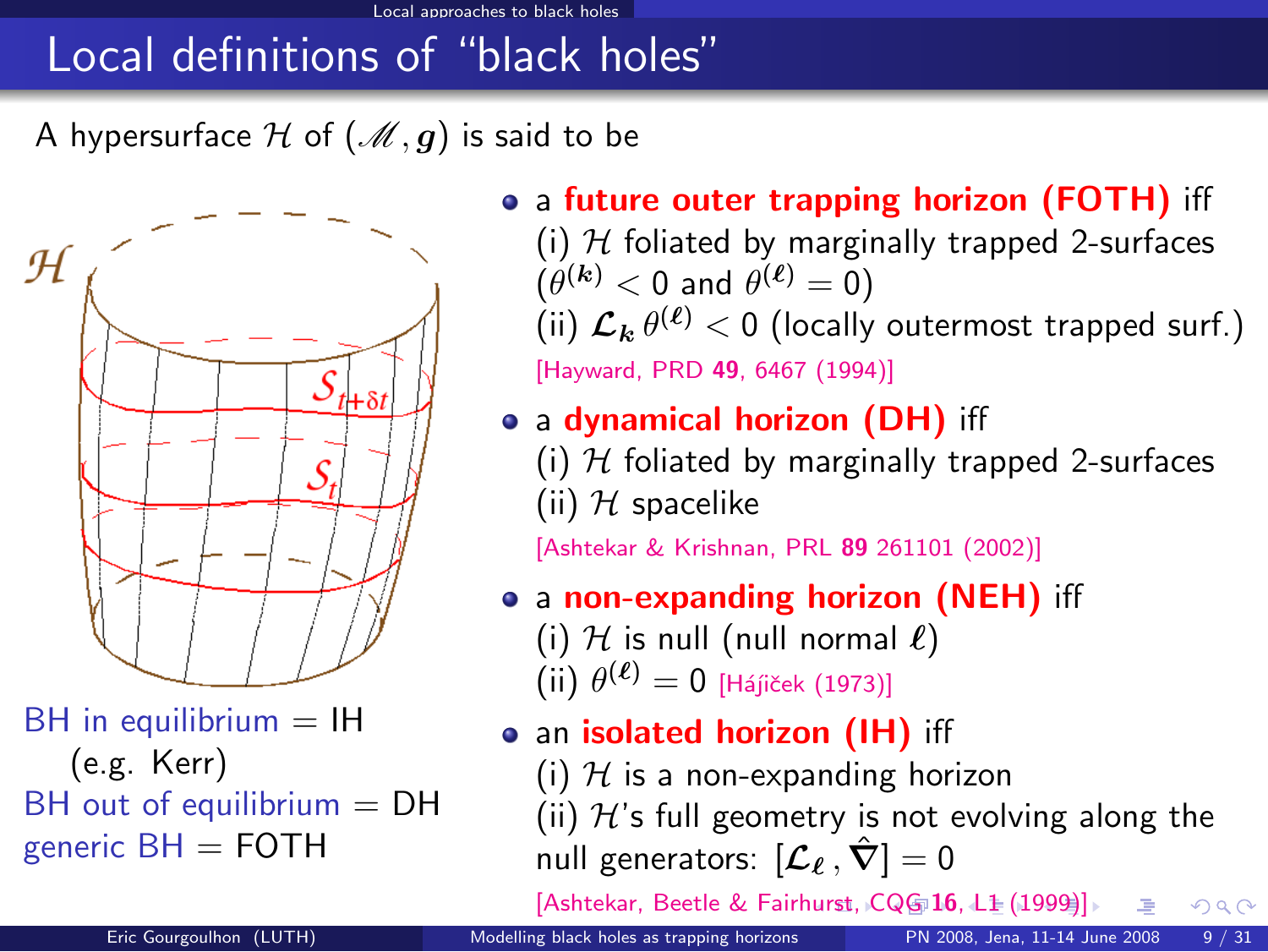# Local definitions of "black holes"

A hypersurface $\mathcal{H}$ of $(\mathscr{M}, \boldsymbol{g})$ is said to be

- a **future outer trapping horizon (FOTH)** iff
  (i) $\mathcal{H}$ foliated by marginally trapped 2-surfaces ($\theta^{(\boldsymbol{k})} < 0$ and $\theta^{(\boldsymbol{\ell})} = 0$)
  (ii) $\mathcal{L}_{\boldsymbol{k}}\, \theta^{(\boldsymbol{\ell})} < 0$ (locally outermost trapped surf.)
  [Hayward, PRD **49**, 6467 (1994)]

- a **dynamical horizon (DH)** iff
  (i) $\mathcal{H}$ foliated by marginally trapped 2-surfaces
  (ii) $\mathcal{H}$ spacelike
  [Ashtekar & Krishnan, PRL **89** 261101 (2002)]

- a **non-expanding horizon (NEH)** iff
  (i) $\mathcal{H}$ is null (null normal $\boldsymbol{\ell}$)
  (ii) $\theta^{(\boldsymbol{\ell})} = 0$ [Hájíček (1973)]

- an **isolated horizon (IH)** iff
  (i) $\mathcal{H}$ is a non-expanding horizon
  (ii) $\mathcal{H}$'s full geometry is not evolving along the null generators: $[\mathcal{L}_{\boldsymbol{\ell}}\, , \hat{\boldsymbol{\nabla}}] = 0$
  [Ashtekar, Beetle & Fairhurst, CQG **16**, L1 (1999)]

BH in equilibrium = IH
(e.g. Kerr)
BH out of equilibrium = DH
generic BH = FOTH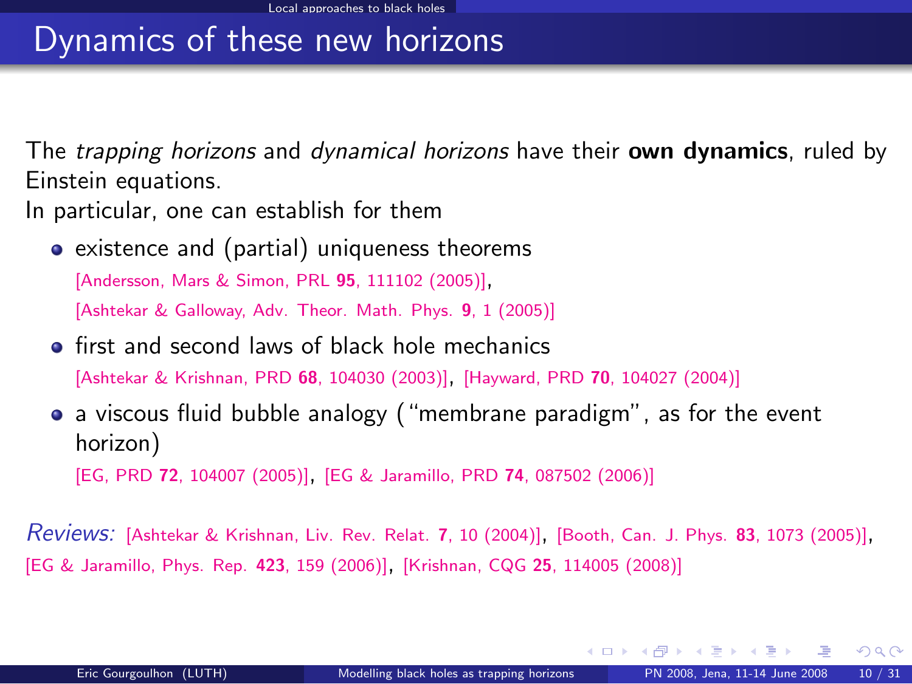# Dynamics of these new horizons

The *trapping horizons* and *dynamical horizons* have their **own dynamics**, ruled by Einstein equations.
In particular, one can establish for them

- existence and (partial) uniqueness theorems
  [Andersson, Mars & Simon, PRL **95**, 111102 (2005)],
  [Ashtekar & Galloway, Adv. Theor. Math. Phys. **9**, 1 (2005)]
- first and second laws of black hole mechanics
  [Ashtekar & Krishnan, PRD **68**, 104030 (2003)], [Hayward, PRD **70**, 104027 (2004)]
- a viscous fluid bubble analogy ("membrane paradigm", as for the event horizon)
  [EG, PRD **72**, 104007 (2005)], [EG & Jaramillo, PRD **74**, 087502 (2006)]

*Reviews:* [Ashtekar & Krishnan, Liv. Rev. Relat. **7**, 10 (2004)], [Booth, Can. J. Phys. **83**, 1073 (2005)], [EG & Jaramillo, Phys. Rep. **423**, 159 (2006)], [Krishnan, CQG **25**, 114005 (2008)]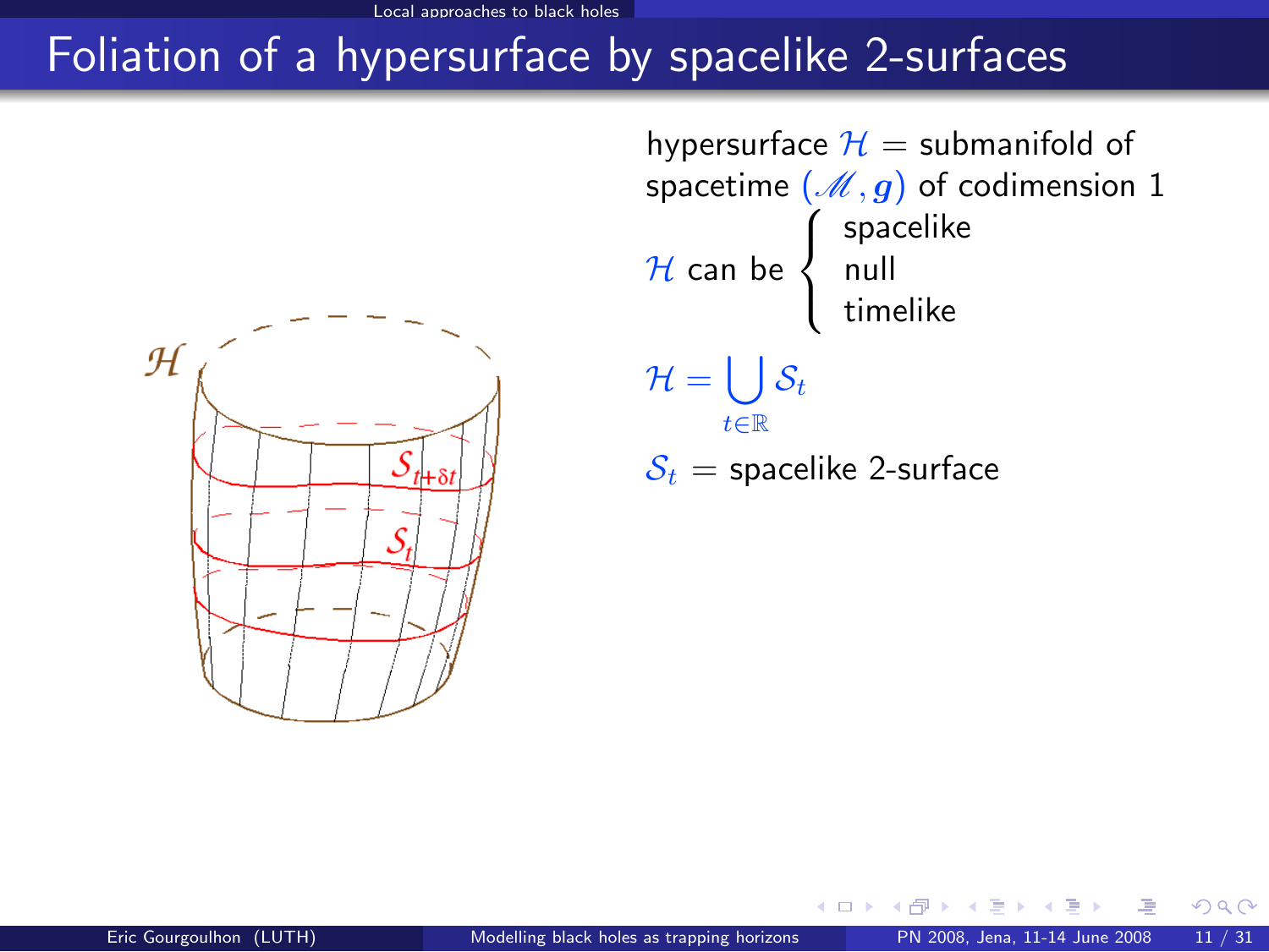# Foliation of a hypersurface by spacelike 2-surfaces

hypersurface $\mathcal{H}$ = submanifold of spacetime $(\mathscr{M}, \boldsymbol{g})$ of codimension 1

$$\mathcal{H} \text{ can be } \begin{cases} \text{spacelike} \\ \text{null} \\ \text{timelike} \end{cases}$$

$$\mathcal{H} = \bigcup_{t \in \mathbb{R}} \mathcal{S}_t$$

$\mathcal{S}_t$ = spacelike 2-surface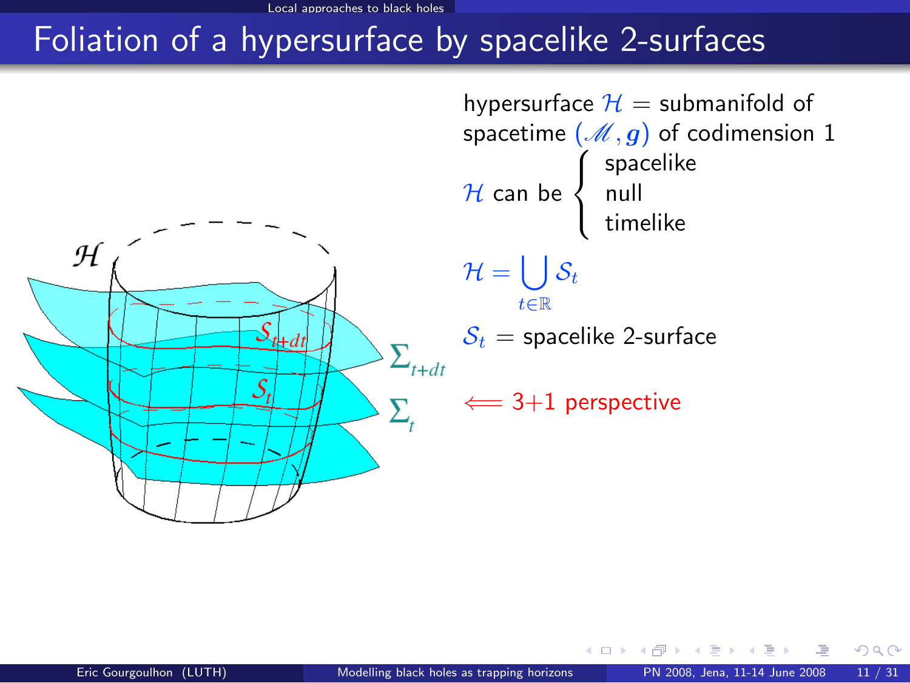# Foliation of a hypersurface by spacelike 2-surfaces

hypersurface $\mathcal{H}$ = submanifold of spacetime $(\mathscr{M}, \boldsymbol{g})$ of codimension 1

$\mathcal{H}$ can be $\begin{cases} \text{spacelike} \\ \text{null} \\ \text{timelike} \end{cases}$

$$\mathcal{H} = \bigcup_{t \in \mathbb{R}} \mathcal{S}_t$$

$\mathcal{S}_t$ = spacelike 2-surface

$\Longleftarrow$ 3+1 perspective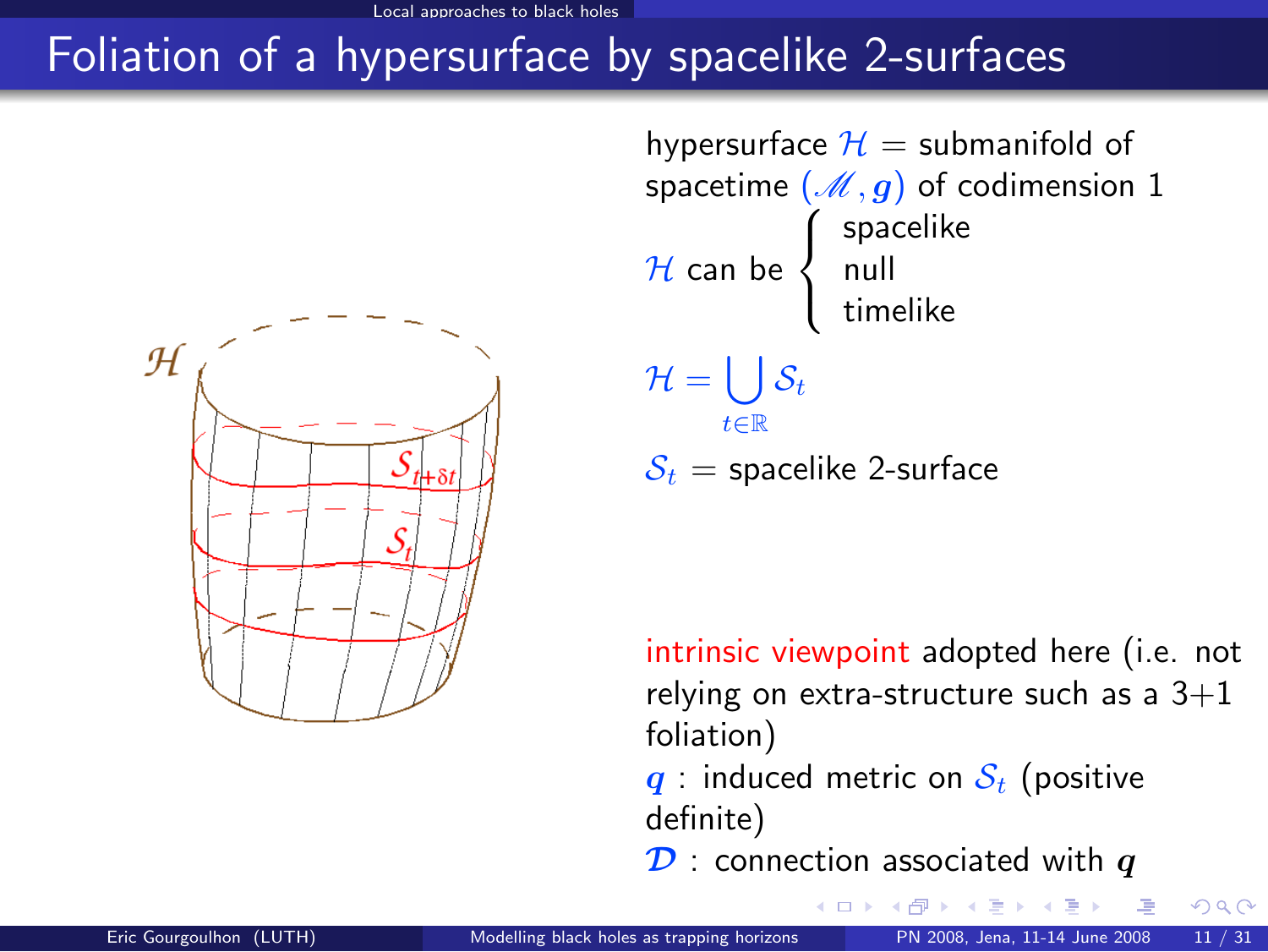# Foliation of a hypersurface by spacelike 2-surfaces

hypersurface $\mathcal{H}$ = submanifold of spacetime $(\mathscr{M}, \boldsymbol{g})$ of codimension 1

$\mathcal{H}$ can be $\begin{cases} \text{spacelike} \\ \text{null} \\ \text{timelike} \end{cases}$

$$\mathcal{H} = \bigcup_{t \in \mathbb{R}} \mathcal{S}_t$$

$\mathcal{S}_t$ = spacelike 2-surface

intrinsic viewpoint adopted here (i.e. not relying on extra-structure such as a 3+1 foliation)

$\boldsymbol{q}$ : induced metric on $\mathcal{S}_t$ (positive definite)

$\boldsymbol{\mathcal{D}}$ : connection associated with $\boldsymbol{q}$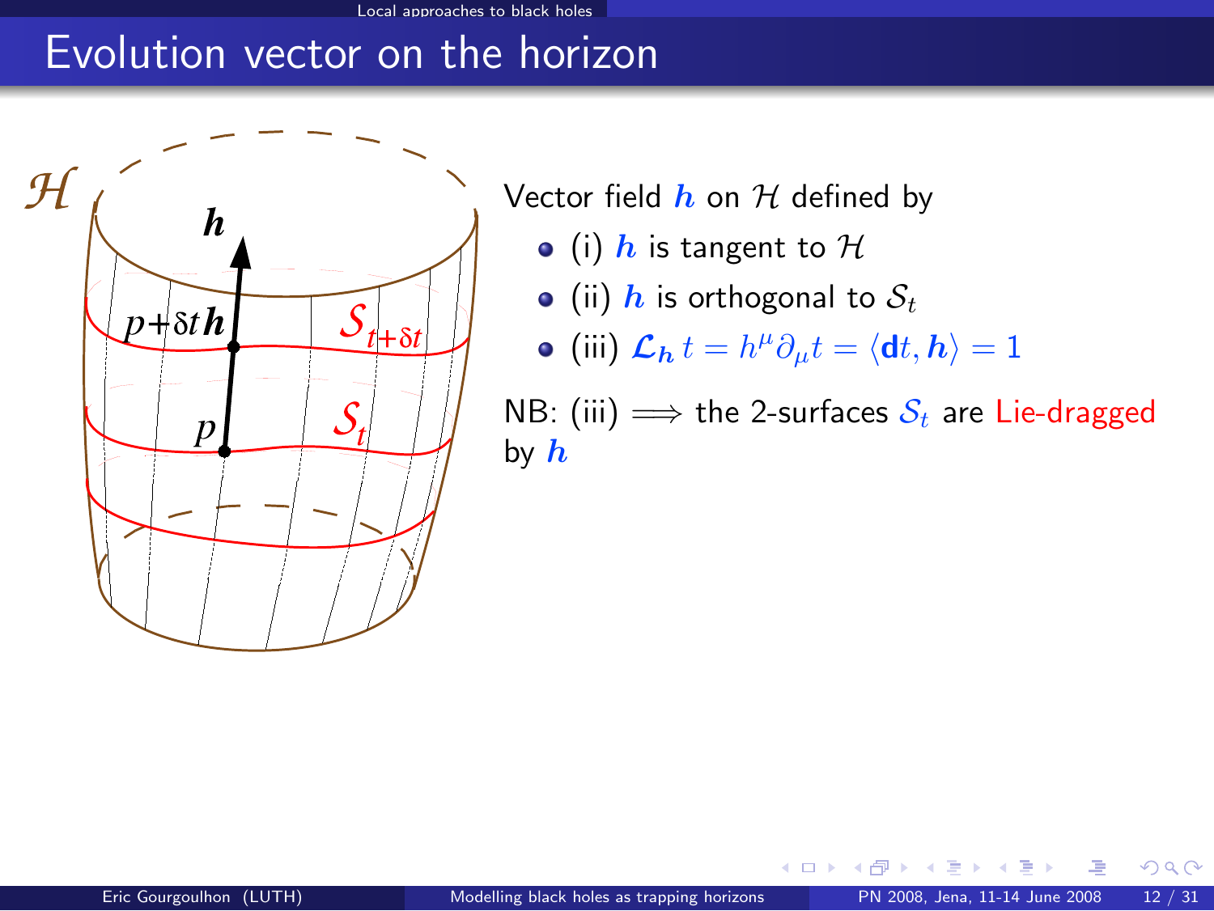# Evolution vector on the horizon

Vector field $\boldsymbol{h}$ on $\mathcal{H}$ defined by

- (i) $\boldsymbol{h}$ is tangent to $\mathcal{H}$
- (ii) $\boldsymbol{h}$ is orthogonal to $\mathcal{S}_t$
- (iii) $\mathcal{L}_{\boldsymbol{h}}\, t = h^\mu \partial_\mu t = \langle \mathbf{d}t, \boldsymbol{h} \rangle = 1$

NB: (iii) $\Longrightarrow$ the 2-surfaces $\mathcal{S}_t$ are Lie-dragged by $\boldsymbol{h}$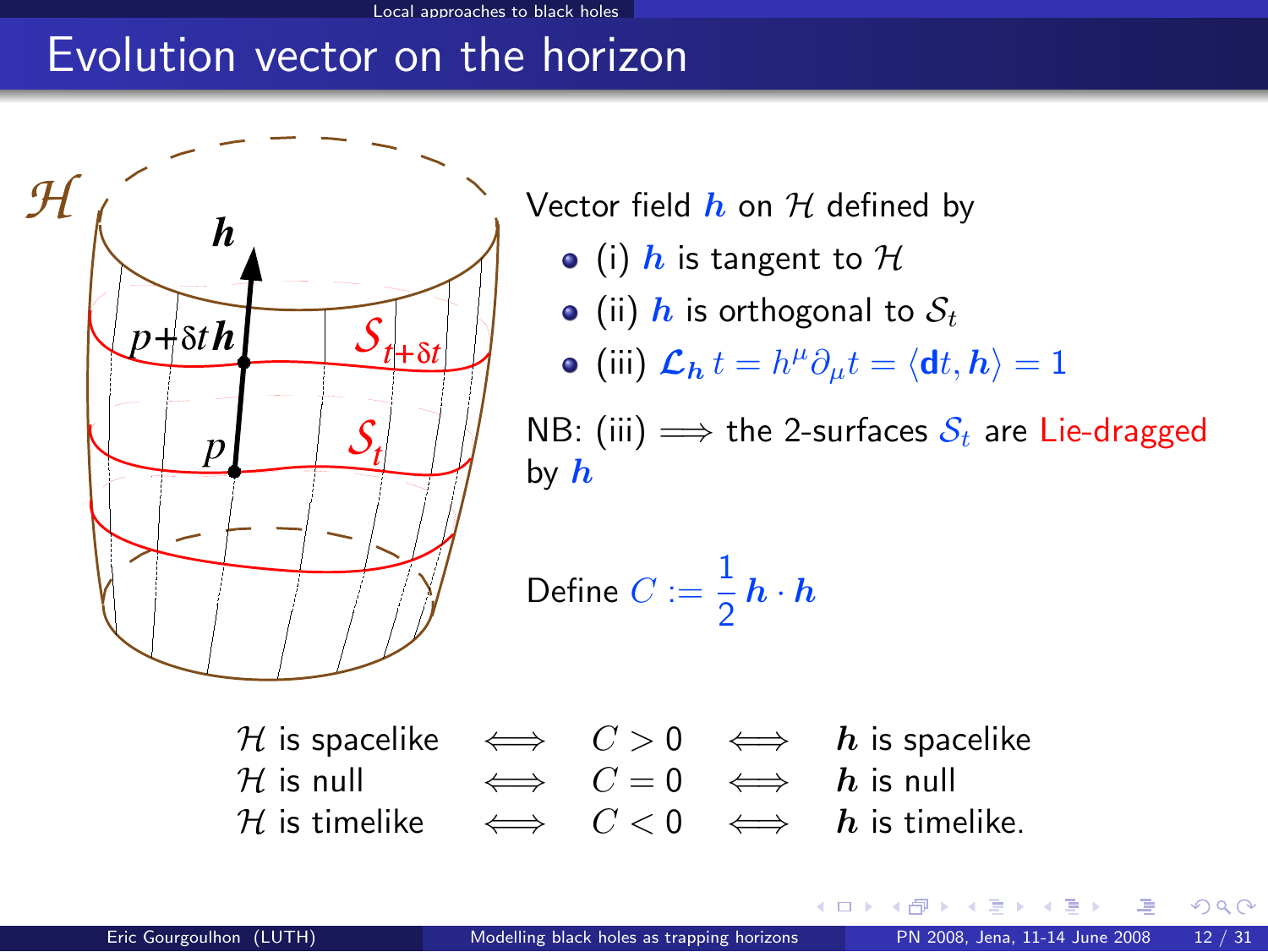# Evolution vector on the horizon

Vector field $\boldsymbol{h}$ on $\mathcal{H}$ defined by

- (i) $\boldsymbol{h}$ is tangent to $\mathcal{H}$
- (ii) $\boldsymbol{h}$ is orthogonal to $\mathcal{S}_t$
- (iii) $\mathcal{L}_{\boldsymbol{h}}\, t = h^\mu \partial_\mu t = \langle \mathbf{d}t, \boldsymbol{h} \rangle = 1$

NB: (iii) $\Longrightarrow$ the 2-surfaces $\mathcal{S}_t$ are Lie-dragged by $\boldsymbol{h}$

Define $C := \frac{1}{2}\, \boldsymbol{h} \cdot \boldsymbol{h}$

| | | | | |
|---|---|---|---|---|
| $\mathcal{H}$ is spacelike | $\iff$ | $C > 0$ | $\iff$ | $\boldsymbol{h}$ is spacelike |
| $\mathcal{H}$ is null | $\iff$ | $C = 0$ | $\iff$ | $\boldsymbol{h}$ is null |
| $\mathcal{H}$ is timelike | $\iff$ | $C < 0$ | $\iff$ | $\boldsymbol{h}$ is timelike. |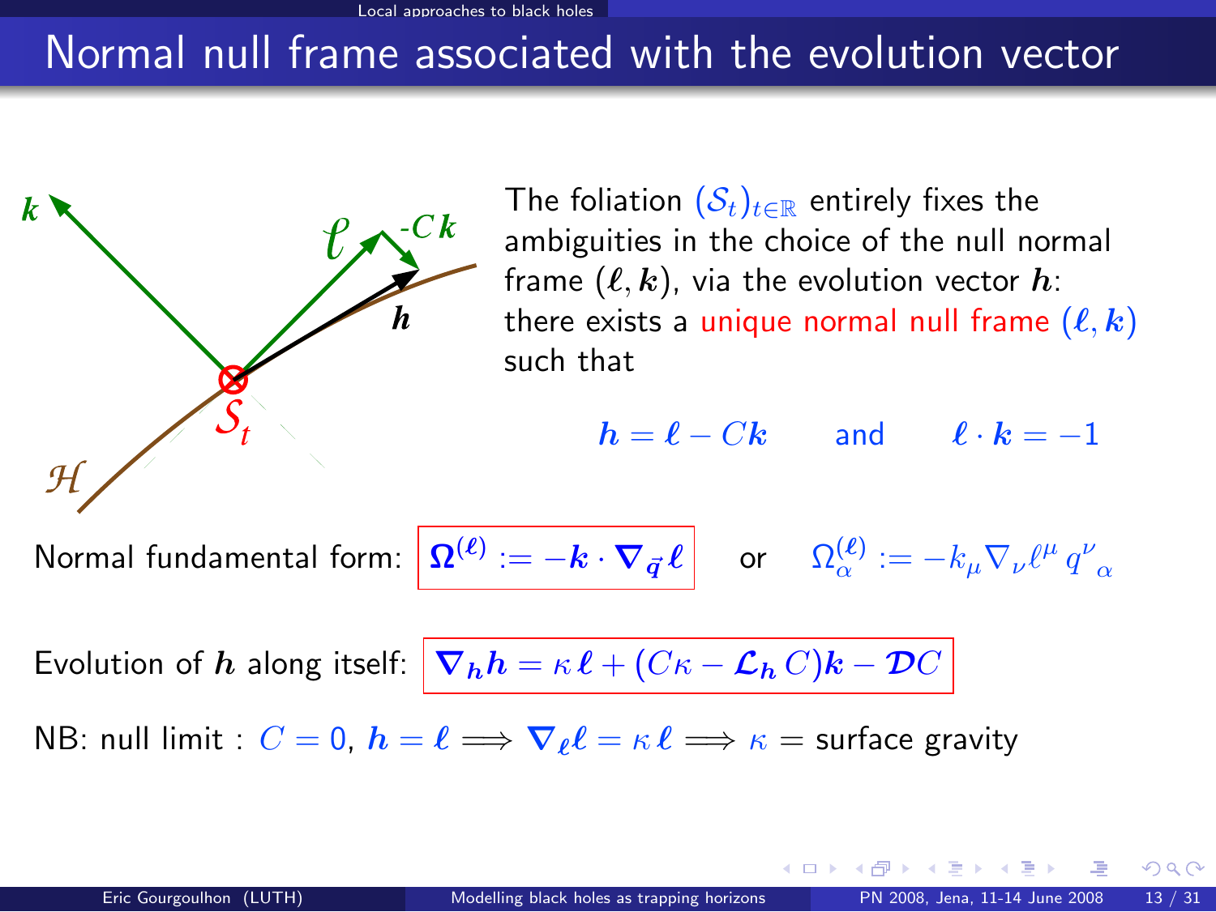# Normal null frame associated with the evolution vector

The foliation $(\mathcal{S}_t)_{t\in\mathbb{R}}$ entirely fixes the ambiguities in the choice of the null normal frame $(\boldsymbol{\ell}, \boldsymbol{k})$, via the evolution vector $\boldsymbol{h}$: there exists a unique normal null frame $(\boldsymbol{\ell}, \boldsymbol{k})$ such that

$$\boldsymbol{h} = \boldsymbol{\ell} - C\boldsymbol{k} \qquad \text{and} \qquad \boldsymbol{\ell}\cdot\boldsymbol{k} = -1$$

Normal fundamental form: $\boldsymbol{\Omega}^{(\boldsymbol{\ell})} := -\boldsymbol{k}\cdot\boldsymbol{\nabla}_{\vec{\boldsymbol{q}}}\,\boldsymbol{\ell}$ or $\Omega^{(\ell)}_\alpha := -k_\mu \nabla_\nu \ell^\mu \, q^\nu{}_\alpha$

Evolution of $\boldsymbol{h}$ along itself: $\boldsymbol{\nabla}_{\boldsymbol{h}}\boldsymbol{h} = \kappa\,\boldsymbol{\ell} + (C\kappa - \boldsymbol{\mathcal{L}}_{\boldsymbol{h}}\, C)\boldsymbol{k} - \boldsymbol{\mathcal{D}}C$

NB: null limit : $C = 0$, $\boldsymbol{h} = \boldsymbol{\ell} \Longrightarrow \boldsymbol{\nabla}_{\boldsymbol{\ell}}\boldsymbol{\ell} = \kappa\,\boldsymbol{\ell} \Longrightarrow \kappa =$ surface gravity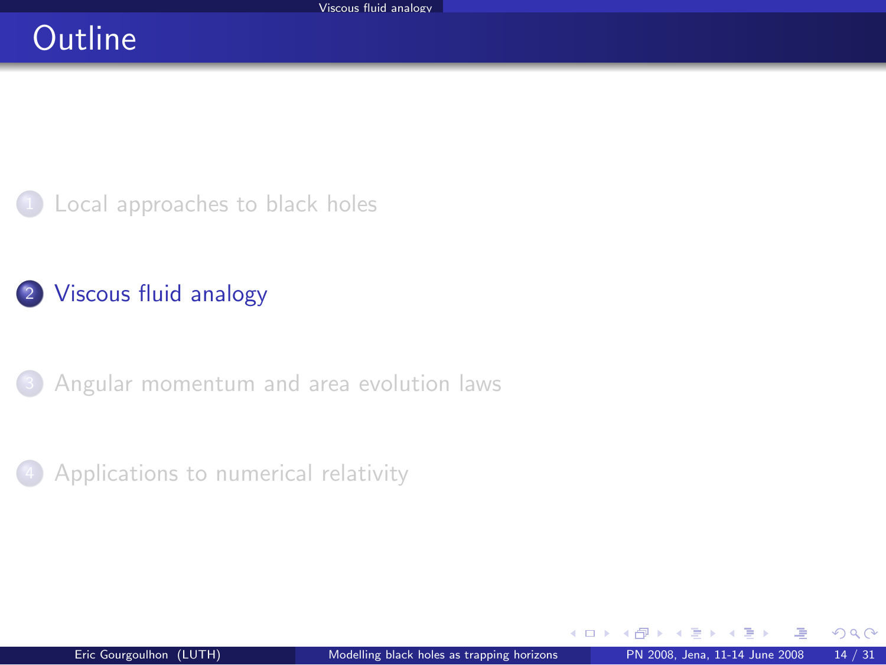# Outline

1. Local approaches to black holes
2. Viscous fluid analogy
3. Angular momentum and area evolution laws
4. Applications to numerical relativity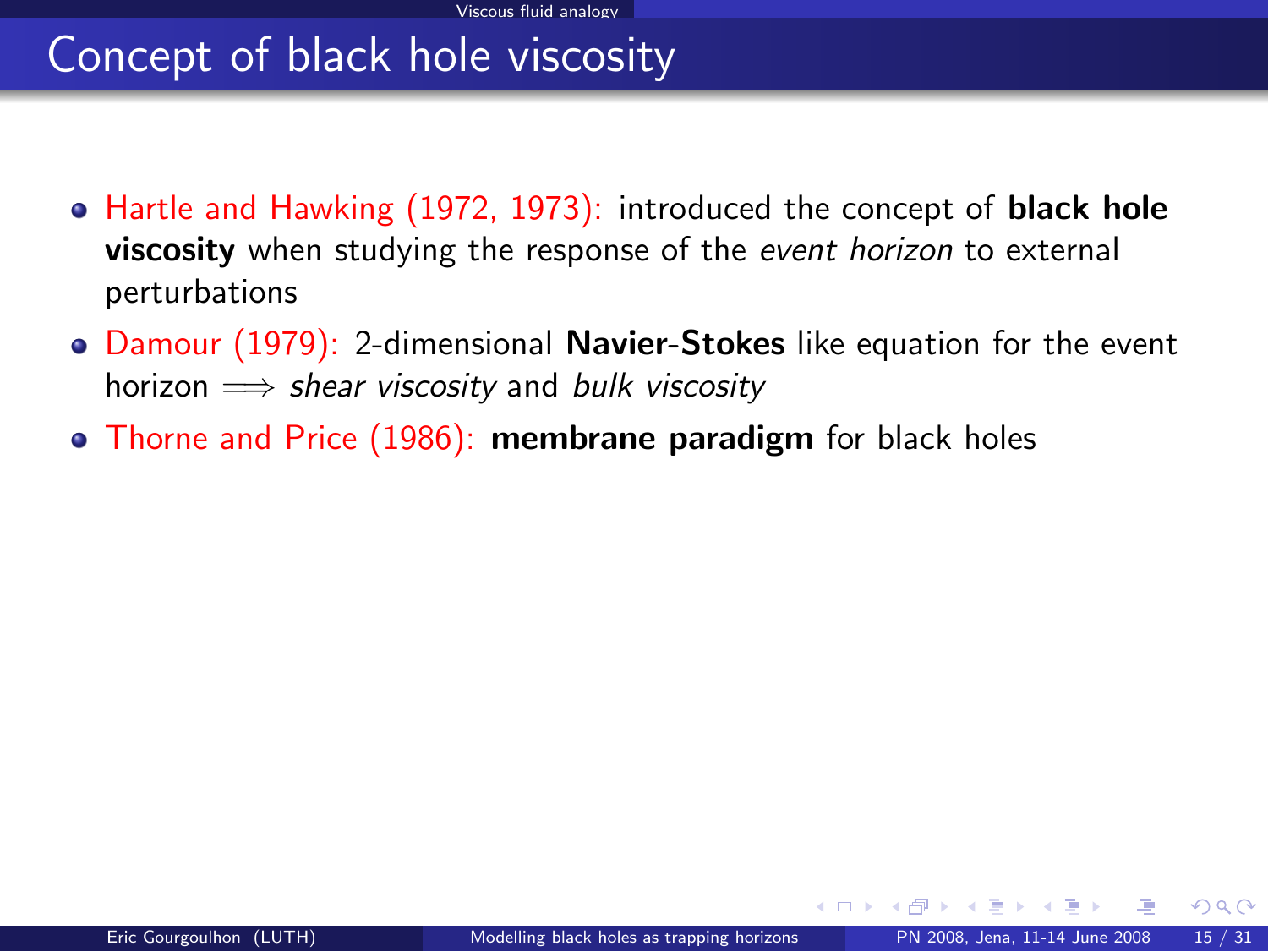# Concept of black hole viscosity

- Hartle and Hawking (1972, 1973): introduced the concept of **black hole viscosity** when studying the response of the *event horizon* to external perturbations
- Damour (1979): 2-dimensional **Navier-Stokes** like equation for the event horizon $\Longrightarrow$ *shear viscosity* and *bulk viscosity*
- Thorne and Price (1986): **membrane paradigm** for black holes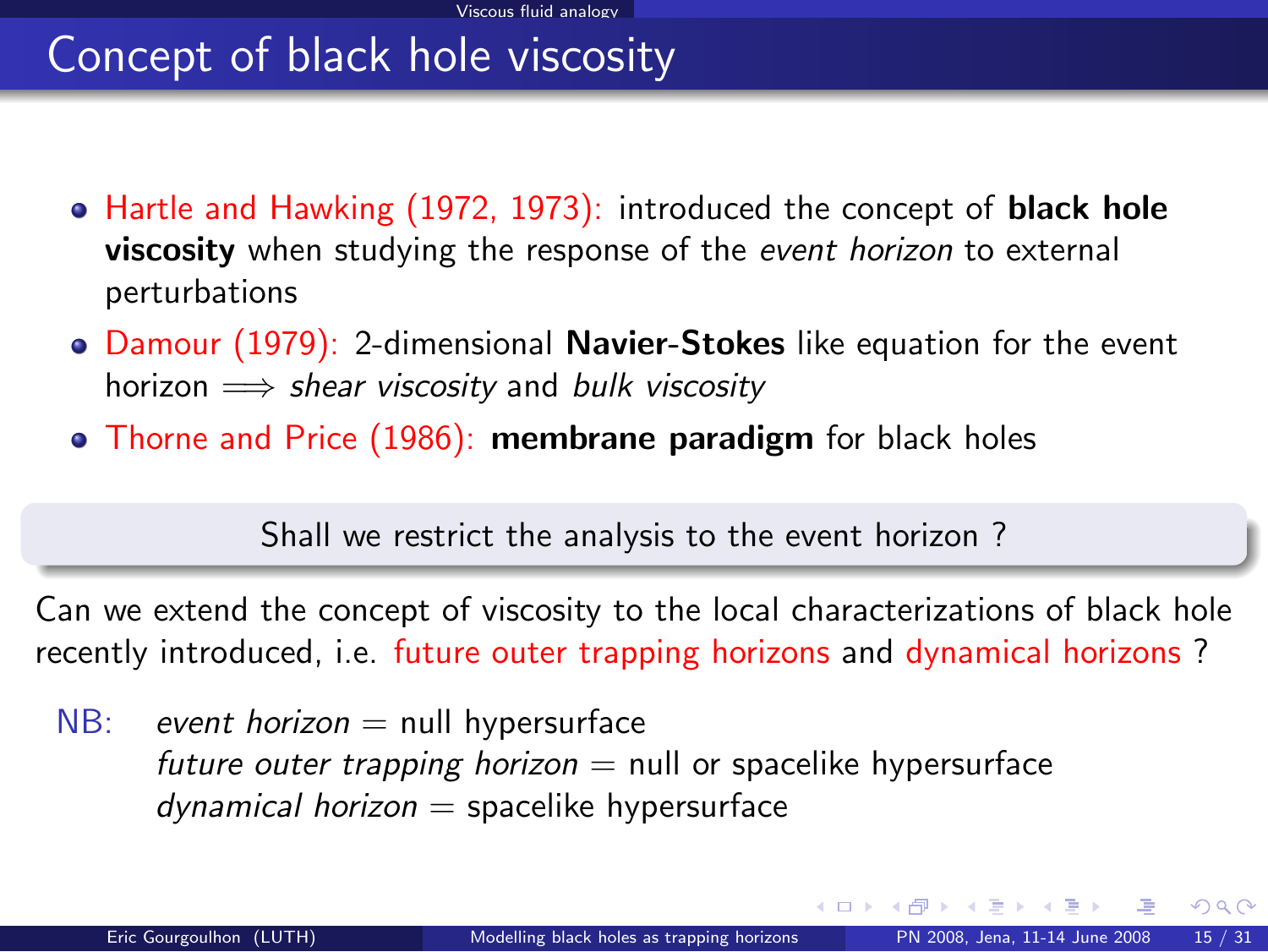# Concept of black hole viscosity

- Hartle and Hawking (1972, 1973): introduced the concept of **black hole viscosity** when studying the response of the *event horizon* to external perturbations
- Damour (1979): 2-dimensional **Navier-Stokes** like equation for the event horizon $\Longrightarrow$ *shear viscosity* and *bulk viscosity*
- Thorne and Price (1986): **membrane paradigm** for black holes

Shall we restrict the analysis to the event horizon ?

Can we extend the concept of viscosity to the local characterizations of black hole recently introduced, i.e. future outer trapping horizons and dynamical horizons ?

NB: *event horizon* = null hypersurface
*future outer trapping horizon* = null or spacelike hypersurface
*dynamical horizon* = spacelike hypersurface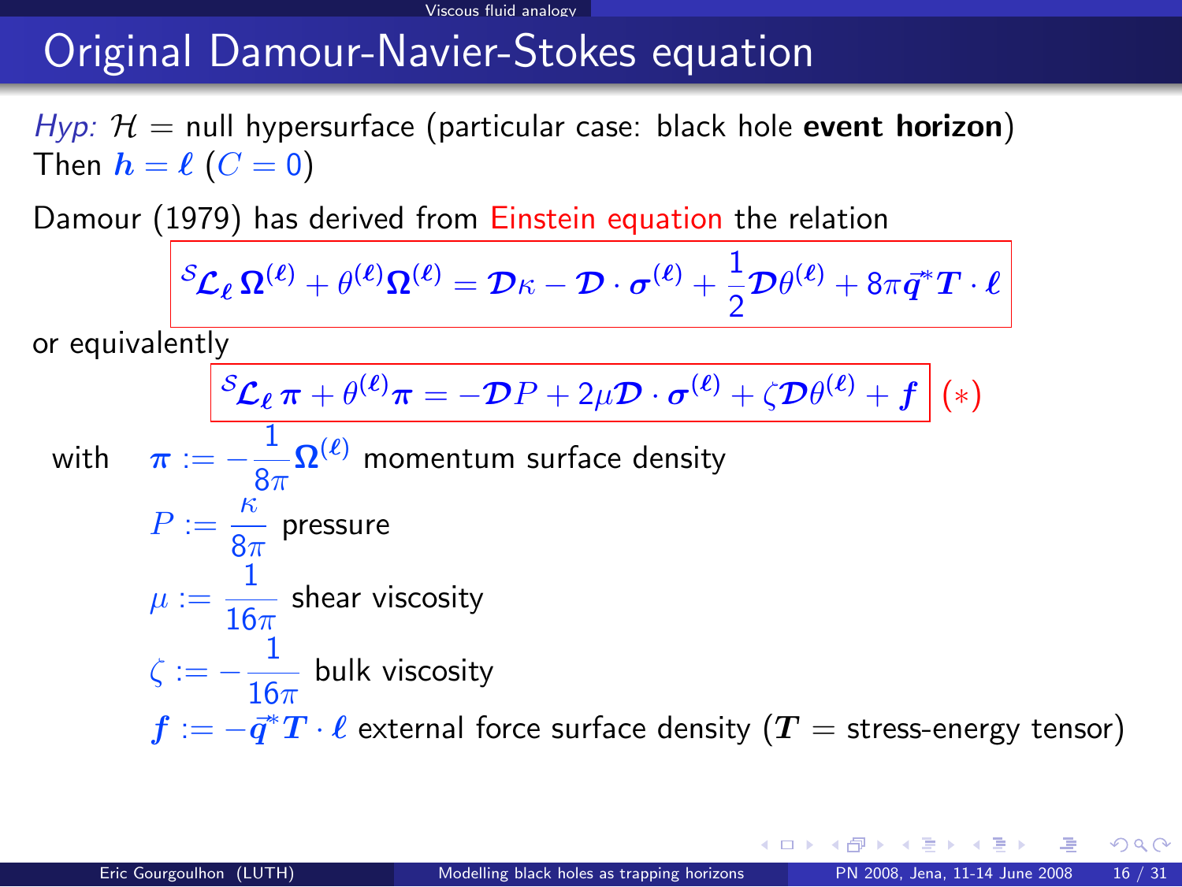# Original Damour-Navier-Stokes equation

*Hyp:* $\mathcal{H}$ = null hypersurface (particular case: black hole **event horizon**)
Then $\boldsymbol{h} = \boldsymbol{\ell}$ ($C = 0$)

Damour (1979) has derived from Einstein equation the relation

$$ {}^{\mathcal{S}}\!\boldsymbol{\mathcal{L}}_{\boldsymbol{\ell}}\, \boldsymbol{\Omega}^{(\boldsymbol{\ell})} + \theta^{(\boldsymbol{\ell})} \boldsymbol{\Omega}^{(\boldsymbol{\ell})} = \boldsymbol{\mathcal{D}}\kappa - \boldsymbol{\mathcal{D}} \cdot \boldsymbol{\sigma}^{(\boldsymbol{\ell})} + \frac{1}{2} \boldsymbol{\mathcal{D}} \theta^{(\boldsymbol{\ell})} + 8\pi \vec{\boldsymbol{q}}^{*} \boldsymbol{T} \cdot \boldsymbol{\ell} $$

or equivalently

$$ {}^{\mathcal{S}}\!\boldsymbol{\mathcal{L}}_{\boldsymbol{\ell}}\, \boldsymbol{\pi} + \theta^{(\boldsymbol{\ell})} \boldsymbol{\pi} = -\boldsymbol{\mathcal{D}} P + 2\mu \boldsymbol{\mathcal{D}} \cdot \boldsymbol{\sigma}^{(\boldsymbol{\ell})} + \zeta \boldsymbol{\mathcal{D}} \theta^{(\boldsymbol{\ell})} + \boldsymbol{f} \qquad (*) $$

with
- $\boldsymbol{\pi} := -\dfrac{1}{8\pi} \boldsymbol{\Omega}^{(\boldsymbol{\ell})}$ momentum surface density
- $P := \dfrac{\kappa}{8\pi}$ pressure
- $\mu := \dfrac{1}{16\pi}$ shear viscosity
- $\zeta := -\dfrac{1}{16\pi}$ bulk viscosity
- $\boldsymbol{f} := -\vec{\boldsymbol{q}}^{*} \boldsymbol{T} \cdot \boldsymbol{\ell}$ external force surface density ($\boldsymbol{T}$ = stress-energy tensor)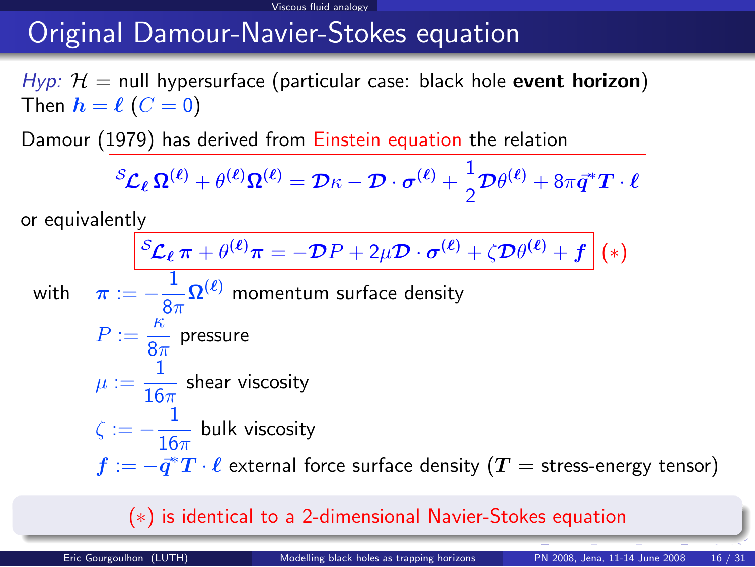# Original Damour-Navier-Stokes equation

*Hyp:* $\mathcal{H}$ = null hypersurface (particular case: black hole **event horizon**)
Then $\boldsymbol{h} = \boldsymbol{\ell}$ ($C = 0$)

Damour (1979) has derived from Einstein equation the relation

$$
{}^{\mathcal{S}}\!\mathcal{L}_{\boldsymbol{\ell}}\, \boldsymbol{\Omega}^{(\boldsymbol{\ell})} + \theta^{(\boldsymbol{\ell})} \boldsymbol{\Omega}^{(\boldsymbol{\ell})} = \boldsymbol{\mathcal{D}}\kappa - \boldsymbol{\mathcal{D}} \cdot \boldsymbol{\sigma}^{(\boldsymbol{\ell})} + \frac{1}{2} \boldsymbol{\mathcal{D}} \theta^{(\boldsymbol{\ell})} + 8\pi \vec{\boldsymbol{q}}^{*} \boldsymbol{T} \cdot \boldsymbol{\ell}
$$

or equivalently

$$
{}^{\mathcal{S}}\!\mathcal{L}_{\boldsymbol{\ell}}\, \boldsymbol{\pi} + \theta^{(\boldsymbol{\ell})} \boldsymbol{\pi} = -\boldsymbol{\mathcal{D}} P + 2\mu \boldsymbol{\mathcal{D}} \cdot \boldsymbol{\sigma}^{(\boldsymbol{\ell})} + \zeta \boldsymbol{\mathcal{D}} \theta^{(\boldsymbol{\ell})} + \boldsymbol{f} \quad (*)
$$

with

- $\boldsymbol{\pi} := -\dfrac{1}{8\pi} \boldsymbol{\Omega}^{(\boldsymbol{\ell})}$ momentum surface density
- $P := \dfrac{\kappa}{8\pi}$ pressure
- $\mu := \dfrac{1}{16\pi}$ shear viscosity
- $\zeta := -\dfrac{1}{16\pi}$ bulk viscosity
- $\boldsymbol{f} := -\vec{\boldsymbol{q}}^{*} \boldsymbol{T} \cdot \boldsymbol{\ell}$ external force surface density ($\boldsymbol{T}$ = stress-energy tensor)

$(*)$ is identical to a 2-dimensional Navier-Stokes equation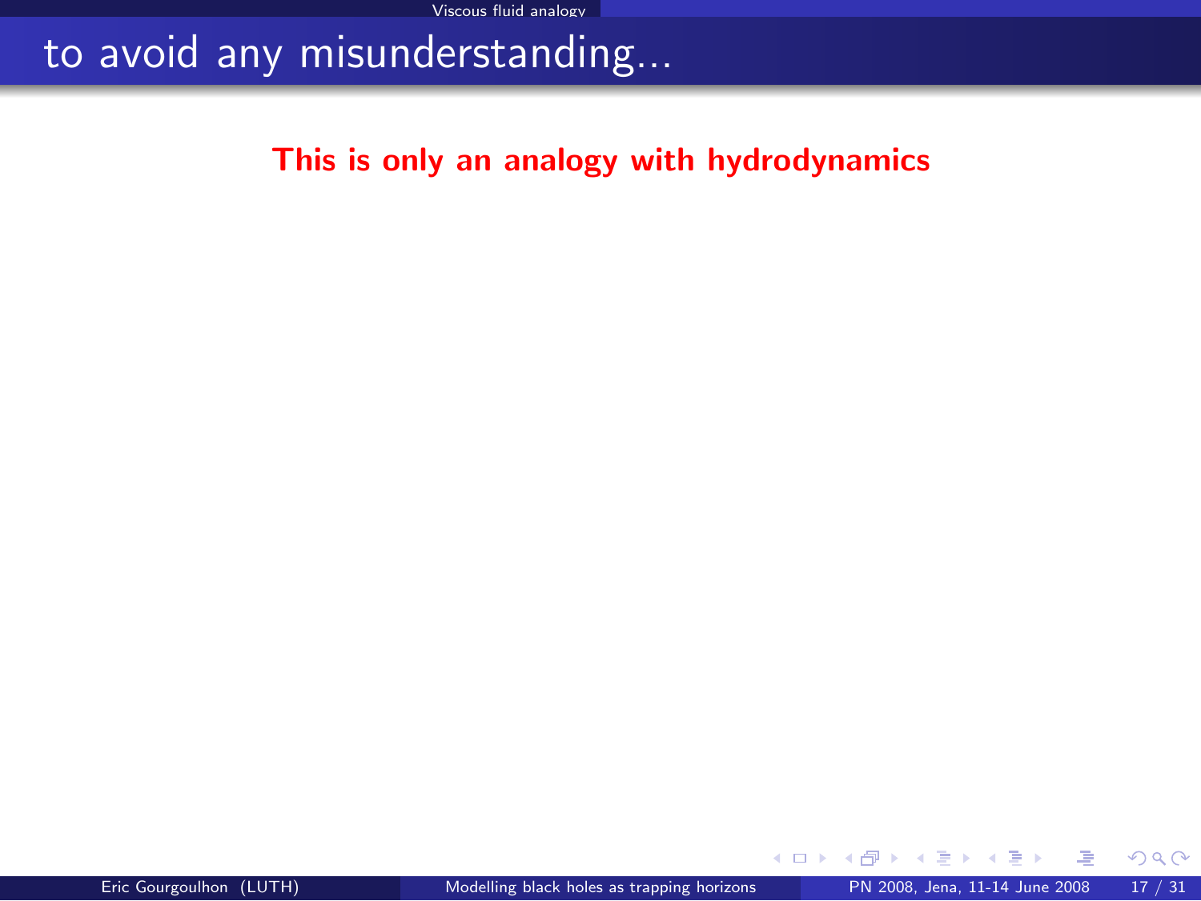# to avoid any misunderstanding...

**This is only an analogy with hydrodynamics**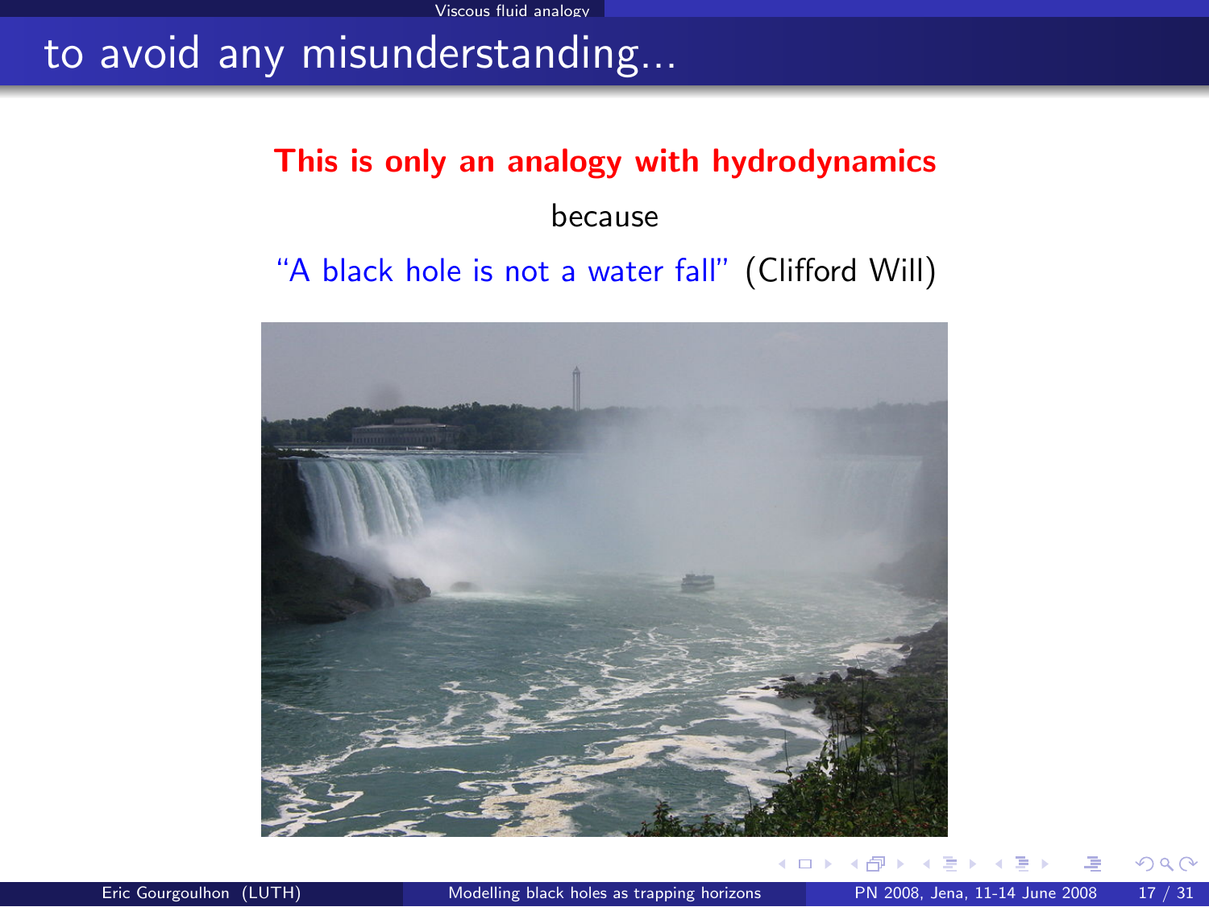# to avoid any misunderstanding...

**This is only an analogy with hydrodynamics**

because

"A black hole is not a water fall" (Clifford Will)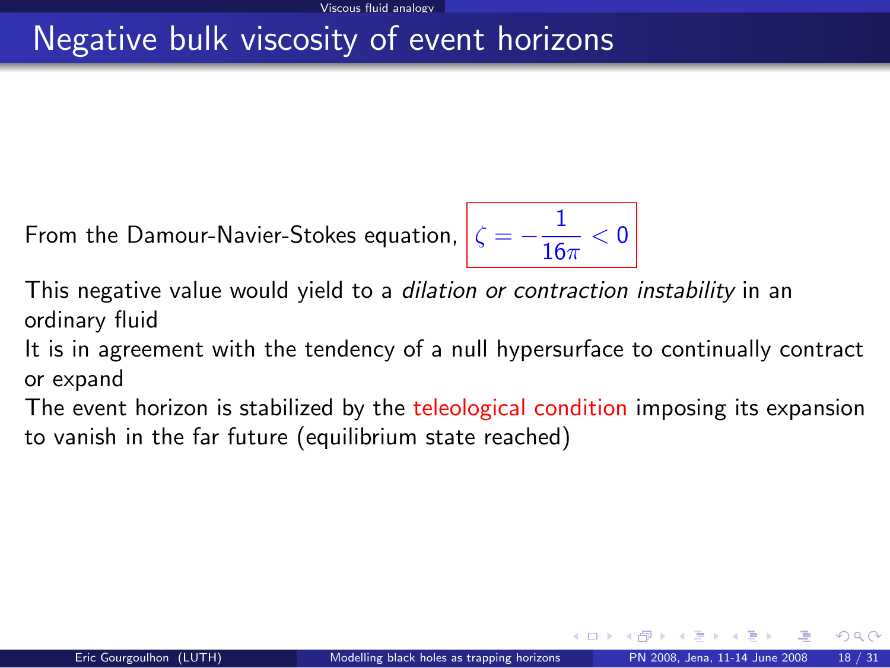# Negative bulk viscosity of event horizons

From the Damour-Navier-Stokes equation, $\zeta = -\frac{1}{16\pi} < 0$

This negative value would yield to a *dilation or contraction instability* in an ordinary fluid

It is in agreement with the tendency of a null hypersurface to continually contract or expand

The event horizon is stabilized by the teleological condition imposing its expansion to vanish in the far future (equilibrium state reached)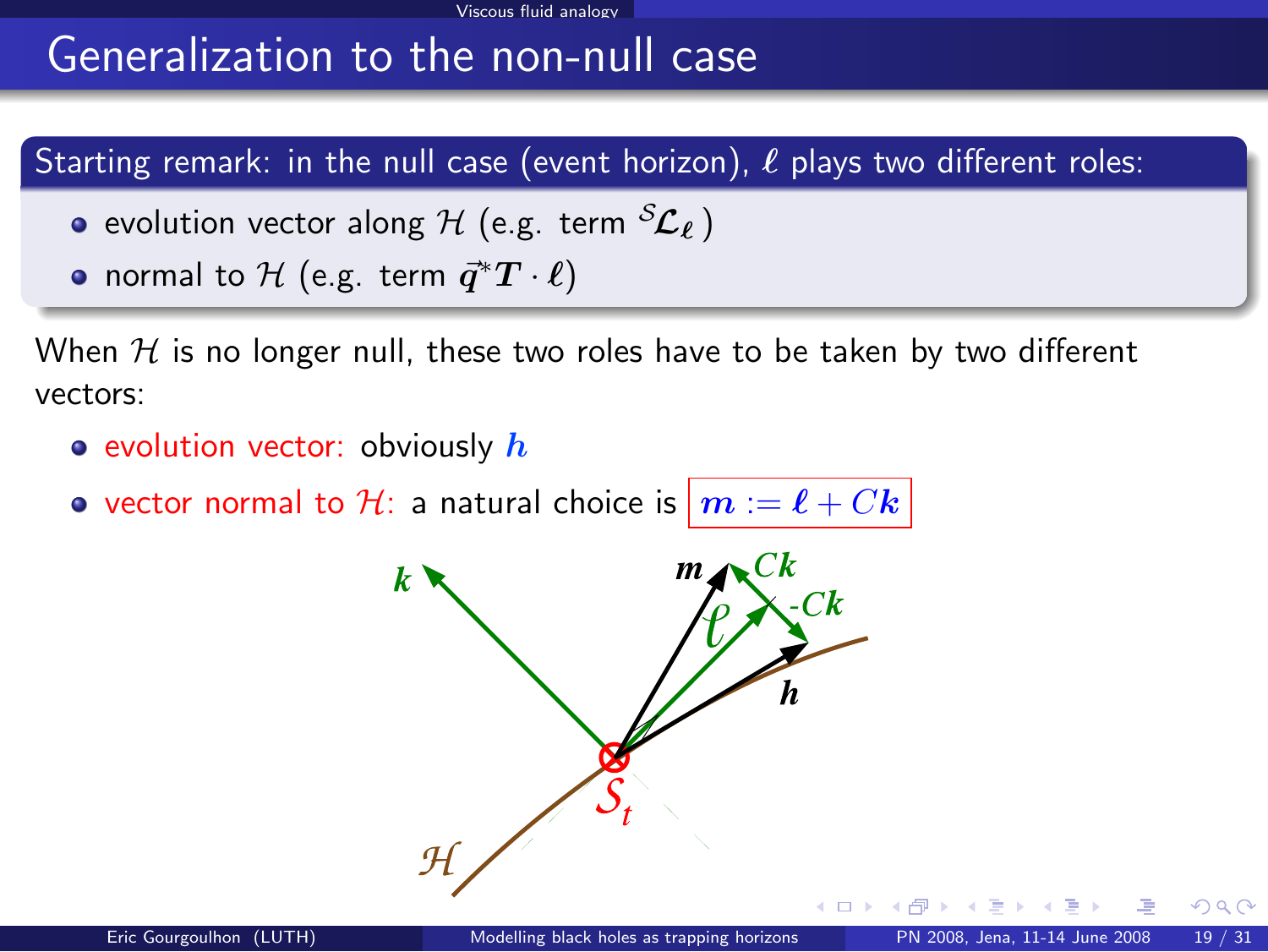# Generalization to the non-null case

**Starting remark: in the null case (event horizon), $\ell$ plays two different roles:**

- evolution vector along $\mathcal{H}$ (e.g. term ${}^{\mathcal{S}}\!\boldsymbol{\mathcal{L}}_{\boldsymbol{\ell}}$ )
- normal to $\mathcal{H}$ (e.g. term $\vec{\boldsymbol{q}}^{*}\boldsymbol{T}\cdot\boldsymbol{\ell}$)

When $\mathcal{H}$ is no longer null, these two roles have to be taken by two different vectors:

- evolution vector: obviously $\boldsymbol{h}$
- vector normal to $\mathcal{H}$: a natural choice is $\boldsymbol{m} := \boldsymbol{\ell} + C\boldsymbol{k}$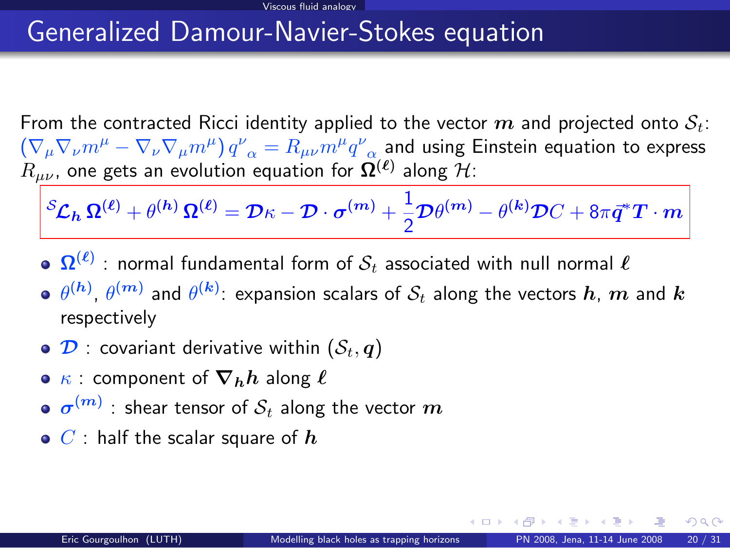# Generalized Damour-Navier-Stokes equation

From the contracted Ricci identity applied to the vector $\boldsymbol{m}$ and projected onto $\mathcal{S}_t$: $\left(\nabla_\mu \nabla_\nu m^\mu - \nabla_\nu \nabla_\mu m^\mu\right) q^\nu{}_\alpha = R_{\mu\nu} m^\mu q^\nu{}_\alpha$ and using Einstein equation to express $R_{\mu\nu}$, one gets an evolution equation for $\boldsymbol{\Omega}^{(\boldsymbol{\ell})}$ along $\mathcal{H}$:

$$
{}^{\mathcal{S}}\!\boldsymbol{\mathcal{L}}_{\boldsymbol{h}}\, \boldsymbol{\Omega}^{(\boldsymbol{\ell})} + \theta^{(\boldsymbol{h})}\, \boldsymbol{\Omega}^{(\boldsymbol{\ell})} = \boldsymbol{\mathcal{D}}\kappa - \boldsymbol{\mathcal{D}} \cdot \boldsymbol{\sigma}^{(\boldsymbol{m})} + \frac{1}{2} \boldsymbol{\mathcal{D}} \theta^{(\boldsymbol{m})} - \theta^{(\boldsymbol{k})} \boldsymbol{\mathcal{D}} C + 8\pi \vec{\boldsymbol{q}}^{*} \boldsymbol{T} \cdot \boldsymbol{m}
$$

- $\boldsymbol{\Omega}^{(\boldsymbol{\ell})}$ : normal fundamental form of $\mathcal{S}_t$ associated with null normal $\boldsymbol{\ell}$
- $\theta^{(\boldsymbol{h})}$, $\theta^{(\boldsymbol{m})}$ and $\theta^{(\boldsymbol{k})}$: expansion scalars of $\mathcal{S}_t$ along the vectors $\boldsymbol{h}$, $\boldsymbol{m}$ and $\boldsymbol{k}$ respectively
- $\boldsymbol{\mathcal{D}}$ : covariant derivative within $(\mathcal{S}_t, \boldsymbol{q})$
- $\kappa$ : component of $\boldsymbol{\nabla}_{\boldsymbol{h}} \boldsymbol{h}$ along $\boldsymbol{\ell}$
- $\boldsymbol{\sigma}^{(\boldsymbol{m})}$ : shear tensor of $\mathcal{S}_t$ along the vector $\boldsymbol{m}$
- $C$ : half the scalar square of $\boldsymbol{h}$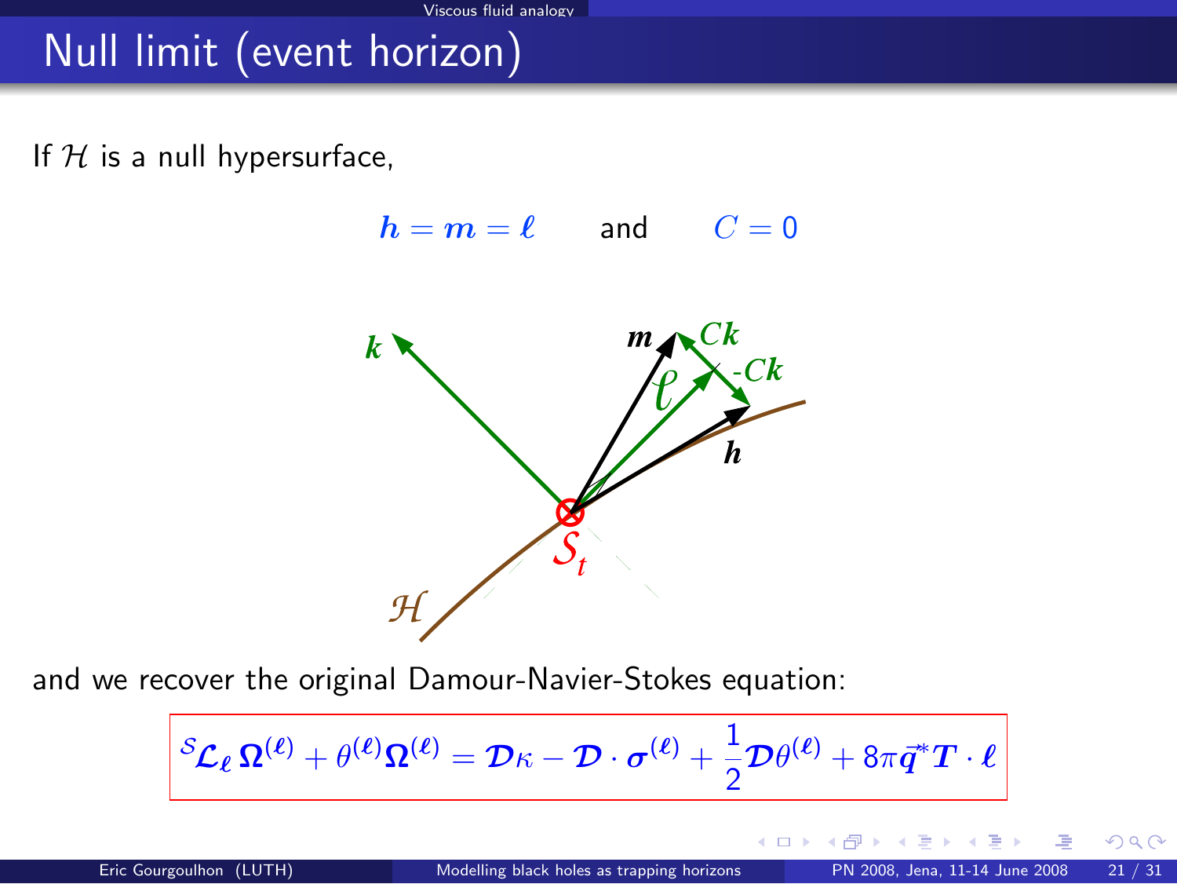# Null limit (event horizon)

If $\mathcal{H}$ is a null hypersurface,

$$\boldsymbol{h} = \boldsymbol{m} = \boldsymbol{\ell} \qquad \text{and} \qquad C = 0$$

and we recover the original Damour-Navier-Stokes equation:

$$\boxed{{}^{\mathcal{S}}\mathcal{L}_{\boldsymbol{\ell}}\, \boldsymbol{\Omega}^{(\boldsymbol{\ell})} + \theta^{(\boldsymbol{\ell})} \boldsymbol{\Omega}^{(\boldsymbol{\ell})} = \boldsymbol{\mathcal{D}}\kappa - \boldsymbol{\mathcal{D}} \cdot \boldsymbol{\sigma}^{(\boldsymbol{\ell})} + \frac{1}{2} \boldsymbol{\mathcal{D}} \theta^{(\boldsymbol{\ell})} + 8\pi \vec{\boldsymbol{q}}^{*} \boldsymbol{T} \cdot \boldsymbol{\ell}}$$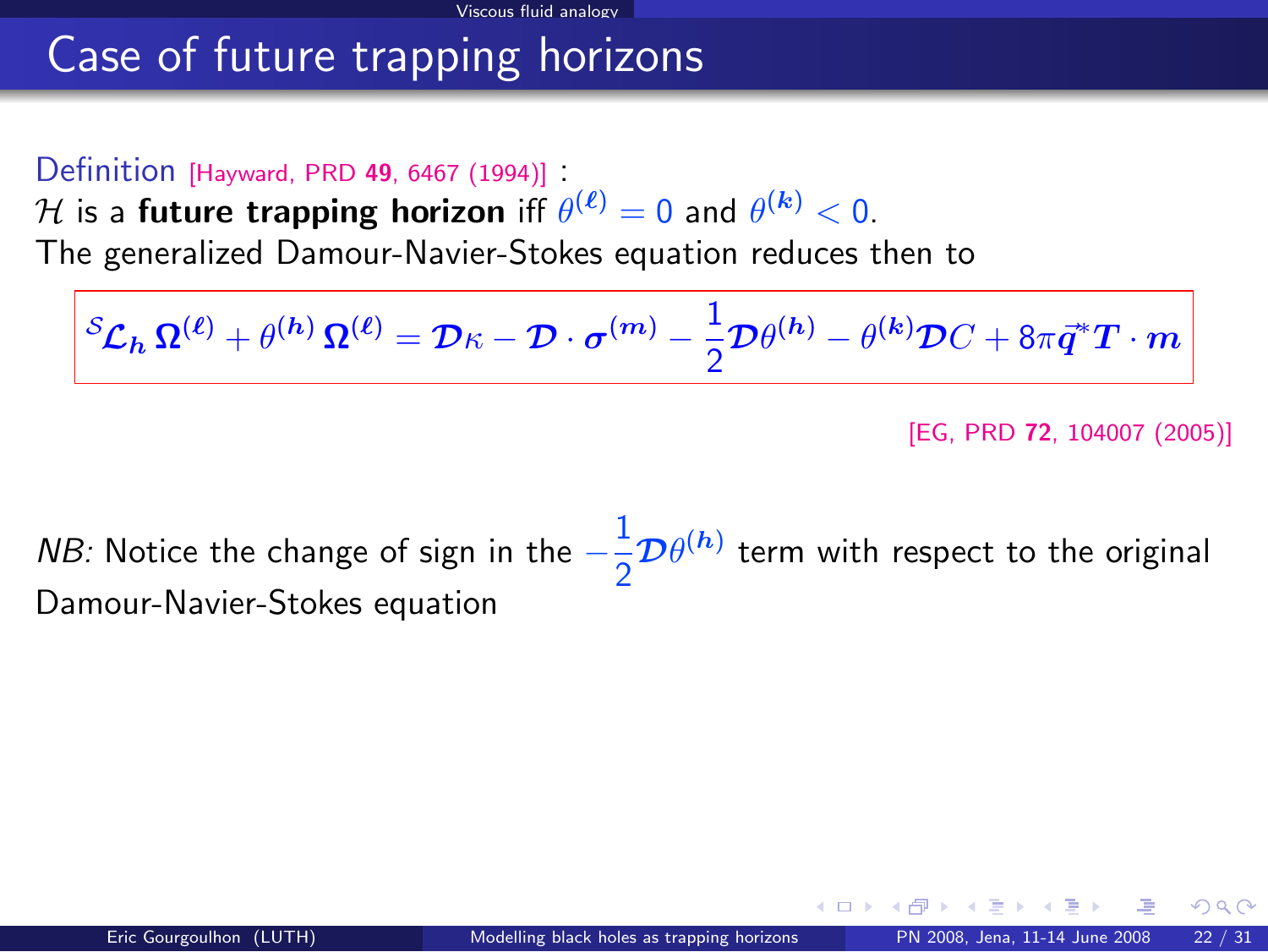# Case of future trapping horizons

Definition [Hayward, PRD **49**, 6467 (1994)] :
$\mathcal{H}$ is a **future trapping horizon** iff $\theta^{(\ell)} = 0$ and $\theta^{(k)} < 0$.
The generalized Damour-Navier-Stokes equation reduces then to

$$
{}^{\mathcal{S}}\boldsymbol{\mathcal{L}}_{\boldsymbol{h}}\, \boldsymbol{\Omega}^{(\boldsymbol{\ell})} + \theta^{(\boldsymbol{h})}\, \boldsymbol{\Omega}^{(\boldsymbol{\ell})} = \boldsymbol{\mathcal{D}}\kappa - \boldsymbol{\mathcal{D}} \cdot \boldsymbol{\sigma}^{(\boldsymbol{m})} - \frac{1}{2}\boldsymbol{\mathcal{D}}\theta^{(\boldsymbol{h})} - \theta^{(\boldsymbol{k})}\boldsymbol{\mathcal{D}}C + 8\pi \vec{\boldsymbol{q}}^{*}\boldsymbol{T} \cdot \boldsymbol{m}
$$

[EG, PRD **72**, 104007 (2005)]

*NB:* Notice the change of sign in the $-\frac{1}{2}\boldsymbol{\mathcal{D}}\theta^{(\boldsymbol{h})}$ term with respect to the original Damour-Navier-Stokes equation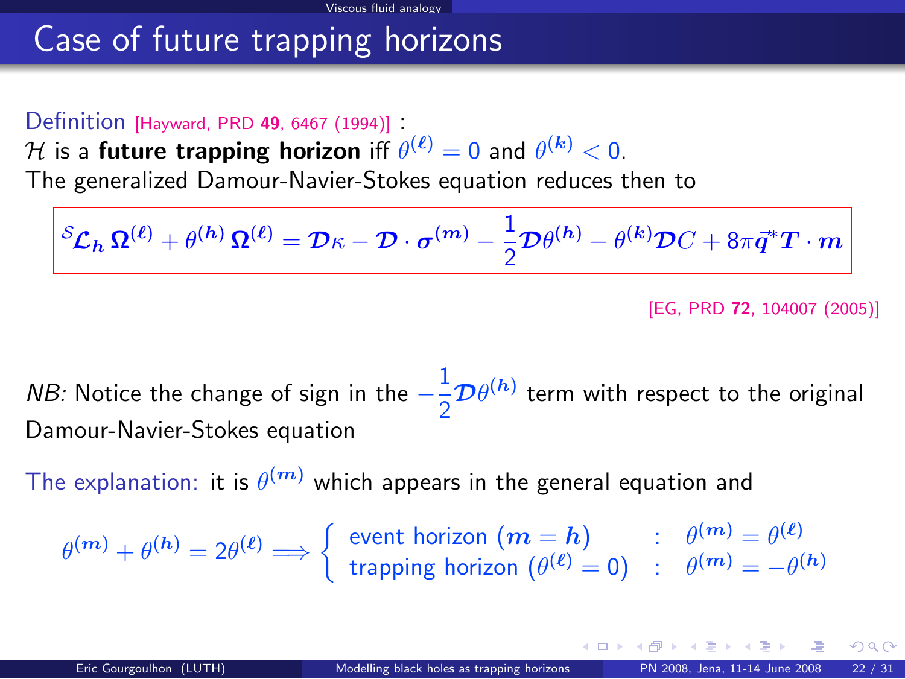# Case of future trapping horizons

Definition [Hayward, PRD **49**, 6467 (1994)] :
$\mathcal{H}$ is a **future trapping horizon** iff $\theta^{(\ell)} = 0$ and $\theta^{(k)} < 0$.
The generalized Damour-Navier-Stokes equation reduces then to

$$
{}^{\mathcal{S}}\!\mathcal{L}_{\boldsymbol{h}}\, \boldsymbol{\Omega}^{(\ell)} + \theta^{(h)}\, \boldsymbol{\Omega}^{(\ell)} = \boldsymbol{\mathcal{D}}\kappa - \boldsymbol{\mathcal{D}} \cdot \boldsymbol{\sigma}^{(m)} - \frac{1}{2}\boldsymbol{\mathcal{D}}\theta^{(h)} - \theta^{(k)}\boldsymbol{\mathcal{D}}C + 8\pi \vec{q}^{\,*}\boldsymbol{T} \cdot \boldsymbol{m}
$$

[EG, PRD **72**, 104007 (2005)]

*NB:* Notice the change of sign in the $-\frac{1}{2}\boldsymbol{\mathcal{D}}\theta^{(h)}$ term with respect to the original Damour-Navier-Stokes equation

The explanation: it is $\theta^{(m)}$ which appears in the general equation and

$$
\theta^{(m)} + \theta^{(h)} = 2\theta^{(\ell)} \Longrightarrow \begin{cases} \text{event horizon } (\boldsymbol{m} = \boldsymbol{h}) & : \quad \theta^{(m)} = \theta^{(\ell)} \\ \text{trapping horizon } (\theta^{(\ell)} = 0) & : \quad \theta^{(m)} = -\theta^{(h)} \end{cases}
$$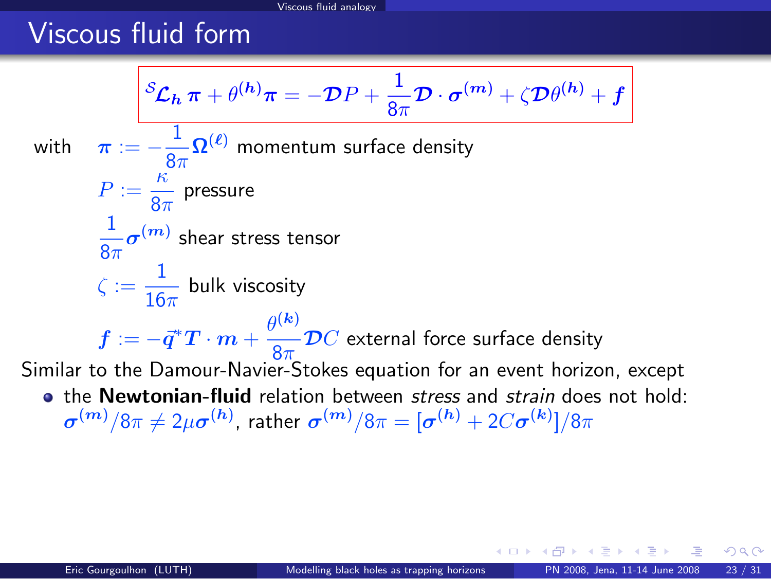# Viscous fluid form

$$
{}^{\mathcal{S}}\boldsymbol{\mathcal{L}}_{\boldsymbol{h}}\,\boldsymbol{\pi} + \theta^{(\boldsymbol{h})}\boldsymbol{\pi} = -\boldsymbol{\mathcal{D}}P + \frac{1}{8\pi}\boldsymbol{\mathcal{D}}\cdot\boldsymbol{\sigma}^{(\boldsymbol{m})} + \zeta\boldsymbol{\mathcal{D}}\theta^{(\boldsymbol{h})} + \boldsymbol{f}
$$

with $\boldsymbol{\pi} := -\frac{1}{8\pi}\boldsymbol{\Omega}^{(\boldsymbol{\ell})}$ momentum surface density

$P := \frac{\kappa}{8\pi}$ pressure

$\frac{1}{8\pi}\boldsymbol{\sigma}^{(\boldsymbol{m})}$ shear stress tensor

$\zeta := \frac{1}{16\pi}$ bulk viscosity

$\boldsymbol{f} := -\vec{q}^{\,*}\boldsymbol{T}\cdot\boldsymbol{m} + \frac{\theta^{(\boldsymbol{k})}}{8\pi}\boldsymbol{\mathcal{D}}C$ external force surface density

Similar to the Damour-Navier-Stokes equation for an event horizon, except

- the **Newtonian-fluid** relation between *stress* and *strain* does not hold: $\boldsymbol{\sigma}^{(\boldsymbol{m})}/8\pi \neq 2\mu\boldsymbol{\sigma}^{(\boldsymbol{h})}$, rather $\boldsymbol{\sigma}^{(\boldsymbol{m})}/8\pi = [\boldsymbol{\sigma}^{(\boldsymbol{h})} + 2C\boldsymbol{\sigma}^{(\boldsymbol{k})}]/8\pi$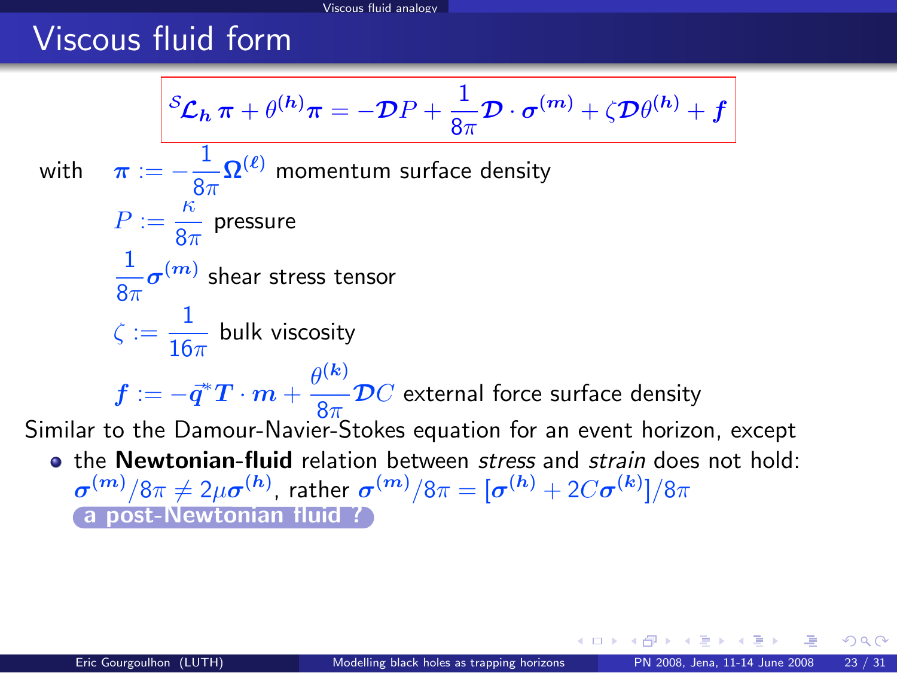# Viscous fluid form

$$
{}^{\mathcal{S}}\boldsymbol{\mathcal{L}}_{\boldsymbol{h}}\,\boldsymbol{\pi} + \theta^{(\boldsymbol{h})}\boldsymbol{\pi} = -\boldsymbol{\mathcal{D}}P + \frac{1}{8\pi}\boldsymbol{\mathcal{D}}\cdot\boldsymbol{\sigma}^{(\boldsymbol{m})} + \zeta\boldsymbol{\mathcal{D}}\theta^{(\boldsymbol{h})} + \boldsymbol{f}
$$

with $\boldsymbol{\pi} := -\frac{1}{8\pi}\boldsymbol{\Omega}^{(\boldsymbol{\ell})}$ momentum surface density

$P := \frac{\kappa}{8\pi}$ pressure

$\frac{1}{8\pi}\boldsymbol{\sigma}^{(\boldsymbol{m})}$ shear stress tensor

$\zeta := \frac{1}{16\pi}$ bulk viscosity

$\boldsymbol{f} := -\vec{q}^{\,*}\boldsymbol{T}\cdot\boldsymbol{m} + \frac{\theta^{(\boldsymbol{k})}}{8\pi}\boldsymbol{\mathcal{D}}C$ external force surface density

Similar to the Damour-Navier-Stokes equation for an event horizon, except

- the **Newtonian-fluid** relation between *stress* and *strain* does not hold: $\boldsymbol{\sigma}^{(\boldsymbol{m})}/8\pi \neq 2\mu\boldsymbol{\sigma}^{(\boldsymbol{h})}$, rather $\boldsymbol{\sigma}^{(\boldsymbol{m})}/8\pi = [\boldsymbol{\sigma}^{(\boldsymbol{h})} + 2C\boldsymbol{\sigma}^{(\boldsymbol{k})}]/8\pi$

  **a post-Newtonian fluid ?**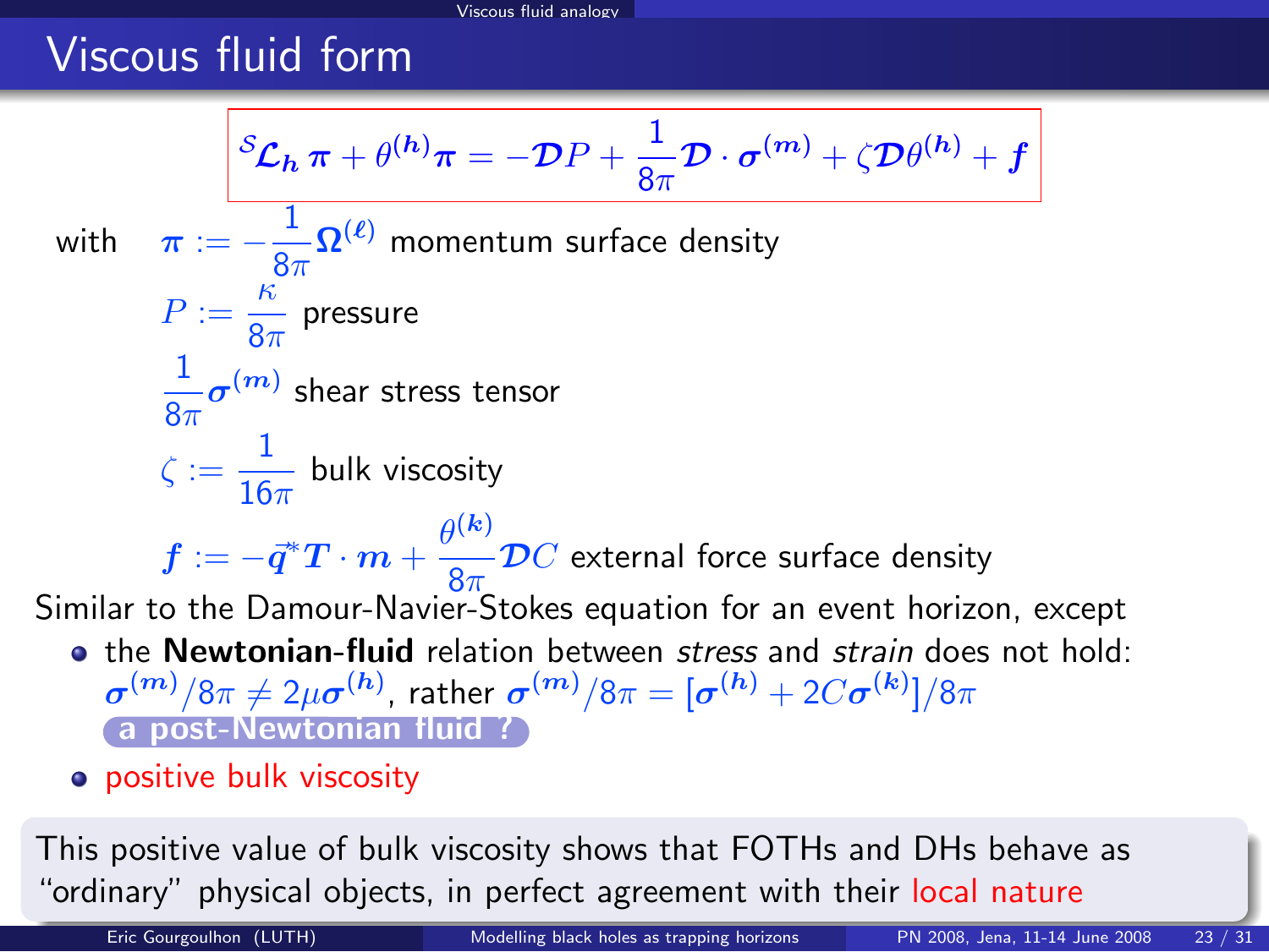# Viscous fluid form

$$
{}^{\mathcal{S}}\boldsymbol{\mathcal{L}}_{\boldsymbol{h}}\,\boldsymbol{\pi} + \theta^{(\boldsymbol{h})}\boldsymbol{\pi} = -\boldsymbol{\mathcal{D}}P + \frac{1}{8\pi}\boldsymbol{\mathcal{D}}\cdot\boldsymbol{\sigma}^{(\boldsymbol{m})} + \zeta\boldsymbol{\mathcal{D}}\theta^{(\boldsymbol{h})} + \boldsymbol{f}
$$

with
- $\boldsymbol{\pi} := -\frac{1}{8\pi}\boldsymbol{\Omega}^{(\boldsymbol{\ell})}$ momentum surface density
- $P := \frac{\kappa}{8\pi}$ pressure
- $\frac{1}{8\pi}\boldsymbol{\sigma}^{(\boldsymbol{m})}$ shear stress tensor
- $\zeta := \frac{1}{16\pi}$ bulk viscosity
- $\boldsymbol{f} := -\vec{\boldsymbol{q}}^{*}\boldsymbol{T}\cdot\boldsymbol{m} + \frac{\theta^{(\boldsymbol{k})}}{8\pi}\boldsymbol{\mathcal{D}}C$ external force surface density

Similar to the Damour-Navier-Stokes equation for an event horizon, except

- the **Newtonian-fluid** relation between *stress* and *strain* does not hold: $\boldsymbol{\sigma}^{(\boldsymbol{m})}/8\pi \neq 2\mu\boldsymbol{\sigma}^{(\boldsymbol{h})}$, rather $\boldsymbol{\sigma}^{(\boldsymbol{m})}/8\pi = [\boldsymbol{\sigma}^{(\boldsymbol{h})} + 2C\boldsymbol{\sigma}^{(\boldsymbol{k})}]/8\pi$
  **a post-Newtonian fluid ?**
- positive bulk viscosity

This positive value of bulk viscosity shows that FOTHs and DHs behave as "ordinary" physical objects, in perfect agreement with their local nature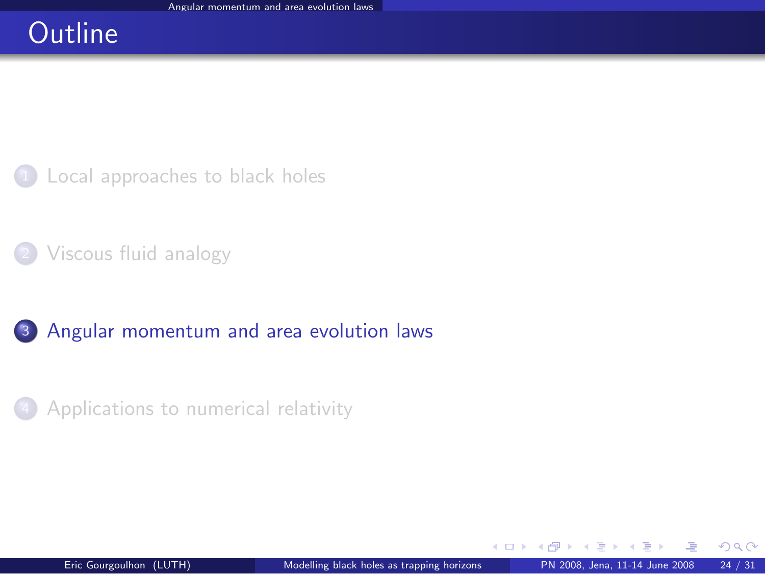# Outline

1. Local approaches to black holes
2. Viscous fluid analogy
3. **Angular momentum and area evolution laws**
4. Applications to numerical relativity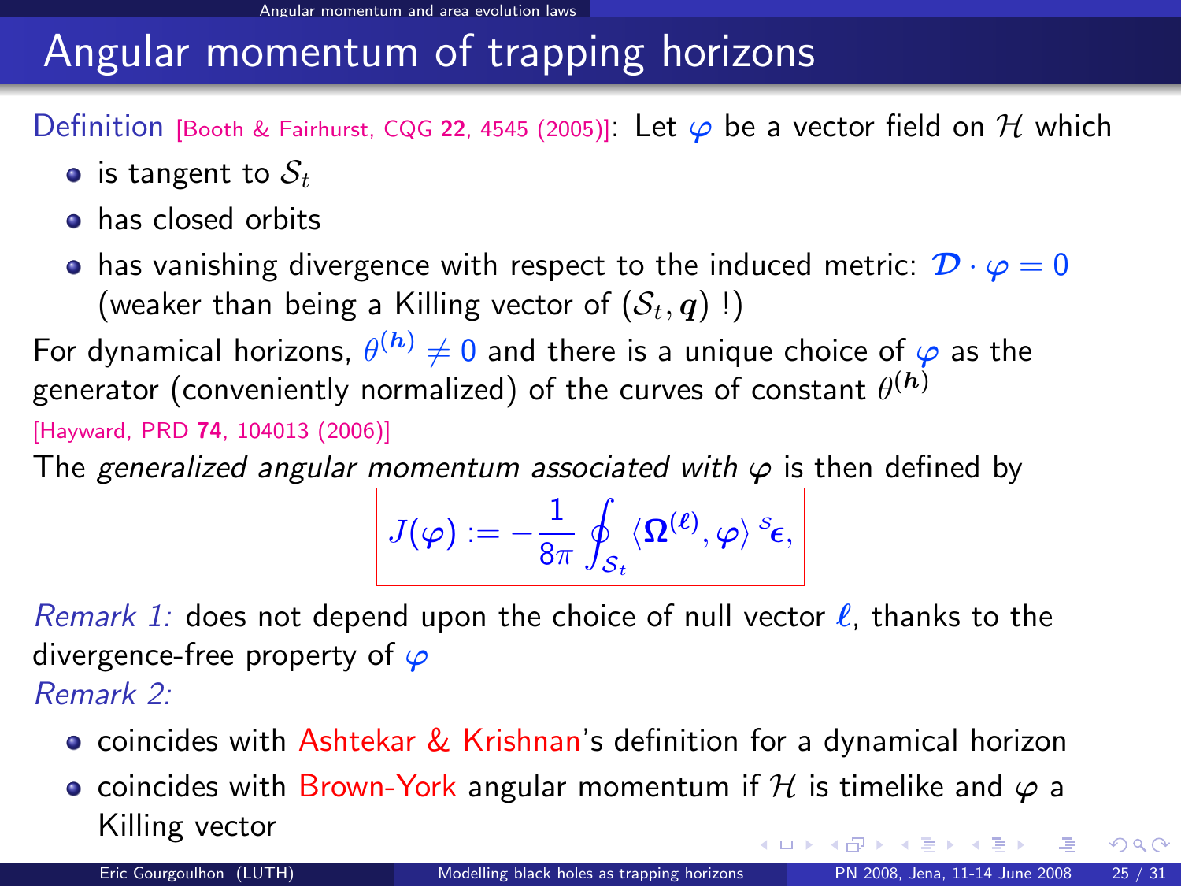# Angular momentum of trapping horizons

Definition [Booth & Fairhurst, CQG **22**, 4545 (2005)]: Let $\boldsymbol{\varphi}$ be a vector field on $\mathcal{H}$ which

- is tangent to $\mathcal{S}_t$
- has closed orbits
- has vanishing divergence with respect to the induced metric: $\boldsymbol{\mathcal{D}} \cdot \boldsymbol{\varphi} = 0$ (weaker than being a Killing vector of $(\mathcal{S}_t, \boldsymbol{q})$ !)

For dynamical horizons, $\theta^{(\boldsymbol{h})} \neq 0$ and there is a unique choice of $\boldsymbol{\varphi}$ as the generator (conveniently normalized) of the curves of constant $\theta^{(\boldsymbol{h})}$ [Hayward, PRD **74**, 104013 (2006)]

The *generalized angular momentum associated with* $\boldsymbol{\varphi}$ is then defined by

$$J(\boldsymbol{\varphi}) := -\frac{1}{8\pi} \oint_{\mathcal{S}_t} \langle \boldsymbol{\Omega}^{(\boldsymbol{\ell})}, \boldsymbol{\varphi} \rangle \, {}^{\mathcal{S}}\boldsymbol{\epsilon},$$

*Remark 1:* does not depend upon the choice of null vector $\boldsymbol{\ell}$, thanks to the divergence-free property of $\boldsymbol{\varphi}$

*Remark 2:*

- coincides with Ashtekar & Krishnan's definition for a dynamical horizon
- coincides with Brown-York angular momentum if $\mathcal{H}$ is timelike and $\boldsymbol{\varphi}$ a Killing vector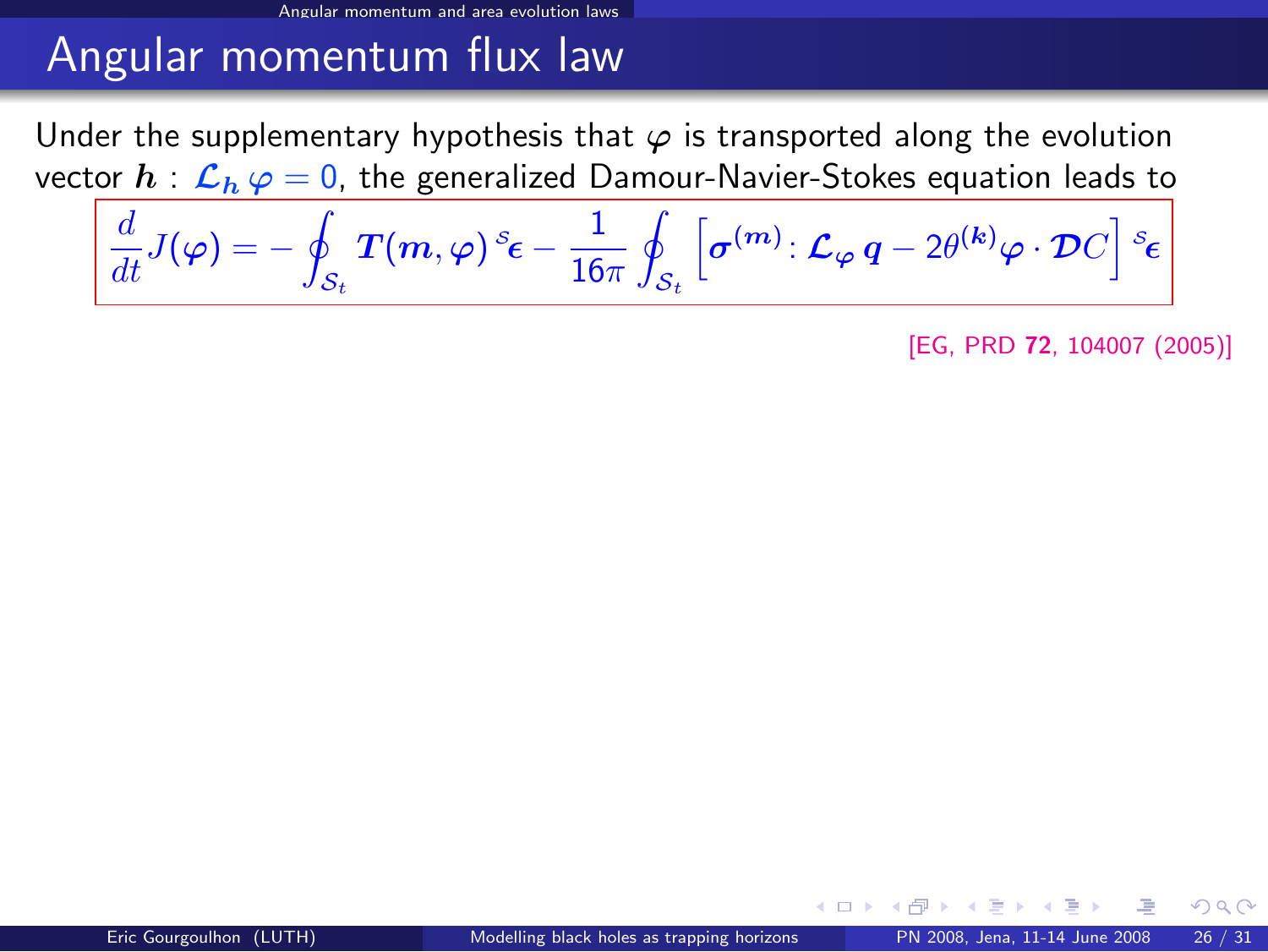# Angular momentum flux law

Under the supplementary hypothesis that $\varphi$ is transported along the evolution vector $\boldsymbol{h}$ : $\boldsymbol{\mathcal{L}}_{\boldsymbol{h}}\,\boldsymbol{\varphi} = 0$, the generalized Damour-Navier-Stokes equation leads to

$$\frac{d}{dt}J(\boldsymbol{\varphi}) = -\oint_{\mathcal{S}_t} \boldsymbol{T}(\boldsymbol{m},\boldsymbol{\varphi})\,{}^{\mathcal{S}}\boldsymbol{\epsilon} - \frac{1}{16\pi}\oint_{\mathcal{S}_t}\left[\boldsymbol{\sigma}^{(\boldsymbol{m})} : \boldsymbol{\mathcal{L}}_{\boldsymbol{\varphi}}\,\boldsymbol{q} - 2\theta^{(\boldsymbol{k})}\boldsymbol{\varphi}\cdot\boldsymbol{\mathcal{D}}C\right]{}^{\mathcal{S}}\boldsymbol{\epsilon}$$

[EG, PRD **72**, 104007 (2005)]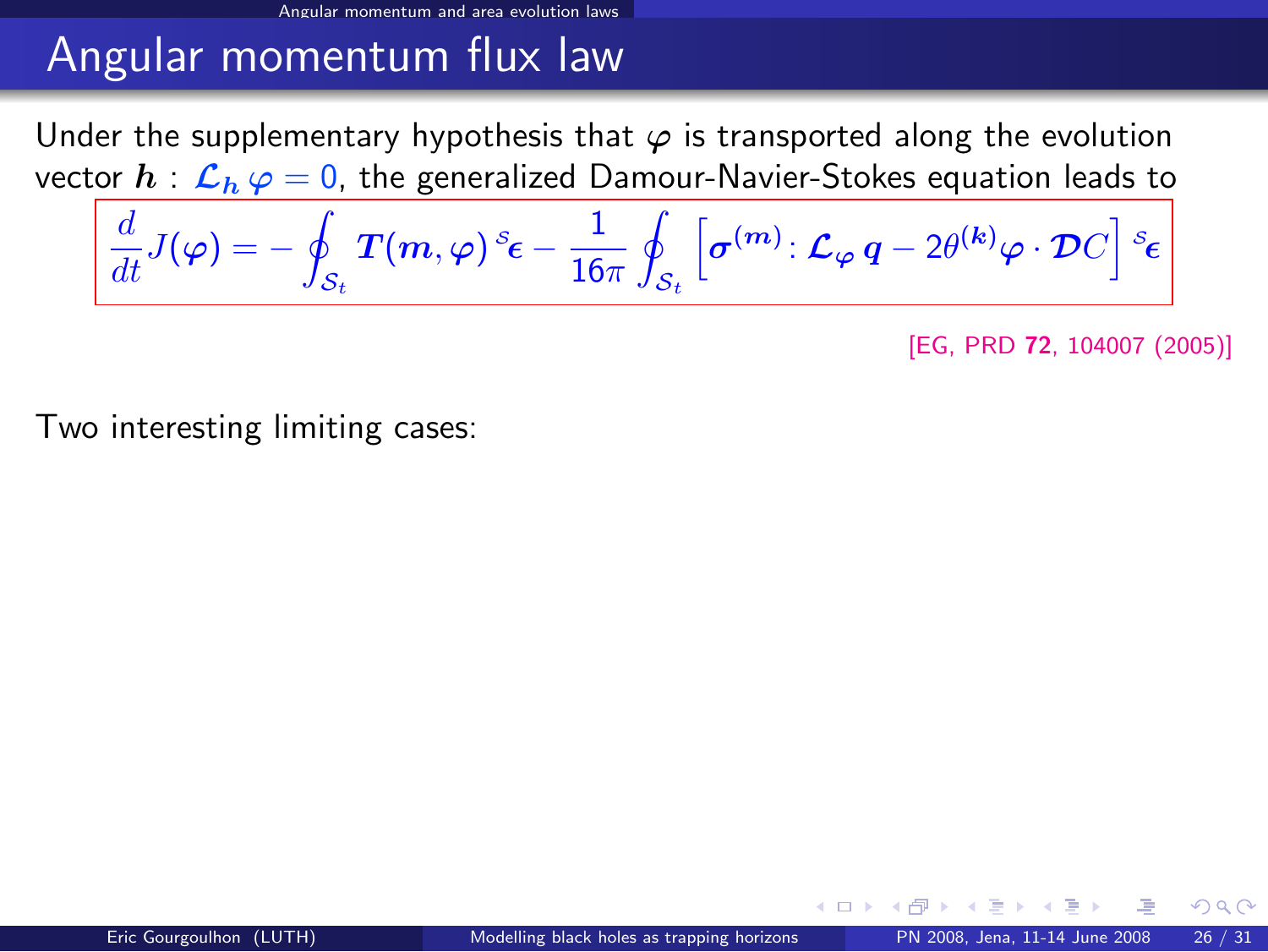# Angular momentum flux law

Under the supplementary hypothesis that $\varphi$ is transported along the evolution vector $\boldsymbol{h}$ : $\mathcal{L}_{\boldsymbol{h}}\, \varphi = 0$, the generalized Damour-Navier-Stokes equation leads to

$$\frac{d}{dt} J(\boldsymbol{\varphi}) = -\oint_{\mathcal{S}_t} \boldsymbol{T}(\boldsymbol{m}, \boldsymbol{\varphi})\, {}^{\mathcal{S}}\boldsymbol{\epsilon} - \frac{1}{16\pi} \oint_{\mathcal{S}_t} \left[ \boldsymbol{\sigma}^{(\boldsymbol{m})} : \mathcal{L}_{\boldsymbol{\varphi}}\, \boldsymbol{q} - 2\theta^{(\boldsymbol{k})} \boldsymbol{\varphi} \cdot \boldsymbol{\mathcal{D}} C \right] {}^{\mathcal{S}}\boldsymbol{\epsilon}$$

[EG, PRD **72**, 104007 (2005)]

Two interesting limiting cases: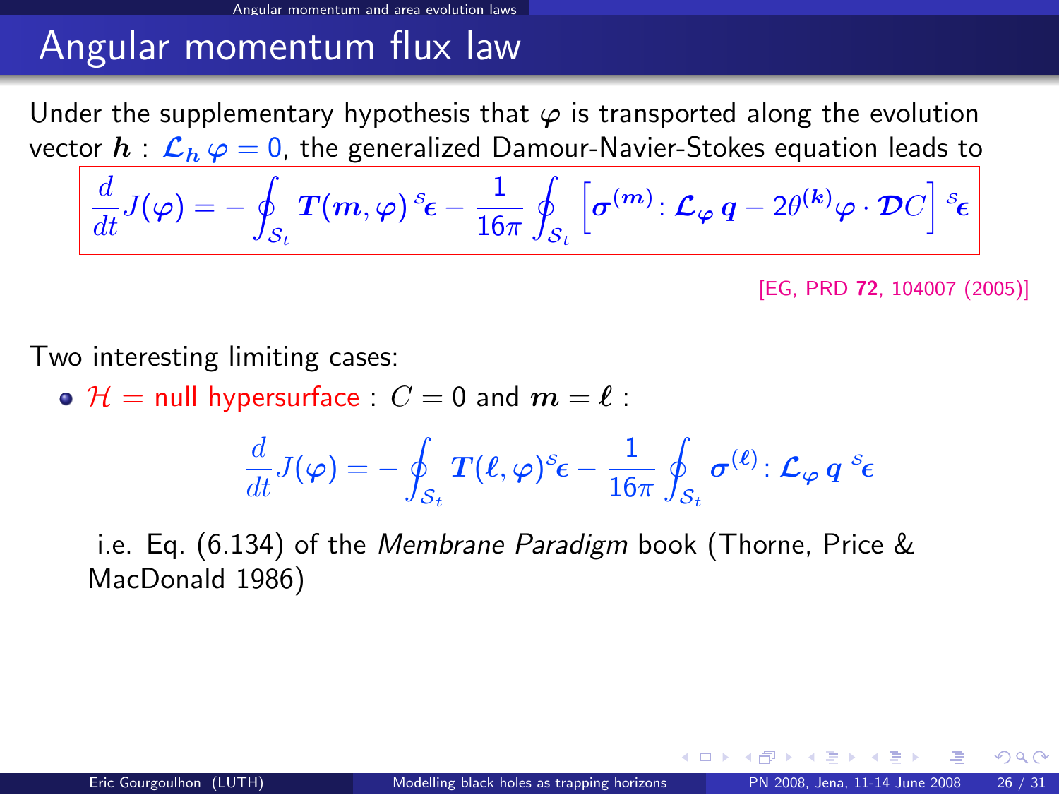# Angular momentum flux law

Under the supplementary hypothesis that $\varphi$ is transported along the evolution vector $\boldsymbol{h}$ : $\mathcal{L}_{\boldsymbol{h}}\,\varphi = 0$, the generalized Damour-Navier-Stokes equation leads to

$$\frac{d}{dt} J(\varphi) = -\oint_{\mathcal{S}_t} \boldsymbol{T}(\boldsymbol{m}, \varphi)\, {}^{\mathcal{S}}\boldsymbol{\epsilon} - \frac{1}{16\pi} \oint_{\mathcal{S}_t} \left[ \boldsymbol{\sigma}^{(\boldsymbol{m})} : \mathcal{L}_{\varphi}\, \boldsymbol{q} - 2\theta^{(\boldsymbol{k})} \varphi \cdot \mathcal{D} C \right] {}^{\mathcal{S}}\boldsymbol{\epsilon}$$

[EG, PRD **72**, 104007 (2005)]

Two interesting limiting cases:

- $\mathcal{H}$ = null hypersurface : $C = 0$ and $\boldsymbol{m} = \boldsymbol{\ell}$ :

$$\frac{d}{dt} J(\varphi) = -\oint_{\mathcal{S}_t} \boldsymbol{T}(\boldsymbol{\ell}, \varphi)\, {}^{\mathcal{S}}\boldsymbol{\epsilon} - \frac{1}{16\pi} \oint_{\mathcal{S}_t} \boldsymbol{\sigma}^{(\boldsymbol{\ell})} : \mathcal{L}_{\varphi}\, \boldsymbol{q}\ {}^{\mathcal{S}}\boldsymbol{\epsilon}$$

  i.e. Eq. (6.134) of the *Membrane Paradigm* book (Thorne, Price & MacDonald 1986)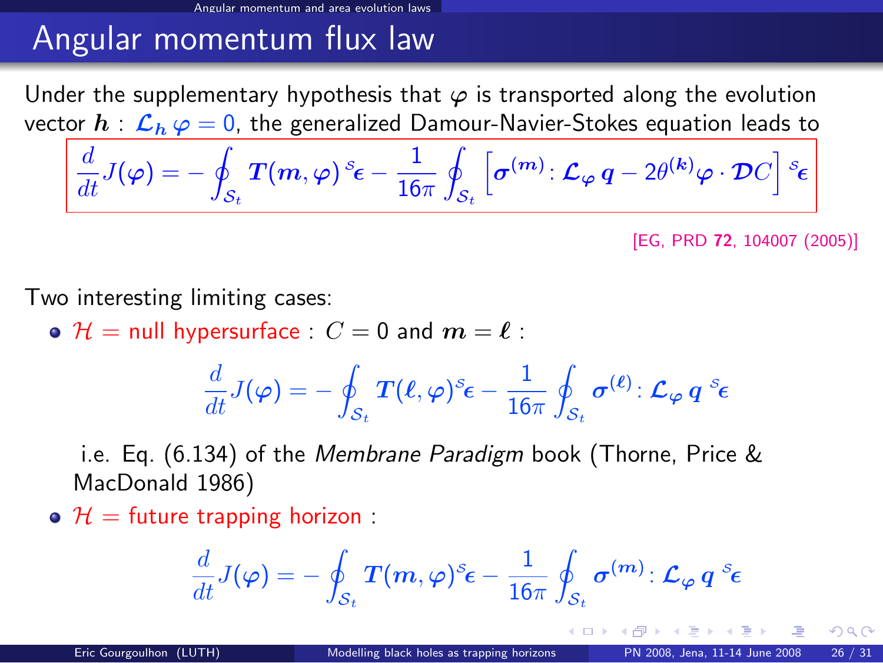# Angular momentum flux law

Under the supplementary hypothesis that $\varphi$ is transported along the evolution vector $\boldsymbol{h}$ : $\boldsymbol{\mathcal{L}}_{\boldsymbol{h}}\,\boldsymbol{\varphi} = 0$, the generalized Damour-Navier-Stokes equation leads to

$$\frac{d}{dt}J(\boldsymbol{\varphi}) = -\oint_{\mathcal{S}_t} \boldsymbol{T}(\boldsymbol{m},\boldsymbol{\varphi})\,{}^{\mathcal{S}}\!\boldsymbol{\epsilon} - \frac{1}{16\pi}\oint_{\mathcal{S}_t}\left[\boldsymbol{\sigma}^{(\boldsymbol{m})} : \boldsymbol{\mathcal{L}}_{\boldsymbol{\varphi}}\,\boldsymbol{q} - 2\theta^{(\boldsymbol{k})}\boldsymbol{\varphi}\cdot\boldsymbol{\mathcal{D}}C\right]{}^{\mathcal{S}}\!\boldsymbol{\epsilon}$$

[EG, PRD **72**, 104007 (2005)]

Two interesting limiting cases:

- $\mathcal{H}$ = null hypersurface : $C = 0$ and $\boldsymbol{m} = \boldsymbol{\ell}$ :

$$\frac{d}{dt}J(\boldsymbol{\varphi}) = -\oint_{\mathcal{S}_t} \boldsymbol{T}(\boldsymbol{\ell},\boldsymbol{\varphi})\,{}^{\mathcal{S}}\!\boldsymbol{\epsilon} - \frac{1}{16\pi}\oint_{\mathcal{S}_t} \boldsymbol{\sigma}^{(\boldsymbol{\ell})} : \boldsymbol{\mathcal{L}}_{\boldsymbol{\varphi}}\,\boldsymbol{q}\;{}^{\mathcal{S}}\!\boldsymbol{\epsilon}$$

  i.e. Eq. (6.134) of the *Membrane Paradigm* book (Thorne, Price & MacDonald 1986)

- $\mathcal{H}$ = future trapping horizon :

$$\frac{d}{dt}J(\boldsymbol{\varphi}) = -\oint_{\mathcal{S}_t} \boldsymbol{T}(\boldsymbol{m},\boldsymbol{\varphi})\,{}^{\mathcal{S}}\!\boldsymbol{\epsilon} - \frac{1}{16\pi}\oint_{\mathcal{S}_t} \boldsymbol{\sigma}^{(\boldsymbol{m})} : \boldsymbol{\mathcal{L}}_{\boldsymbol{\varphi}}\,\boldsymbol{q}\;{}^{\mathcal{S}}\!\boldsymbol{\epsilon}$$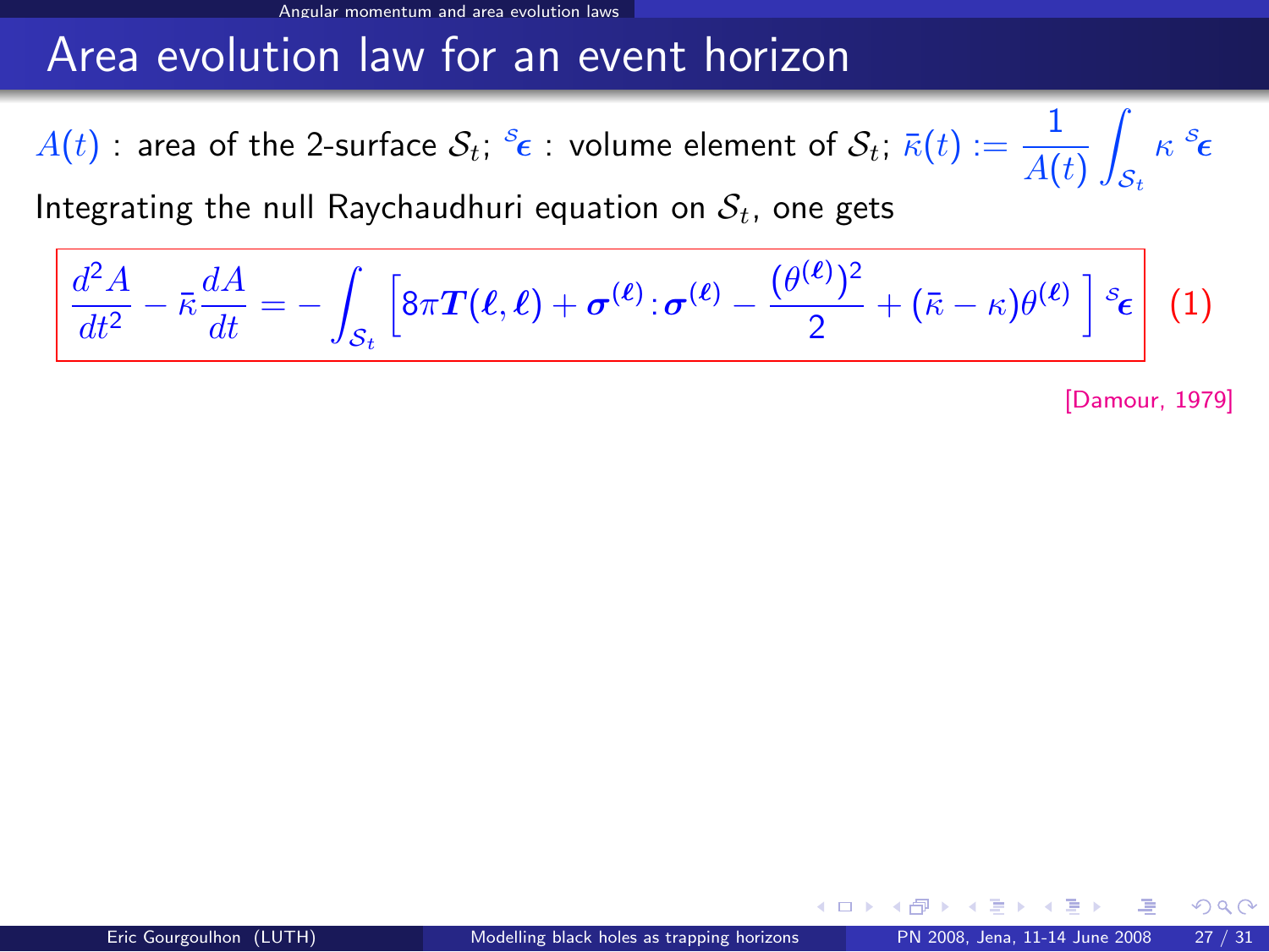# Area evolution law for an event horizon

$A(t)$ : area of the 2-surface $\mathcal{S}_t$; ${}^{\mathcal{S}}\boldsymbol{\epsilon}$ : volume element of $\mathcal{S}_t$; $\bar{\kappa}(t) := \frac{1}{A(t)} \int_{\mathcal{S}_t} \kappa \, {}^{\mathcal{S}}\boldsymbol{\epsilon}$

Integrating the null Raychaudhuri equation on $\mathcal{S}_t$, one gets

$$\frac{d^2 A}{dt^2} - \bar{\kappa} \frac{dA}{dt} = - \int_{\mathcal{S}_t} \left[ 8\pi \boldsymbol{T}(\boldsymbol{\ell}, \boldsymbol{\ell}) + \boldsymbol{\sigma}^{(\boldsymbol{\ell})} : \boldsymbol{\sigma}^{(\boldsymbol{\ell})} - \frac{(\theta^{(\boldsymbol{\ell})})^2}{2} + (\bar{\kappa} - \kappa)\theta^{(\boldsymbol{\ell})} \right] {}^{\mathcal{S}}\boldsymbol{\epsilon} \qquad (1)$$

[Damour, 1979]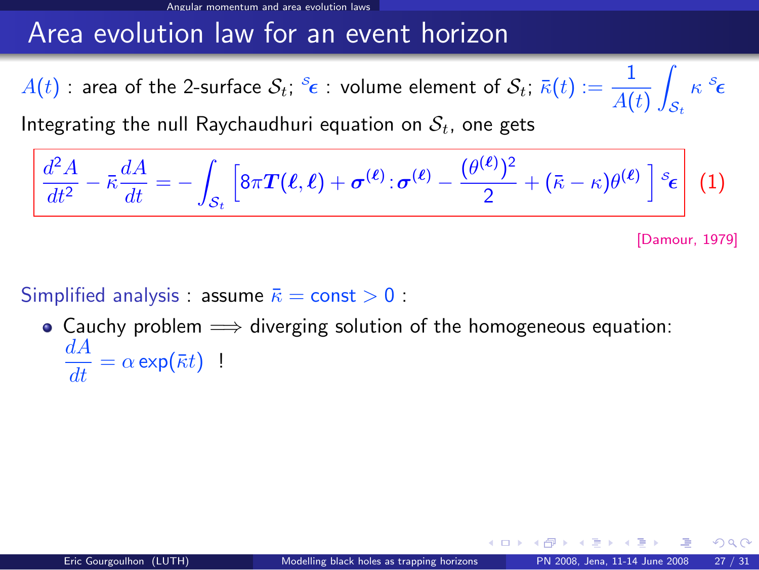# Area evolution law for an event horizon

$A(t)$ : area of the 2-surface $\mathcal{S}_t$; ${}^{\mathcal{S}}\boldsymbol{\epsilon}$ : volume element of $\mathcal{S}_t$; $\bar{\kappa}(t) := \frac{1}{A(t)} \int_{\mathcal{S}_t} \kappa \, {}^{\mathcal{S}}\boldsymbol{\epsilon}$

Integrating the null Raychaudhuri equation on $\mathcal{S}_t$, one gets

$$\frac{d^2 A}{dt^2} - \bar{\kappa} \frac{dA}{dt} = - \int_{\mathcal{S}_t} \left[ 8\pi \boldsymbol{T}(\boldsymbol{\ell}, \boldsymbol{\ell}) + \boldsymbol{\sigma}^{(\boldsymbol{\ell})} : \boldsymbol{\sigma}^{(\boldsymbol{\ell})} - \frac{(\theta^{(\boldsymbol{\ell})})^2}{2} + (\bar{\kappa} - \kappa)\theta^{(\boldsymbol{\ell})} \right] {}^{\mathcal{S}}\boldsymbol{\epsilon} \quad (1)$$

[Damour, 1979]

Simplified analysis : assume $\bar{\kappa} = \text{const} > 0$ :

- Cauchy problem $\Longrightarrow$ diverging solution of the homogeneous equation: $\frac{dA}{dt} = \alpha \exp(\bar{\kappa} t)$ !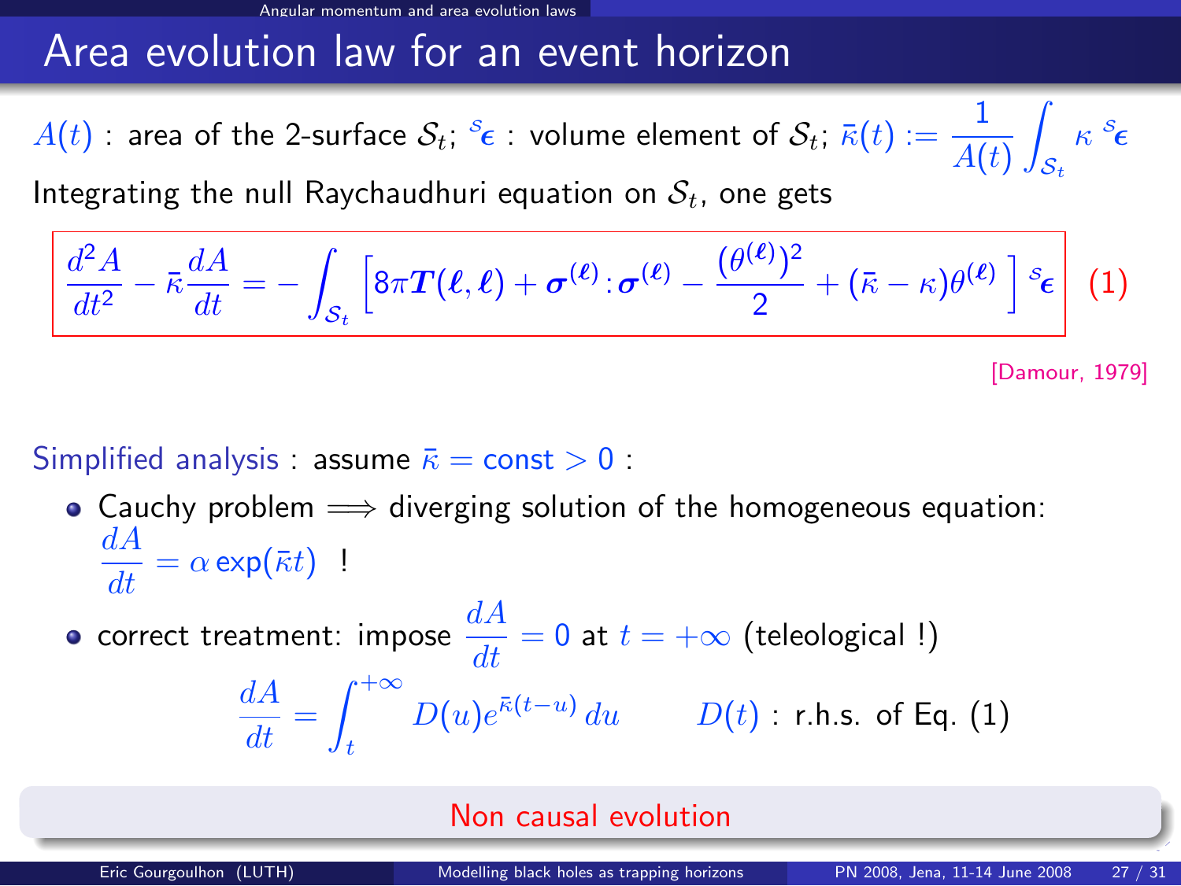# Area evolution law for an event horizon

$A(t)$ : area of the 2-surface $\mathcal{S}_t$; ${}^{\mathcal{S}}\boldsymbol{\epsilon}$ : volume element of $\mathcal{S}_t$; $\bar{\kappa}(t) := \frac{1}{A(t)} \int_{\mathcal{S}_t} \kappa \, {}^{\mathcal{S}}\boldsymbol{\epsilon}$

Integrating the null Raychaudhuri equation on $\mathcal{S}_t$, one gets

$$\frac{d^2 A}{dt^2} - \bar{\kappa} \frac{dA}{dt} = - \int_{\mathcal{S}_t} \left[ 8\pi \boldsymbol{T}(\boldsymbol{\ell}, \boldsymbol{\ell}) + \boldsymbol{\sigma}^{(\boldsymbol{\ell})} : \boldsymbol{\sigma}^{(\boldsymbol{\ell})} - \frac{(\theta^{(\boldsymbol{\ell})})^2}{2} + (\bar{\kappa} - \kappa)\theta^{(\boldsymbol{\ell})} \right] {}^{\mathcal{S}}\boldsymbol{\epsilon} \quad (1)$$

[Damour, 1979]

Simplified analysis : assume $\bar{\kappa} = \text{const} > 0$ :

- Cauchy problem $\Longrightarrow$ diverging solution of the homogeneous equation: $\frac{dA}{dt} = \alpha \exp(\bar{\kappa} t)$ !
- correct treatment: impose $\frac{dA}{dt} = 0$ at $t = +\infty$ (teleological !)

$$\frac{dA}{dt} = \int_t^{+\infty} D(u) e^{\bar{\kappa}(t-u)} \, du \qquad D(t) \text{ : r.h.s. of Eq. (1)}$$

Non causal evolution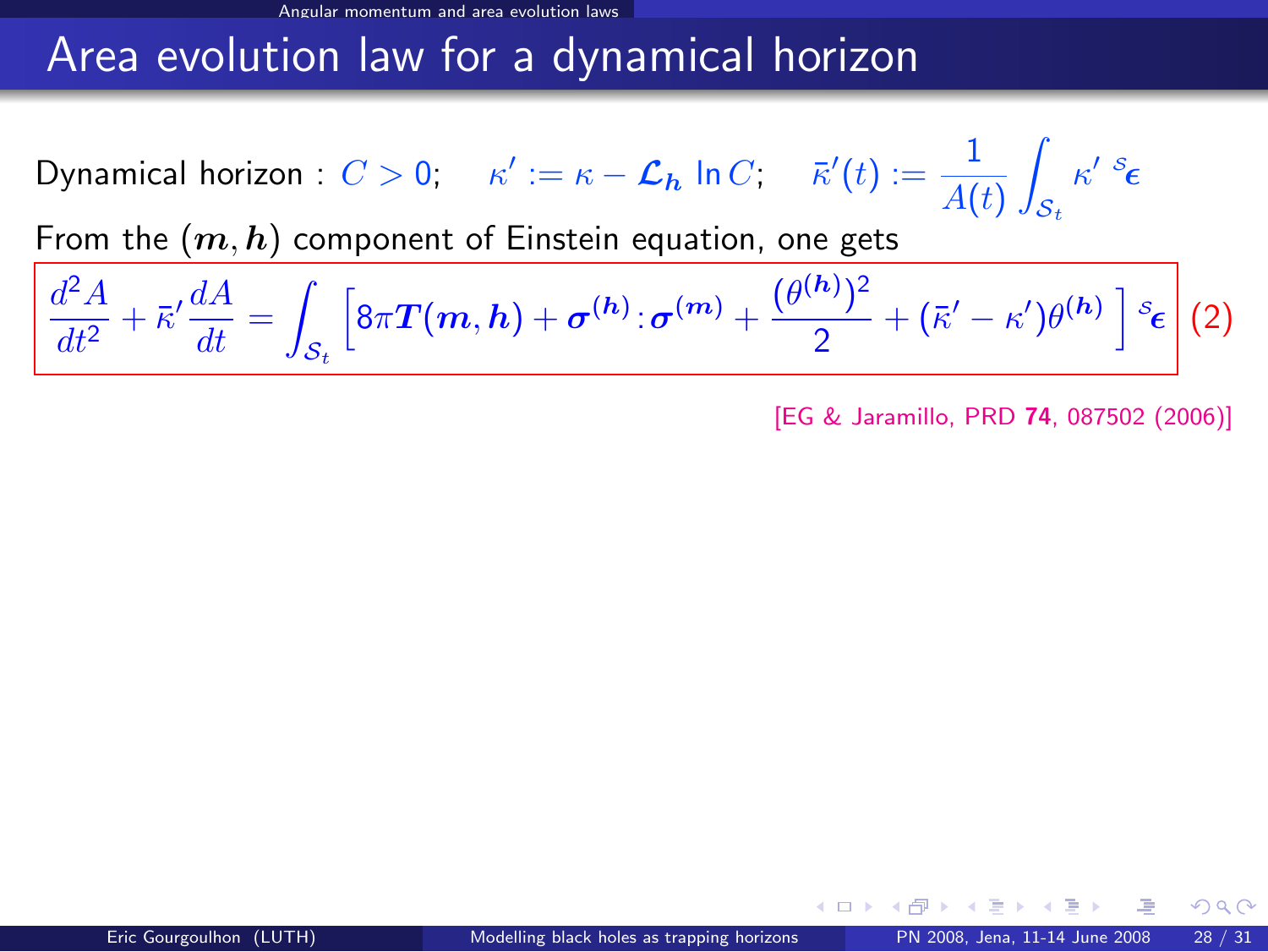# Area evolution law for a dynamical horizon

Dynamical horizon : $C > 0$; $\quad \kappa' := \kappa - \mathcal{L}_{\boldsymbol{h}} \ln C$; $\quad \bar{\kappa}'(t) := \frac{1}{A(t)} \int_{\mathcal{S}_t} \kappa' \, {}^{\mathcal{S}}\boldsymbol{\epsilon}$

From the $(\boldsymbol{m}, \boldsymbol{h})$ component of Einstein equation, one gets

$$\frac{d^2 A}{dt^2} + \bar{\kappa}' \frac{dA}{dt} = \int_{\mathcal{S}_t} \left[ 8\pi \boldsymbol{T}(\boldsymbol{m}, \boldsymbol{h}) + \boldsymbol{\sigma}^{(\boldsymbol{h})} : \boldsymbol{\sigma}^{(\boldsymbol{m})} + \frac{(\theta^{(\boldsymbol{h})})^2}{2} + (\bar{\kappa}' - \kappa')\theta^{(\boldsymbol{h})} \right] {}^{\mathcal{S}}\boldsymbol{\epsilon} \quad (2)$$

[EG & Jaramillo, PRD **74**, 087502 (2006)]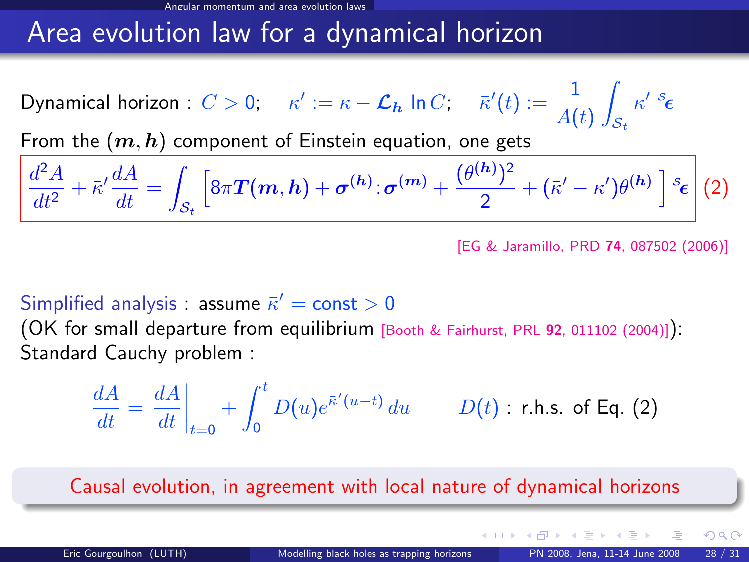# Area evolution law for a dynamical horizon

Dynamical horizon : $C > 0$; $\kappa' := \kappa - \mathcal{L}_{\boldsymbol{h}} \ln C$; $\bar{\kappa}'(t) := \frac{1}{A(t)} \int_{\mathcal{S}_t} \kappa' \, {}^{\mathcal{S}}\!\boldsymbol{\epsilon}$

From the $(\boldsymbol{m}, \boldsymbol{h})$ component of Einstein equation, one gets

$$\frac{d^2 A}{dt^2} + \bar{\kappa}' \frac{dA}{dt} = \int_{\mathcal{S}_t} \left[ 8\pi \boldsymbol{T}(\boldsymbol{m}, \boldsymbol{h}) + \boldsymbol{\sigma}^{(\boldsymbol{h})} : \boldsymbol{\sigma}^{(\boldsymbol{m})} + \frac{(\theta^{(\boldsymbol{h})})^2}{2} + (\bar{\kappa}' - \kappa')\theta^{(\boldsymbol{h})} \right] {}^{\mathcal{S}}\!\boldsymbol{\epsilon} \quad (2)$$

[EG & Jaramillo, PRD **74**, 087502 (2006)]

Simplified analysis : assume $\bar{\kappa}' = \text{const} > 0$
(OK for small departure from equilibrium [Booth & Fairhurst, PRL **92**, 011102 (2004)]):
Standard Cauchy problem :

$$\frac{dA}{dt} = \left. \frac{dA}{dt} \right|_{t=0} + \int_0^t D(u) e^{\bar{\kappa}'(u-t)} \, du \qquad D(t) : \text{r.h.s. of Eq. (2)}$$

Causal evolution, in agreement with local nature of dynamical horizons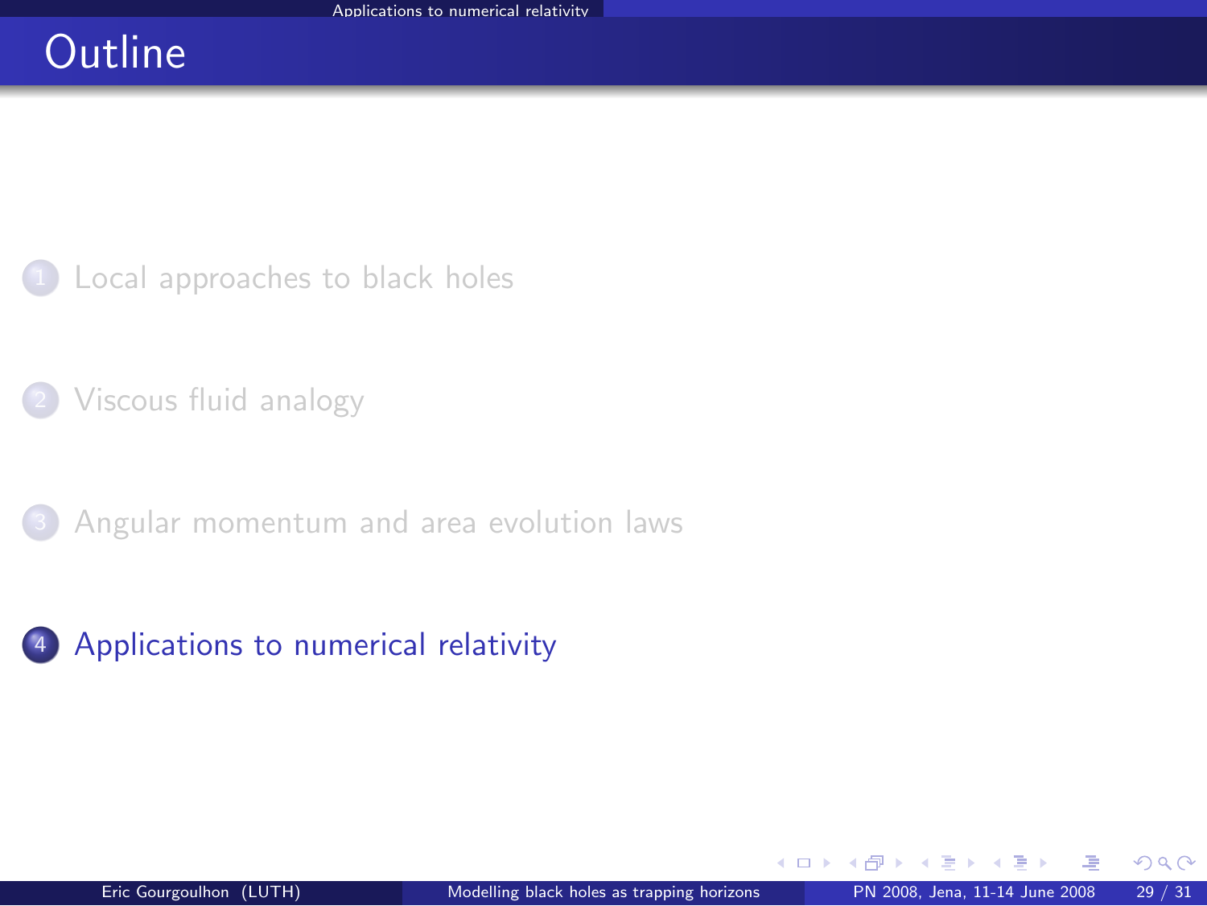# Outline

1. Local approaches to black holes
2. Viscous fluid analogy
3. Angular momentum and area evolution laws
4. Applications to numerical relativity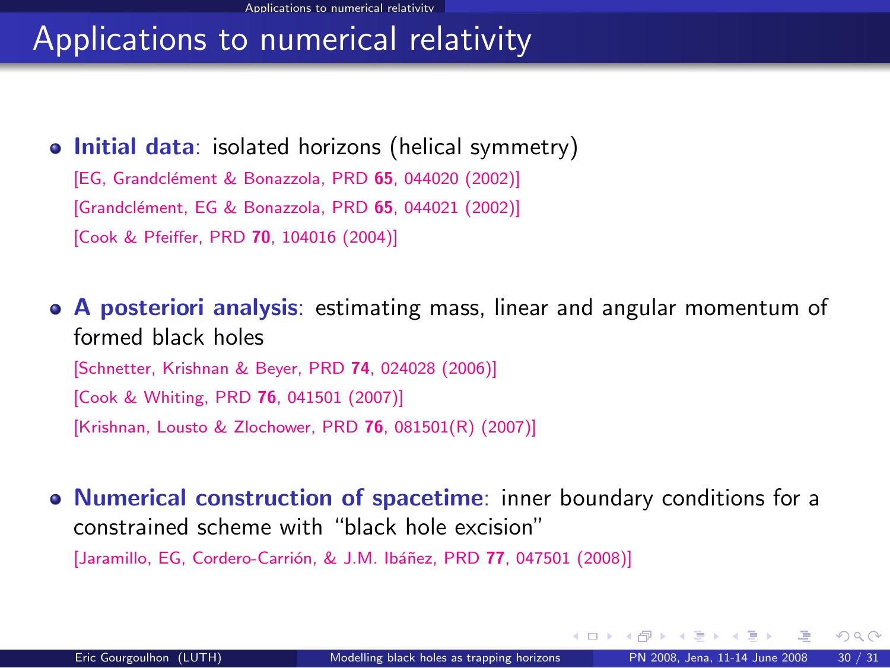# Applications to numerical relativity

- **Initial data**: isolated horizons (helical symmetry)
  [EG, Grandclément & Bonazzola, PRD **65**, 044020 (2002)]
  [Grandclément, EG & Bonazzola, PRD **65**, 044021 (2002)]
  [Cook & Pfeiffer, PRD **70**, 104016 (2004)]

- **A posteriori analysis**: estimating mass, linear and angular momentum of formed black holes
  [Schnetter, Krishnan & Beyer, PRD **74**, 024028 (2006)]
  [Cook & Whiting, PRD **76**, 041501 (2007)]
  [Krishnan, Lousto & Zlochower, PRD **76**, 081501(R) (2007)]

- **Numerical construction of spacetime**: inner boundary conditions for a constrained scheme with "black hole excision"
  [Jaramillo, EG, Cordero-Carrión, & J.M. Ibáñez, PRD **77**, 047501 (2008)]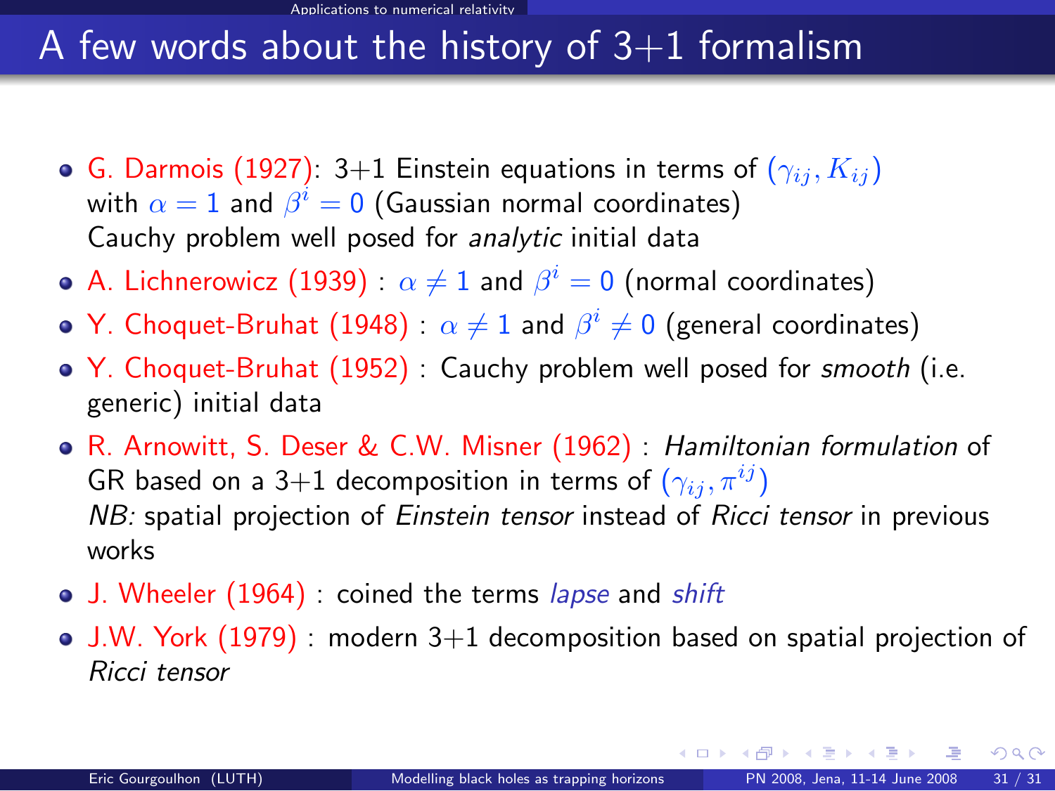# A few words about the history of 3+1 formalism

- G. Darmois (1927): 3+1 Einstein equations in terms of $(\gamma_{ij}, K_{ij})$ with $\alpha = 1$ and $\beta^i = 0$ (Gaussian normal coordinates)
  Cauchy problem well posed for *analytic* initial data
- A. Lichnerowicz (1939) : $\alpha \neq 1$ and $\beta^i = 0$ (normal coordinates)
- Y. Choquet-Bruhat (1948) : $\alpha \neq 1$ and $\beta^i \neq 0$ (general coordinates)
- Y. Choquet-Bruhat (1952) : Cauchy problem well posed for *smooth* (i.e. generic) initial data
- R. Arnowitt, S. Deser & C.W. Misner (1962) : *Hamiltonian formulation* of GR based on a 3+1 decomposition in terms of $(\gamma_{ij}, \pi^{ij})$
  *NB:* spatial projection of *Einstein tensor* instead of *Ricci tensor* in previous works
- J. Wheeler (1964) : coined the terms *lapse* and *shift*
- J.W. York (1979) : modern 3+1 decomposition based on spatial projection of *Ricci tensor*